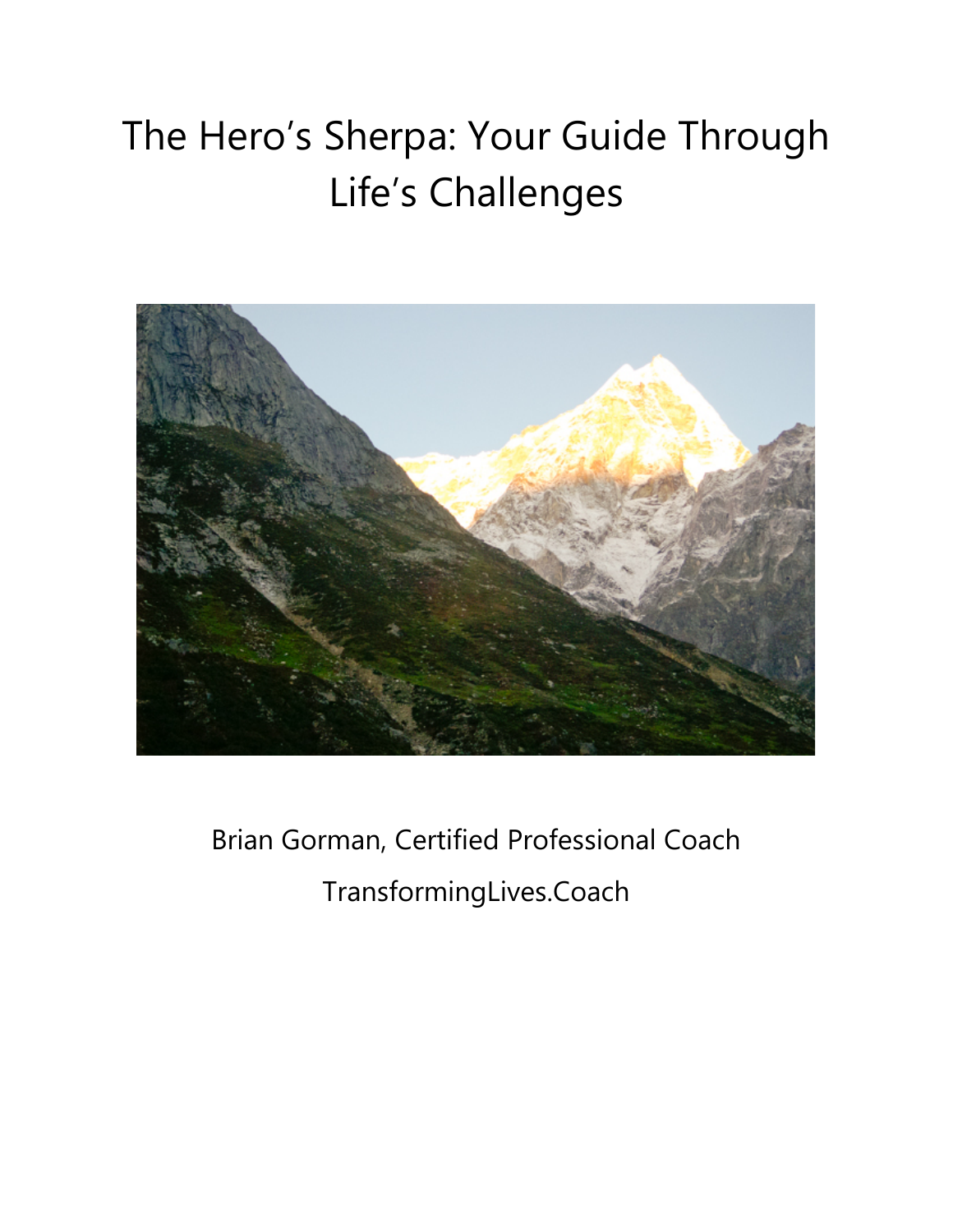# The Hero's Sherpa: Your Guide Through Life's Challenges

Brian Gorman, Certified Professional Coach

TransformingLives.Coach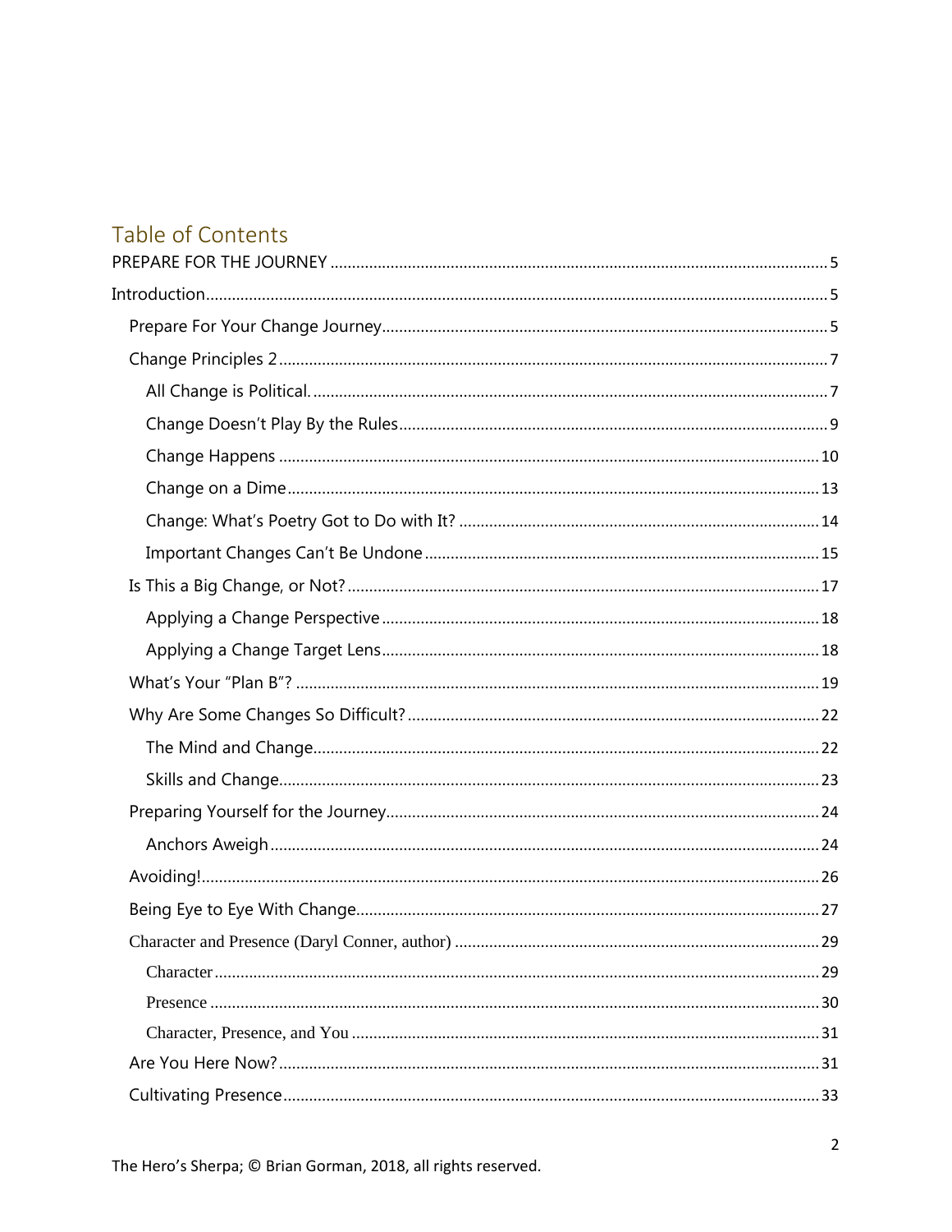# Table of Contents

PREPARE FOR THE JOURNEY ..... 5

Introduction ..... 5

- Prepare For Your Change Journey ..... 5
- Change Principles 2 ..... 7
  - All Change is Political. ..... 7
  - Change Doesn't Play By the Rules ..... 9
  - Change Happens ..... 10
  - Change on a Dime ..... 13
  - Change: What's Poetry Got to Do with It? ..... 14
  - Important Changes Can't Be Undone ..... 15
- Is This a Big Change, or Not? ..... 17
  - Applying a Change Perspective ..... 18
  - Applying a Change Target Lens ..... 18
- What's Your "Plan B"? ..... 19
- Why Are Some Changes So Difficult? ..... 22
  - The Mind and Change ..... 22
  - Skills and Change ..... 23
- Preparing Yourself for the Journey ..... 24
  - Anchors Aweigh ..... 24
- Avoiding! ..... 26
- Being Eye to Eye With Change ..... 27
- Character and Presence (Daryl Conner, author) ..... 29
  - Character ..... 29
  - Presence ..... 30
  - Character, Presence, and You ..... 31
- Are You Here Now? ..... 31
- Cultivating Presence ..... 33

The Hero's Sherpa; © Brian Gorman, 2018, all rights reserved.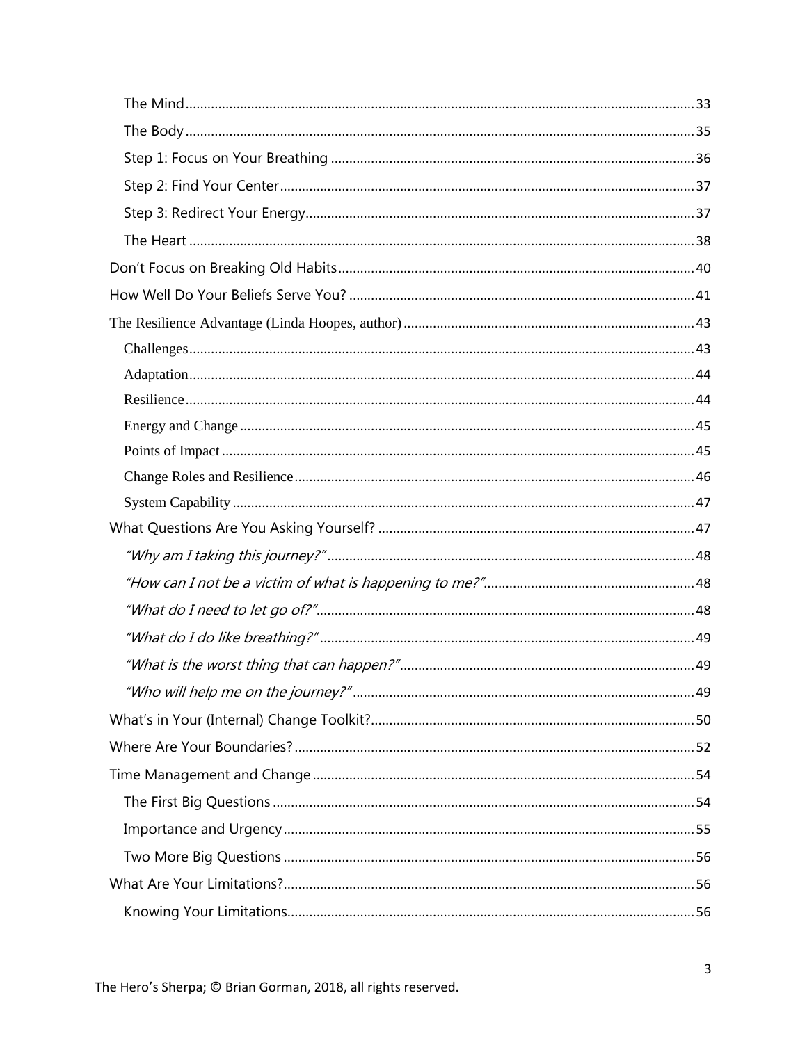The Mind ........................................................................................................................ 33

The Body ........................................................................................................................ 35

Step 1: Focus on Your Breathing ................................................................................... 36

Step 2: Find Your Center ................................................................................................ 37

Step 3: Redirect Your Energy ......................................................................................... 37

The Heart ........................................................................................................................ 38

Don't Focus on Breaking Old Habits ................................................................................. 40

How Well Do Your Beliefs Serve You? .............................................................................. 41

The Resilience Advantage (Linda Hoopes, author) ............................................................... 43

Challenges ........................................................................................................................ 43

Adaptation ........................................................................................................................ 44

Resilience ......................................................................................................................... 44

Energy and Change .......................................................................................................... 45

Points of Impact ............................................................................................................... 45

Change Roles and Resilience ............................................................................................ 46

System Capability ............................................................................................................ 47

What Questions Are You Asking Yourself? ....................................................................... 47

*"Why am I taking this journey?"* .................................................................................... 48

*"How can I not be a victim of what is happening to me?"* .......................................... 48

*"What do I need to let go of?"* ....................................................................................... 48

*"What do I do like breathing?"* ...................................................................................... 49

*"What is the worst thing that can happen?"* ................................................................ 49

*"Who will help me on the journey?"* ............................................................................. 49

What's in Your (Internal) Change Toolkit? ........................................................................ 50

Where Are Your Boundaries? ............................................................................................. 52

Time Management and Change ........................................................................................ 54

The First Big Questions ................................................................................................... 54

Importance and Urgency ................................................................................................. 55

Two More Big Questions ................................................................................................. 56

What Are Your Limitations? ............................................................................................... 56

Knowing Your Limitations ............................................................................................... 56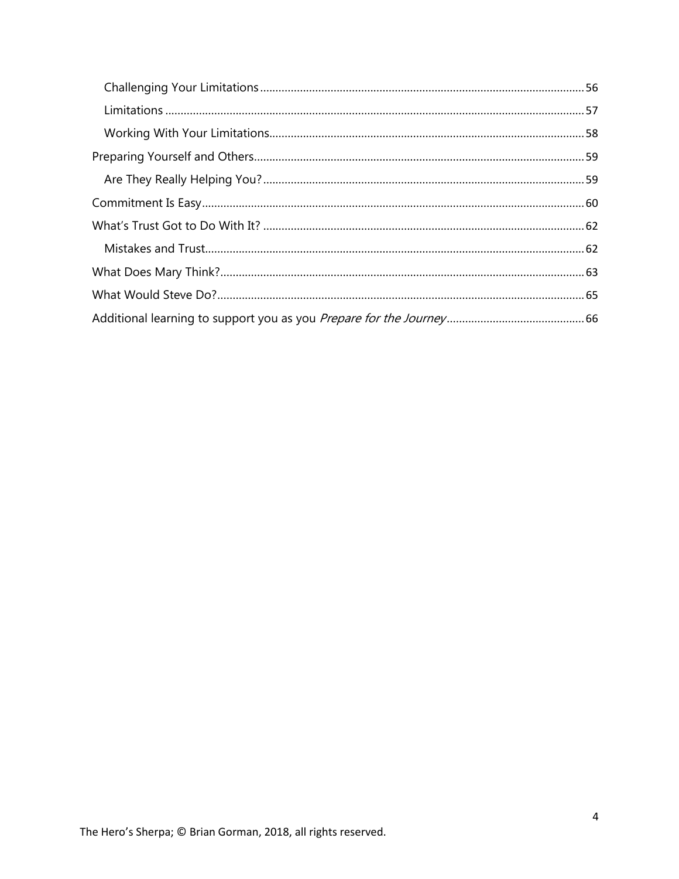- Challenging Your Limitations ........ 56
- Limitations ........ 57
- Working With Your Limitations ........ 58

Preparing Yourself and Others ........ 59

- Are They Really Helping You? ........ 59

Commitment Is Easy ........ 60

What's Trust Got to Do With It? ........ 62

- Mistakes and Trust ........ 62

What Does Mary Think? ........ 63

What Would Steve Do? ........ 65

Additional learning to support you as you *Prepare for the Journey* ........ 66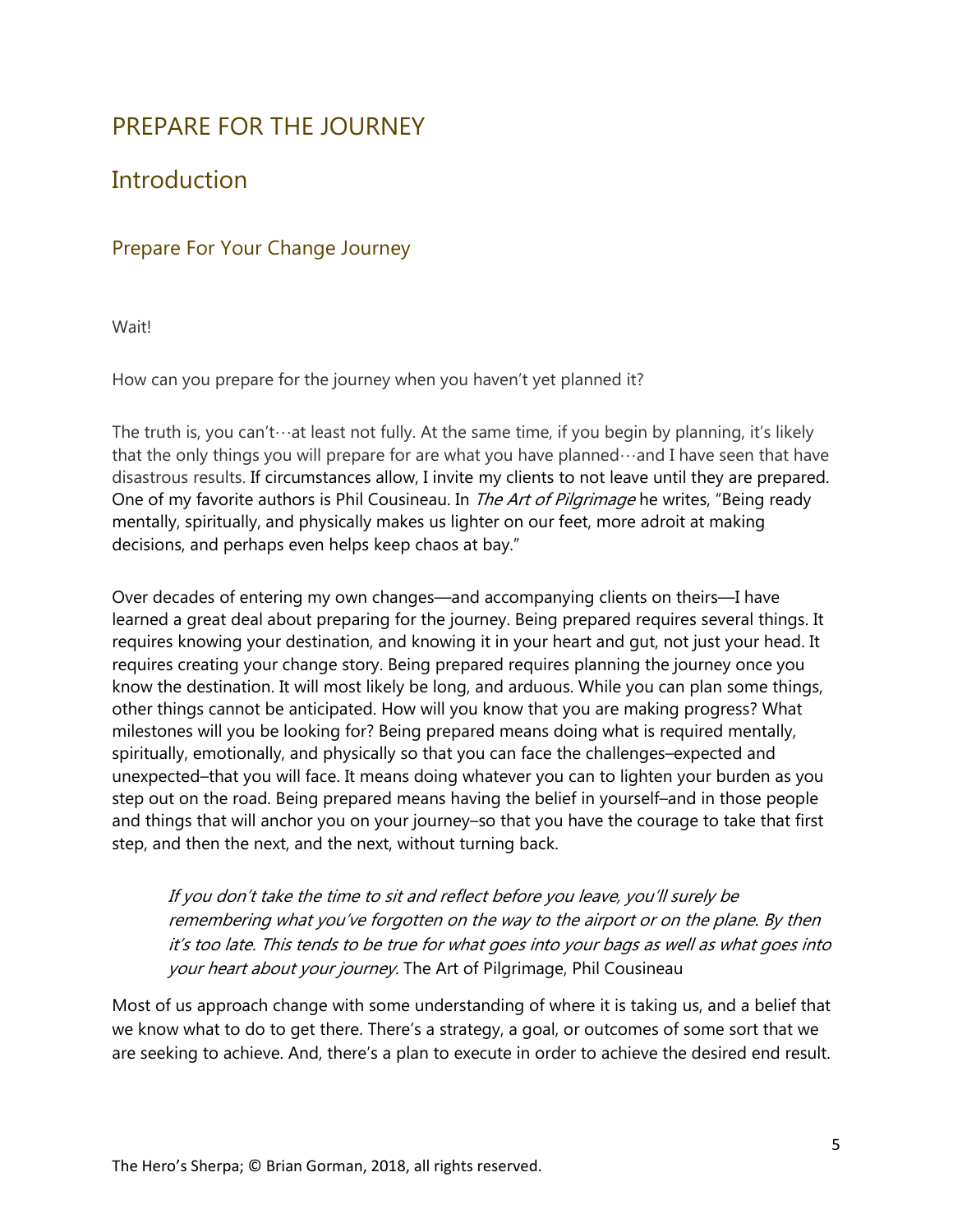# PREPARE FOR THE JOURNEY

## Introduction

### Prepare For Your Change Journey

Wait!

How can you prepare for the journey when you haven't yet planned it?

The truth is, you can't…at least not fully. At the same time, if you begin by planning, it's likely that the only things you will prepare for are what you have planned…and I have seen that have disastrous results. If circumstances allow, I invite my clients to not leave until they are prepared. One of my favorite authors is Phil Cousineau. In *The Art of Pilgrimage* he writes, "Being ready mentally, spiritually, and physically makes us lighter on our feet, more adroit at making decisions, and perhaps even helps keep chaos at bay."

Over decades of entering my own changes—and accompanying clients on theirs—I have learned a great deal about preparing for the journey. Being prepared requires several things. It requires knowing your destination, and knowing it in your heart and gut, not just your head. It requires creating your change story. Being prepared requires planning the journey once you know the destination. It will most likely be long, and arduous. While you can plan some things, other things cannot be anticipated. How will you know that you are making progress? What milestones will you be looking for? Being prepared means doing what is required mentally, spiritually, emotionally, and physically so that you can face the challenges–expected and unexpected–that you will face. It means doing whatever you can to lighten your burden as you step out on the road. Being prepared means having the belief in yourself–and in those people and things that will anchor you on your journey–so that you have the courage to take that first step, and then the next, and the next, without turning back.

> *If you don't take the time to sit and reflect before you leave, you'll surely be remembering what you've forgotten on the way to the airport or on the plane. By then it's too late. This tends to be true for what goes into your bags as well as what goes into your heart about your journey.* The Art of Pilgrimage, Phil Cousineau

Most of us approach change with some understanding of where it is taking us, and a belief that we know what to do to get there. There's a strategy, a goal, or outcomes of some sort that we are seeking to achieve. And, there's a plan to execute in order to achieve the desired end result.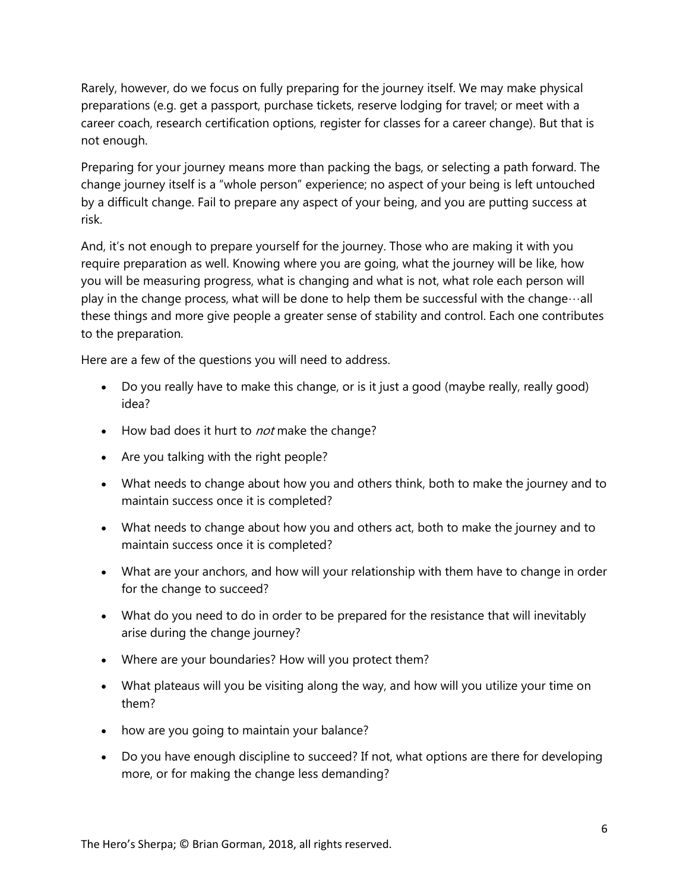Rarely, however, do we focus on fully preparing for the journey itself. We may make physical preparations (e.g. get a passport, purchase tickets, reserve lodging for travel; or meet with a career coach, research certification options, register for classes for a career change). But that is not enough.

Preparing for your journey means more than packing the bags, or selecting a path forward. The change journey itself is a "whole person" experience; no aspect of your being is left untouched by a difficult change. Fail to prepare any aspect of your being, and you are putting success at risk.

And, it's not enough to prepare yourself for the journey. Those who are making it with you require preparation as well. Knowing where you are going, what the journey will be like, how you will be measuring progress, what is changing and what is not, what role each person will play in the change process, what will be done to help them be successful with the change…all these things and more give people a greater sense of stability and control. Each one contributes to the preparation.

Here are a few of the questions you will need to address.

- Do you really have to make this change, or is it just a good (maybe really, really good) idea?
- How bad does it hurt to *not* make the change?
- Are you talking with the right people?
- What needs to change about how you and others think, both to make the journey and to maintain success once it is completed?
- What needs to change about how you and others act, both to make the journey and to maintain success once it is completed?
- What are your anchors, and how will your relationship with them have to change in order for the change to succeed?
- What do you need to do in order to be prepared for the resistance that will inevitably arise during the change journey?
- Where are your boundaries? How will you protect them?
- What plateaus will you be visiting along the way, and how will you utilize your time on them?
- how are you going to maintain your balance?
- Do you have enough discipline to succeed? If not, what options are there for developing more, or for making the change less demanding?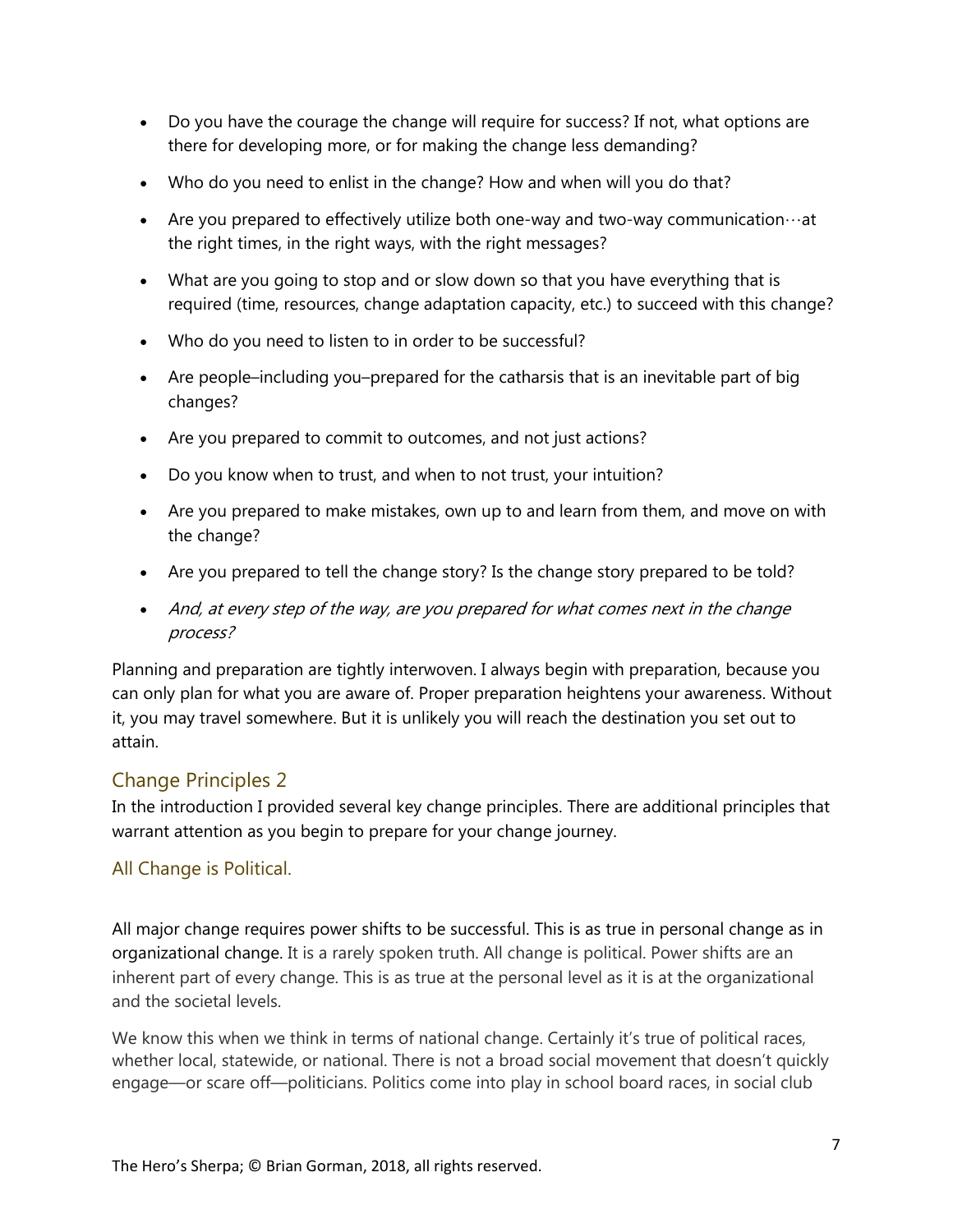- Do you have the courage the change will require for success? If not, what options are there for developing more, or for making the change less demanding?
- Who do you need to enlist in the change? How and when will you do that?
- Are you prepared to effectively utilize both one-way and two-way communication…at the right times, in the right ways, with the right messages?
- What are you going to stop and or slow down so that you have everything that is required (time, resources, change adaptation capacity, etc.) to succeed with this change?
- Who do you need to listen to in order to be successful?
- Are people–including you–prepared for the catharsis that is an inevitable part of big changes?
- Are you prepared to commit to outcomes, and not just actions?
- Do you know when to trust, and when to not trust, your intuition?
- Are you prepared to make mistakes, own up to and learn from them, and move on with the change?
- Are you prepared to tell the change story? Is the change story prepared to be told?
- *And, at every step of the way, are you prepared for what comes next in the change process?*

Planning and preparation are tightly interwoven. I always begin with preparation, because you can only plan for what you are aware of. Proper preparation heightens your awareness. Without it, you may travel somewhere. But it is unlikely you will reach the destination you set out to attain.

## Change Principles 2

In the introduction I provided several key change principles. There are additional principles that warrant attention as you begin to prepare for your change journey.

### All Change is Political.

All major change requires power shifts to be successful. This is as true in personal change as in organizational change. It is a rarely spoken truth. All change is political. Power shifts are an inherent part of every change. This is as true at the personal level as it is at the organizational and the societal levels.

We know this when we think in terms of national change. Certainly it's true of political races, whether local, statewide, or national. There is not a broad social movement that doesn't quickly engage—or scare off—politicians. Politics come into play in school board races, in social club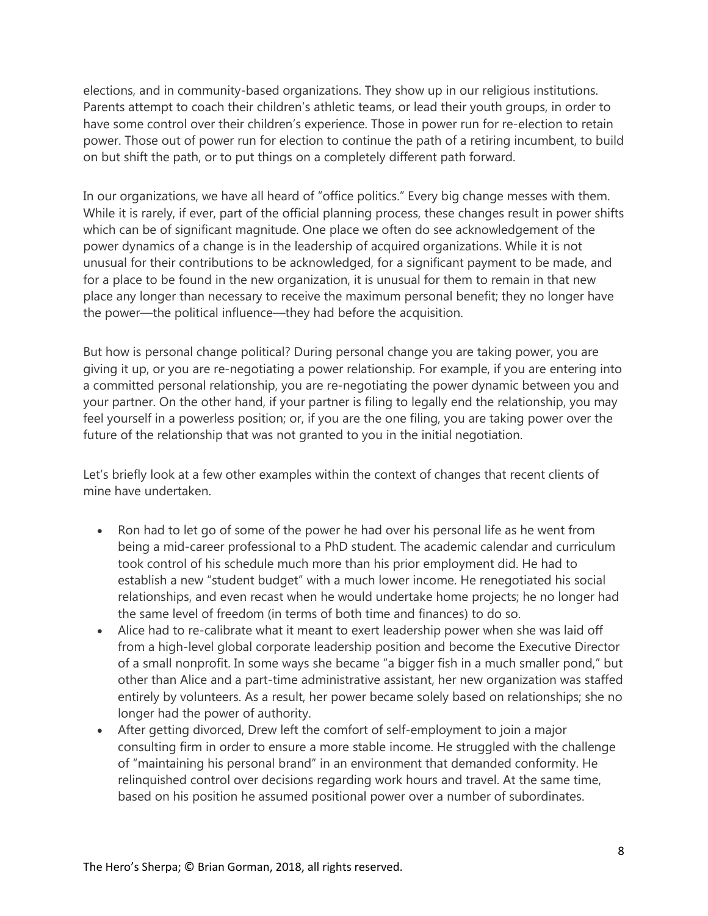elections, and in community-based organizations. They show up in our religious institutions. Parents attempt to coach their children's athletic teams, or lead their youth groups, in order to have some control over their children's experience. Those in power run for re-election to retain power. Those out of power run for election to continue the path of a retiring incumbent, to build on but shift the path, or to put things on a completely different path forward.

In our organizations, we have all heard of "office politics." Every big change messes with them. While it is rarely, if ever, part of the official planning process, these changes result in power shifts which can be of significant magnitude. One place we often do see acknowledgement of the power dynamics of a change is in the leadership of acquired organizations. While it is not unusual for their contributions to be acknowledged, for a significant payment to be made, and for a place to be found in the new organization, it is unusual for them to remain in that new place any longer than necessary to receive the maximum personal benefit; they no longer have the power—the political influence—they had before the acquisition.

But how is personal change political? During personal change you are taking power, you are giving it up, or you are re-negotiating a power relationship. For example, if you are entering into a committed personal relationship, you are re-negotiating the power dynamic between you and your partner. On the other hand, if your partner is filing to legally end the relationship, you may feel yourself in a powerless position; or, if you are the one filing, you are taking power over the future of the relationship that was not granted to you in the initial negotiation.

Let's briefly look at a few other examples within the context of changes that recent clients of mine have undertaken.

- Ron had to let go of some of the power he had over his personal life as he went from being a mid-career professional to a PhD student. The academic calendar and curriculum took control of his schedule much more than his prior employment did. He had to establish a new "student budget" with a much lower income. He renegotiated his social relationships, and even recast when he would undertake home projects; he no longer had the same level of freedom (in terms of both time and finances) to do so.
- Alice had to re-calibrate what it meant to exert leadership power when she was laid off from a high-level global corporate leadership position and become the Executive Director of a small nonprofit. In some ways she became "a bigger fish in a much smaller pond," but other than Alice and a part-time administrative assistant, her new organization was staffed entirely by volunteers. As a result, her power became solely based on relationships; she no longer had the power of authority.
- After getting divorced, Drew left the comfort of self-employment to join a major consulting firm in order to ensure a more stable income. He struggled with the challenge of "maintaining his personal brand" in an environment that demanded conformity. He relinquished control over decisions regarding work hours and travel. At the same time, based on his position he assumed positional power over a number of subordinates.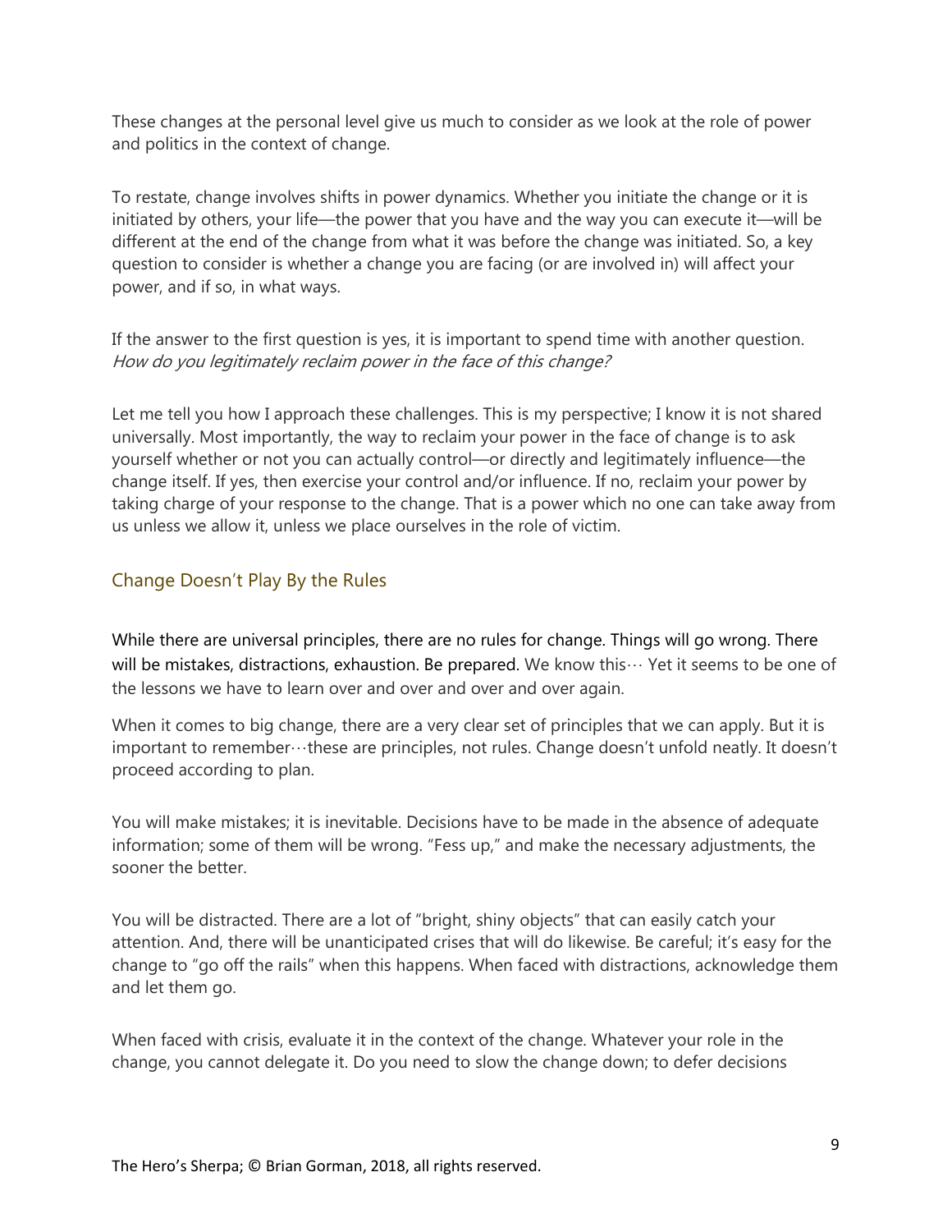These changes at the personal level give us much to consider as we look at the role of power and politics in the context of change.

To restate, change involves shifts in power dynamics. Whether you initiate the change or it is initiated by others, your life—the power that you have and the way you can execute it—will be different at the end of the change from what it was before the change was initiated. So, a key question to consider is whether a change you are facing (or are involved in) will affect your power, and if so, in what ways.

If the answer to the first question is yes, it is important to spend time with another question. *How do you legitimately reclaim power in the face of this change?*

Let me tell you how I approach these challenges. This is my perspective; I know it is not shared universally. Most importantly, the way to reclaim your power in the face of change is to ask yourself whether or not you can actually control—or directly and legitimately influence—the change itself. If yes, then exercise your control and/or influence. If no, reclaim your power by taking charge of your response to the change. That is a power which no one can take away from us unless we allow it, unless we place ourselves in the role of victim.

## Change Doesn't Play By the Rules

While there are universal principles, there are no rules for change. Things will go wrong. There will be mistakes, distractions, exhaustion. Be prepared. We know this… Yet it seems to be one of the lessons we have to learn over and over and over and over again.

When it comes to big change, there are a very clear set of principles that we can apply. But it is important to remember…these are principles, not rules. Change doesn't unfold neatly. It doesn't proceed according to plan.

You will make mistakes; it is inevitable. Decisions have to be made in the absence of adequate information; some of them will be wrong. "Fess up," and make the necessary adjustments, the sooner the better.

You will be distracted. There are a lot of "bright, shiny objects" that can easily catch your attention. And, there will be unanticipated crises that will do likewise. Be careful; it's easy for the change to "go off the rails" when this happens. When faced with distractions, acknowledge them and let them go.

When faced with crisis, evaluate it in the context of the change. Whatever your role in the change, you cannot delegate it. Do you need to slow the change down; to defer decisions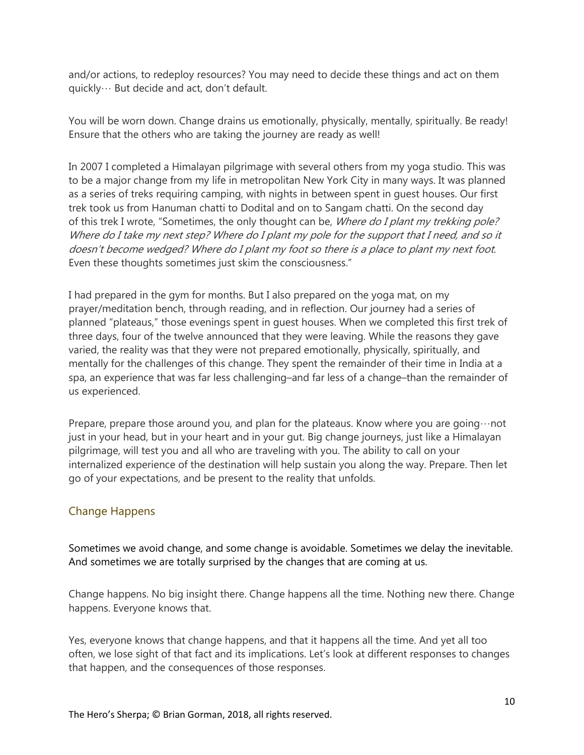and/or actions, to redeploy resources? You may need to decide these things and act on them quickly… But decide and act, don't default.

You will be worn down. Change drains us emotionally, physically, mentally, spiritually. Be ready! Ensure that the others who are taking the journey are ready as well!

In 2007 I completed a Himalayan pilgrimage with several others from my yoga studio. This was to be a major change from my life in metropolitan New York City in many ways. It was planned as a series of treks requiring camping, with nights in between spent in guest houses. Our first trek took us from Hanuman chatti to Dodital and on to Sangam chatti. On the second day of this trek I wrote, "Sometimes, the only thought can be, *Where do I plant my trekking pole? Where do I take my next step? Where do I plant my pole for the support that I need, and so it doesn't become wedged? Where do I plant my foot so there is a place to plant my next foot.* Even these thoughts sometimes just skim the consciousness."

I had prepared in the gym for months. But I also prepared on the yoga mat, on my prayer/meditation bench, through reading, and in reflection. Our journey had a series of planned "plateaus," those evenings spent in guest houses. When we completed this first trek of three days, four of the twelve announced that they were leaving. While the reasons they gave varied, the reality was that they were not prepared emotionally, physically, spiritually, and mentally for the challenges of this change. They spent the remainder of their time in India at a spa, an experience that was far less challenging–and far less of a change–than the remainder of us experienced.

Prepare, prepare those around you, and plan for the plateaus. Know where you are going…not just in your head, but in your heart and in your gut. Big change journeys, just like a Himalayan pilgrimage, will test you and all who are traveling with you. The ability to call on your internalized experience of the destination will help sustain you along the way. Prepare. Then let go of your expectations, and be present to the reality that unfolds.

## Change Happens

Sometimes we avoid change, and some change is avoidable. Sometimes we delay the inevitable. And sometimes we are totally surprised by the changes that are coming at us.

Change happens. No big insight there. Change happens all the time. Nothing new there. Change happens. Everyone knows that.

Yes, everyone knows that change happens, and that it happens all the time. And yet all too often, we lose sight of that fact and its implications. Let's look at different responses to changes that happen, and the consequences of those responses.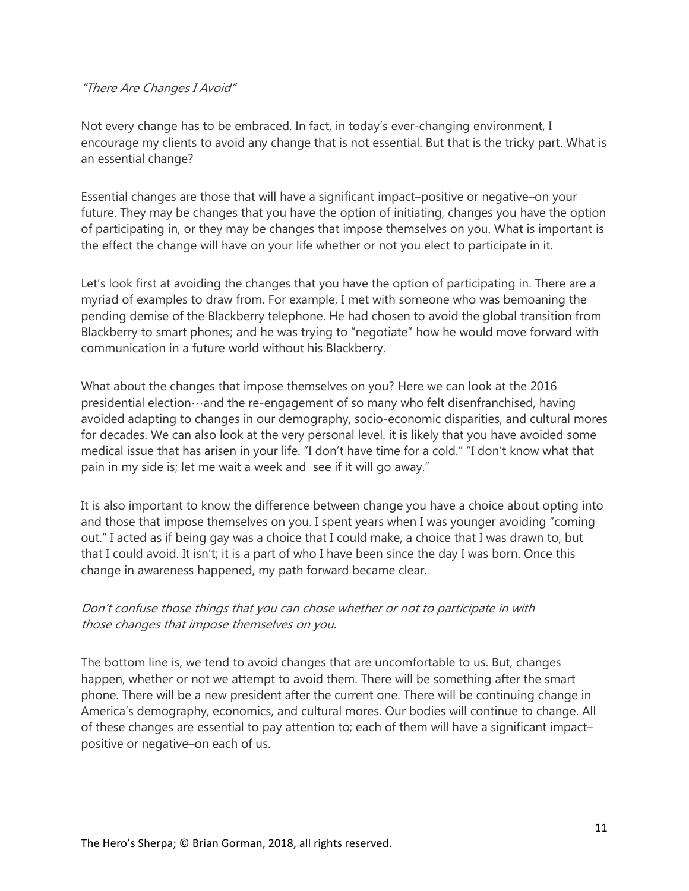*"There Are Changes I Avoid"*

Not every change has to be embraced. In fact, in today's ever-changing environment, I encourage my clients to avoid any change that is not essential. But that is the tricky part. What is an essential change?

Essential changes are those that will have a significant impact–positive or negative–on your future. They may be changes that you have the option of initiating, changes you have the option of participating in, or they may be changes that impose themselves on you. What is important is the effect the change will have on your life whether or not you elect to participate in it.

Let's look first at avoiding the changes that you have the option of participating in. There are a myriad of examples to draw from. For example, I met with someone who was bemoaning the pending demise of the Blackberry telephone. He had chosen to avoid the global transition from Blackberry to smart phones; and he was trying to "negotiate" how he would move forward with communication in a future world without his Blackberry.

What about the changes that impose themselves on you? Here we can look at the 2016 presidential election…and the re-engagement of so many who felt disenfranchised, having avoided adapting to changes in our demography, socio-economic disparities, and cultural mores for decades. We can also look at the very personal level. it is likely that you have avoided some medical issue that has arisen in your life. "I don't have time for a cold." "I don't know what that pain in my side is; let me wait a week and see if it will go away."

It is also important to know the difference between change you have a choice about opting into and those that impose themselves on you. I spent years when I was younger avoiding "coming out." I acted as if being gay was a choice that I could make, a choice that I was drawn to, but that I could avoid. It isn't; it is a part of who I have been since the day I was born. Once this change in awareness happened, my path forward became clear.

*Don't confuse those things that you can chose whether or not to participate in with those changes that impose themselves on you.*

The bottom line is, we tend to avoid changes that are uncomfortable to us. But, changes happen, whether or not we attempt to avoid them. There will be something after the smart phone. There will be a new president after the current one. There will be continuing change in America's demography, economics, and cultural mores. Our bodies will continue to change. All of these changes are essential to pay attention to; each of them will have a significant impact–positive or negative–on each of us.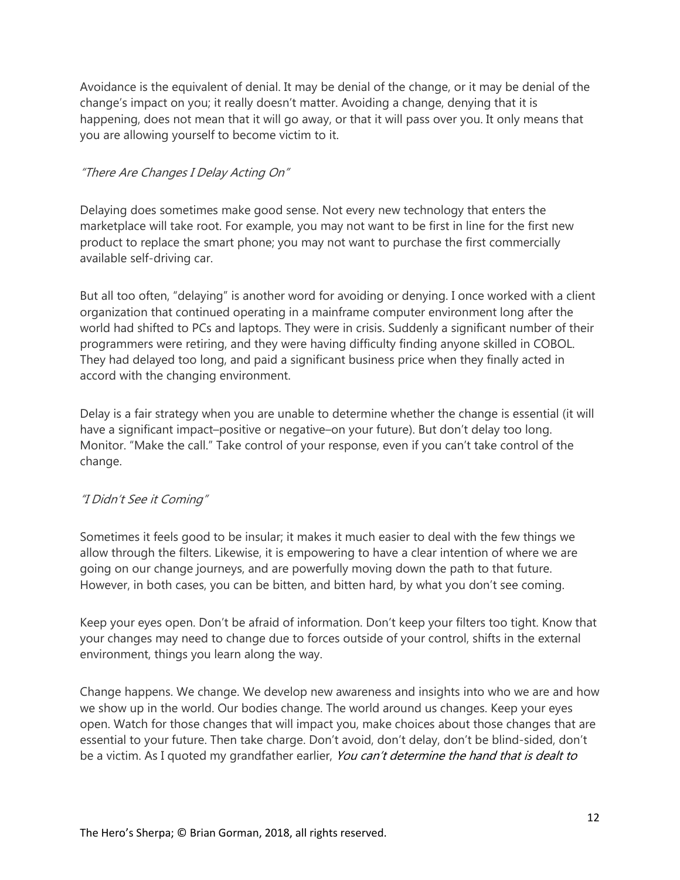Avoidance is the equivalent of denial. It may be denial of the change, or it may be denial of the change's impact on you; it really doesn't matter. Avoiding a change, denying that it is happening, does not mean that it will go away, or that it will pass over you. It only means that you are allowing yourself to become victim to it.

*"There Are Changes I Delay Acting On"*

Delaying does sometimes make good sense. Not every new technology that enters the marketplace will take root. For example, you may not want to be first in line for the first new product to replace the smart phone; you may not want to purchase the first commercially available self-driving car.

But all too often, "delaying" is another word for avoiding or denying. I once worked with a client organization that continued operating in a mainframe computer environment long after the world had shifted to PCs and laptops. They were in crisis. Suddenly a significant number of their programmers were retiring, and they were having difficulty finding anyone skilled in COBOL. They had delayed too long, and paid a significant business price when they finally acted in accord with the changing environment.

Delay is a fair strategy when you are unable to determine whether the change is essential (it will have a significant impact–positive or negative–on your future). But don't delay too long. Monitor. "Make the call." Take control of your response, even if you can't take control of the change.

*"I Didn't See it Coming"*

Sometimes it feels good to be insular; it makes it much easier to deal with the few things we allow through the filters. Likewise, it is empowering to have a clear intention of where we are going on our change journeys, and are powerfully moving down the path to that future. However, in both cases, you can be bitten, and bitten hard, by what you don't see coming.

Keep your eyes open. Don't be afraid of information. Don't keep your filters too tight. Know that your changes may need to change due to forces outside of your control, shifts in the external environment, things you learn along the way.

Change happens. We change. We develop new awareness and insights into who we are and how we show up in the world. Our bodies change. The world around us changes. Keep your eyes open. Watch for those changes that will impact you, make choices about those changes that are essential to your future. Then take charge. Don't avoid, don't delay, don't be blind-sided, don't be a victim. As I quoted my grandfather earlier, *You can't determine the hand that is dealt to*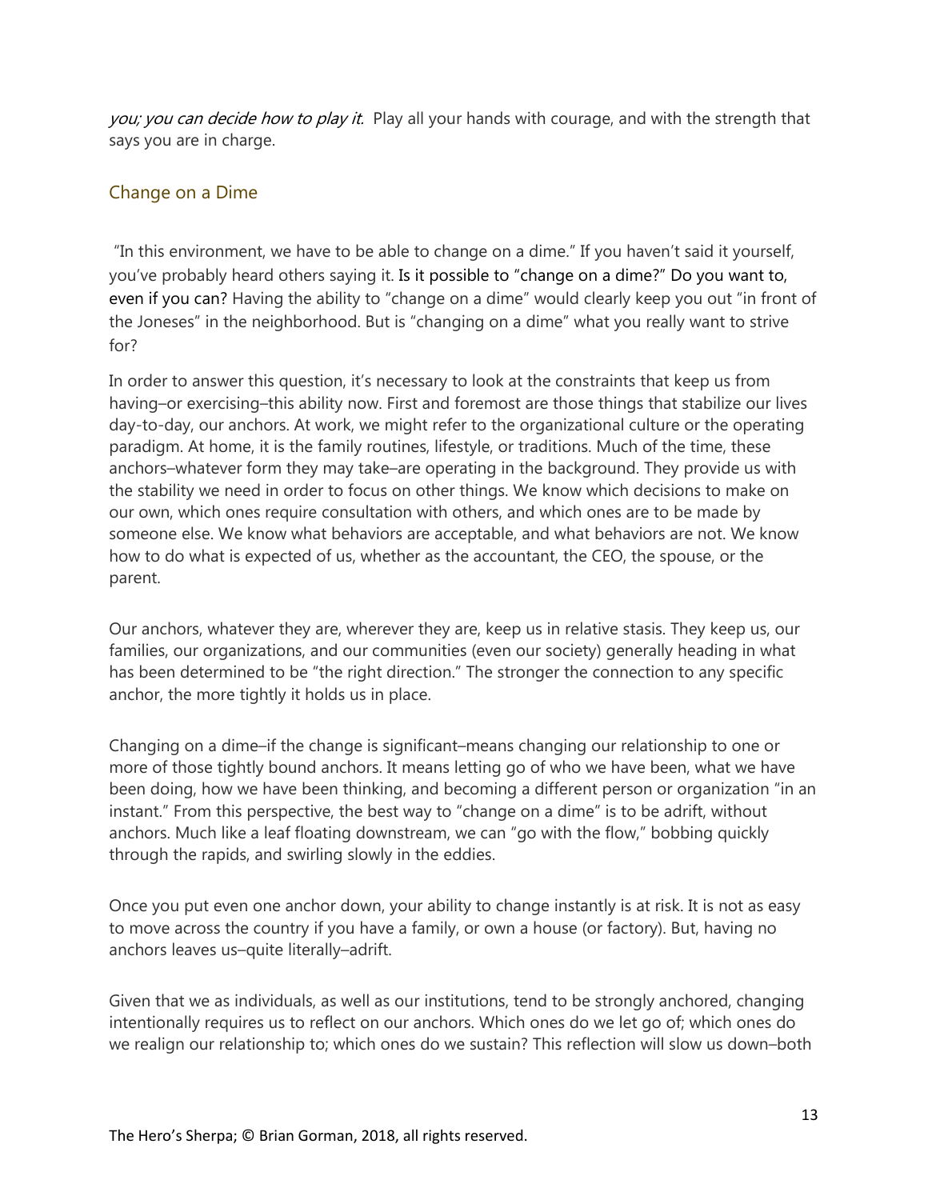*you; you can decide how to play it.* Play all your hands with courage, and with the strength that says you are in charge.

## Change on a Dime

"In this environment, we have to be able to change on a dime." If you haven't said it yourself, you've probably heard others saying it. Is it possible to "change on a dime?" Do you want to, even if you can? Having the ability to "change on a dime" would clearly keep you out "in front of the Joneses" in the neighborhood. But is "changing on a dime" what you really want to strive for?

In order to answer this question, it's necessary to look at the constraints that keep us from having–or exercising–this ability now. First and foremost are those things that stabilize our lives day-to-day, our anchors. At work, we might refer to the organizational culture or the operating paradigm. At home, it is the family routines, lifestyle, or traditions. Much of the time, these anchors–whatever form they may take–are operating in the background. They provide us with the stability we need in order to focus on other things. We know which decisions to make on our own, which ones require consultation with others, and which ones are to be made by someone else. We know what behaviors are acceptable, and what behaviors are not. We know how to do what is expected of us, whether as the accountant, the CEO, the spouse, or the parent.

Our anchors, whatever they are, wherever they are, keep us in relative stasis. They keep us, our families, our organizations, and our communities (even our society) generally heading in what has been determined to be "the right direction." The stronger the connection to any specific anchor, the more tightly it holds us in place.

Changing on a dime–if the change is significant–means changing our relationship to one or more of those tightly bound anchors. It means letting go of who we have been, what we have been doing, how we have been thinking, and becoming a different person or organization "in an instant." From this perspective, the best way to "change on a dime" is to be adrift, without anchors. Much like a leaf floating downstream, we can "go with the flow," bobbing quickly through the rapids, and swirling slowly in the eddies.

Once you put even one anchor down, your ability to change instantly is at risk. It is not as easy to move across the country if you have a family, or own a house (or factory). But, having no anchors leaves us–quite literally–adrift.

Given that we as individuals, as well as our institutions, tend to be strongly anchored, changing intentionally requires us to reflect on our anchors. Which ones do we let go of; which ones do we realign our relationship to; which ones do we sustain? This reflection will slow us down–both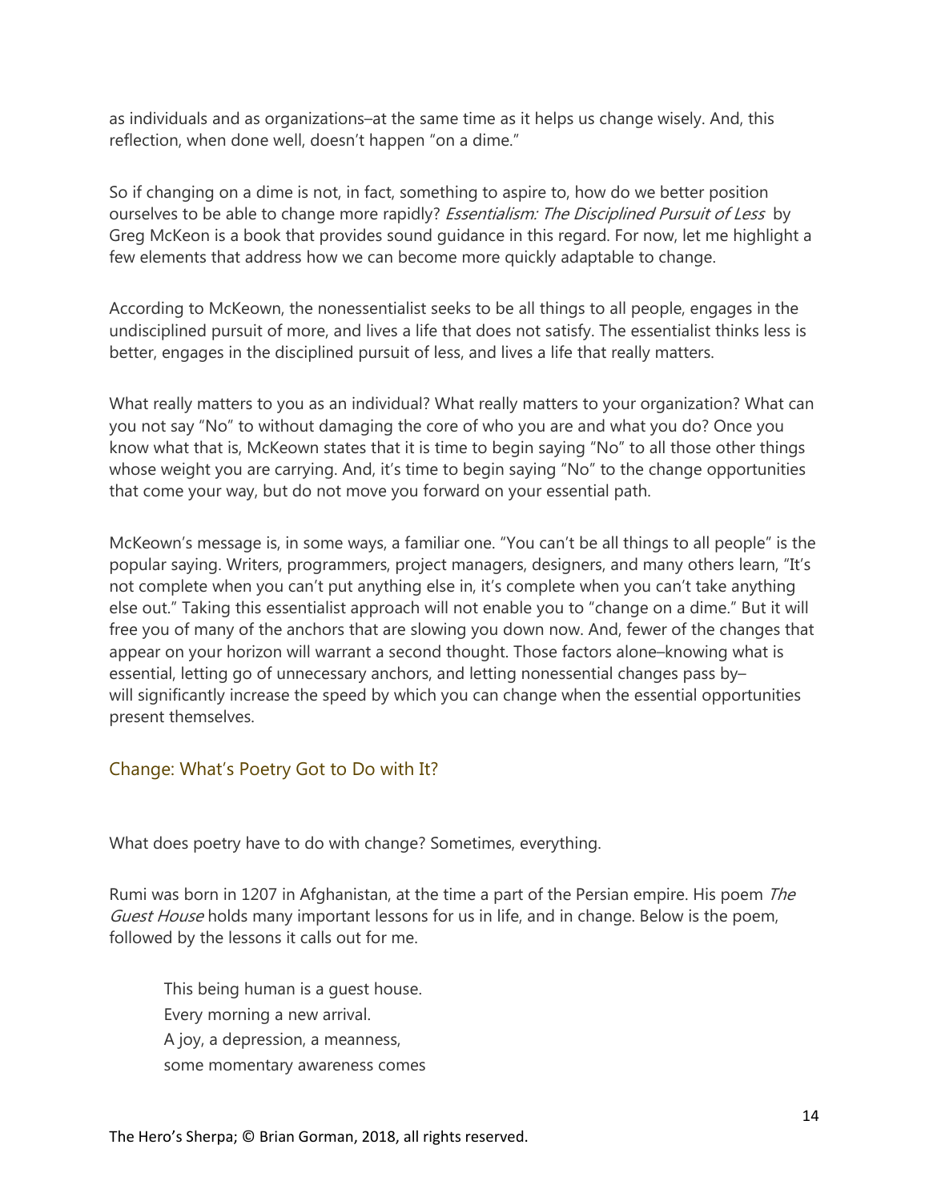as individuals and as organizations–at the same time as it helps us change wisely. And, this reflection, when done well, doesn't happen "on a dime."

So if changing on a dime is not, in fact, something to aspire to, how do we better position ourselves to be able to change more rapidly? *Essentialism: The Disciplined Pursuit of Less* by Greg McKeon is a book that provides sound guidance in this regard. For now, let me highlight a few elements that address how we can become more quickly adaptable to change.

According to McKeown, the nonessentialist seeks to be all things to all people, engages in the undisciplined pursuit of more, and lives a life that does not satisfy. The essentialist thinks less is better, engages in the disciplined pursuit of less, and lives a life that really matters.

What really matters to you as an individual? What really matters to your organization? What can you not say "No" to without damaging the core of who you are and what you do? Once you know what that is, McKeown states that it is time to begin saying "No" to all those other things whose weight you are carrying. And, it's time to begin saying "No" to the change opportunities that come your way, but do not move you forward on your essential path.

McKeown's message is, in some ways, a familiar one. "You can't be all things to all people" is the popular saying. Writers, programmers, project managers, designers, and many others learn, "It's not complete when you can't put anything else in, it's complete when you can't take anything else out." Taking this essentialist approach will not enable you to "change on a dime." But it will free you of many of the anchors that are slowing you down now. And, fewer of the changes that appear on your horizon will warrant a second thought. Those factors alone–knowing what is essential, letting go of unnecessary anchors, and letting nonessential changes pass by–will significantly increase the speed by which you can change when the essential opportunities present themselves.

## Change: What's Poetry Got to Do with It?

What does poetry have to do with change? Sometimes, everything.

Rumi was born in 1207 in Afghanistan, at the time a part of the Persian empire. His poem *The Guest House* holds many important lessons for us in life, and in change. Below is the poem, followed by the lessons it calls out for me.

> This being human is a guest house.
> Every morning a new arrival.
> A joy, a depression, a meanness,
> some momentary awareness comes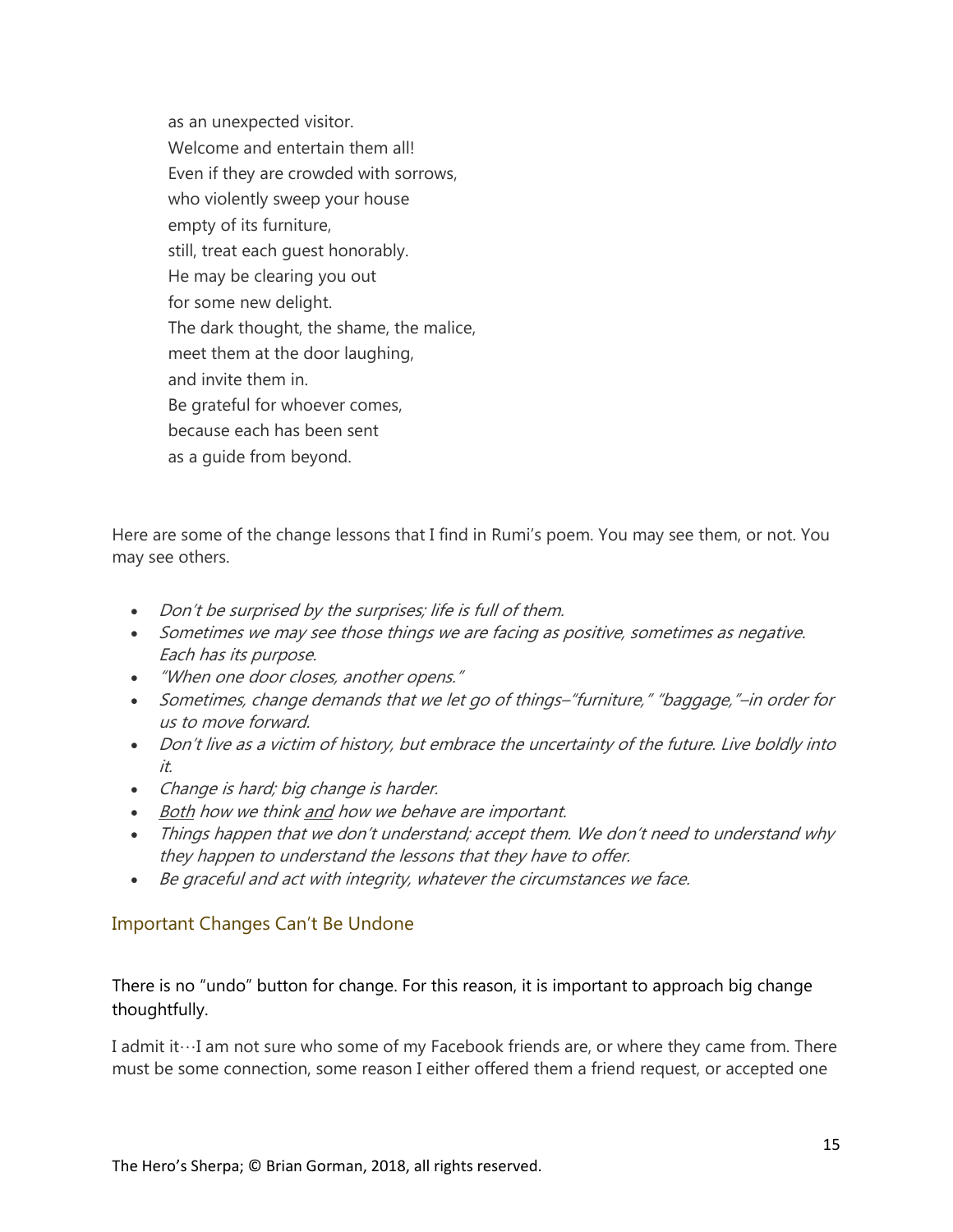as an unexpected visitor.  
Welcome and entertain them all!  
Even if they are crowded with sorrows,  
who violently sweep your house  
empty of its furniture,  
still, treat each guest honorably.  
He may be clearing you out  
for some new delight.  
The dark thought, the shame, the malice,  
meet them at the door laughing,  
and invite them in.  
Be grateful for whoever comes,  
because each has been sent  
as a guide from beyond.

Here are some of the change lessons that I find in Rumi's poem. You may see them, or not. You may see others.

- *Don't be surprised by the surprises; life is full of them.*
- *Sometimes we may see those things we are facing as positive, sometimes as negative. Each has its purpose.*
- *"When one door closes, another opens."*
- *Sometimes, change demands that we let go of things–"furniture," "baggage,"–in order for us to move forward.*
- *Don't live as a victim of history, but embrace the uncertainty of the future. Live boldly into it.*
- *Change is hard; big change is harder.*
- *<u>Both</u> how we think <u>and</u> how we behave are important.*
- *Things happen that we don't understand; accept them. We don't need to understand why they happen to understand the lessons that they have to offer.*
- *Be graceful and act with integrity, whatever the circumstances we face.*

## Important Changes Can't Be Undone

There is no "undo" button for change. For this reason, it is important to approach big change thoughtfully.

I admit it…I am not sure who some of my Facebook friends are, or where they came from. There must be some connection, some reason I either offered them a friend request, or accepted one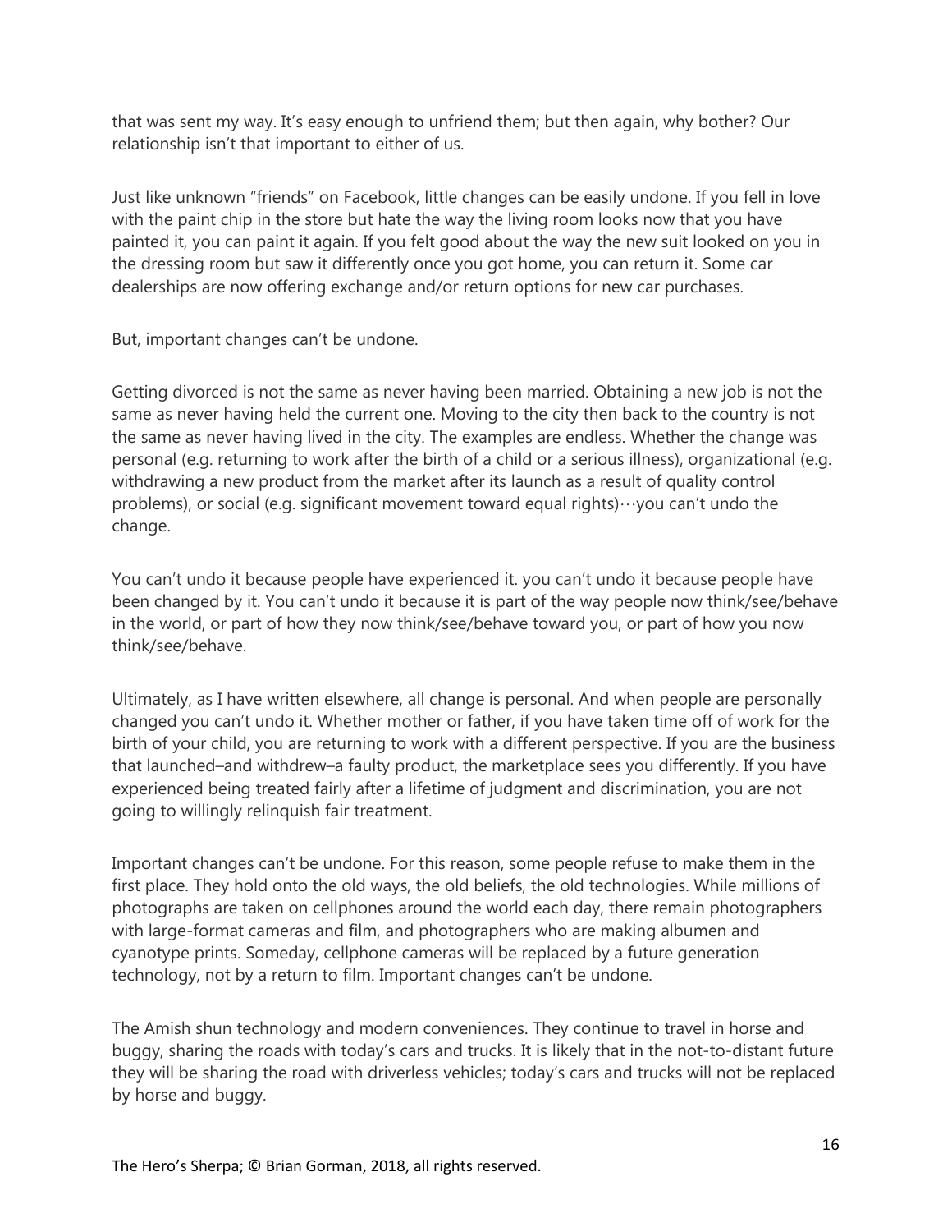that was sent my way. It's easy enough to unfriend them; but then again, why bother? Our relationship isn't that important to either of us.

Just like unknown "friends" on Facebook, little changes can be easily undone. If you fell in love with the paint chip in the store but hate the way the living room looks now that you have painted it, you can paint it again. If you felt good about the way the new suit looked on you in the dressing room but saw it differently once you got home, you can return it. Some car dealerships are now offering exchange and/or return options for new car purchases.

But, important changes can't be undone.

Getting divorced is not the same as never having been married. Obtaining a new job is not the same as never having held the current one. Moving to the city then back to the country is not the same as never having lived in the city. The examples are endless. Whether the change was personal (e.g. returning to work after the birth of a child or a serious illness), organizational (e.g. withdrawing a new product from the market after its launch as a result of quality control problems), or social (e.g. significant movement toward equal rights)…you can't undo the change.

You can't undo it because people have experienced it. you can't undo it because people have been changed by it. You can't undo it because it is part of the way people now think/see/behave in the world, or part of how they now think/see/behave toward you, or part of how you now think/see/behave.

Ultimately, as I have written elsewhere, all change is personal. And when people are personally changed you can't undo it. Whether mother or father, if you have taken time off of work for the birth of your child, you are returning to work with a different perspective. If you are the business that launched–and withdrew–a faulty product, the marketplace sees you differently. If you have experienced being treated fairly after a lifetime of judgment and discrimination, you are not going to willingly relinquish fair treatment.

Important changes can't be undone. For this reason, some people refuse to make them in the first place. They hold onto the old ways, the old beliefs, the old technologies. While millions of photographs are taken on cellphones around the world each day, there remain photographers with large-format cameras and film, and photographers who are making albumen and cyanotype prints. Someday, cellphone cameras will be replaced by a future generation technology, not by a return to film. Important changes can't be undone.

The Amish shun technology and modern conveniences. They continue to travel in horse and buggy, sharing the roads with today's cars and trucks. It is likely that in the not-to-distant future they will be sharing the road with driverless vehicles; today's cars and trucks will not be replaced by horse and buggy.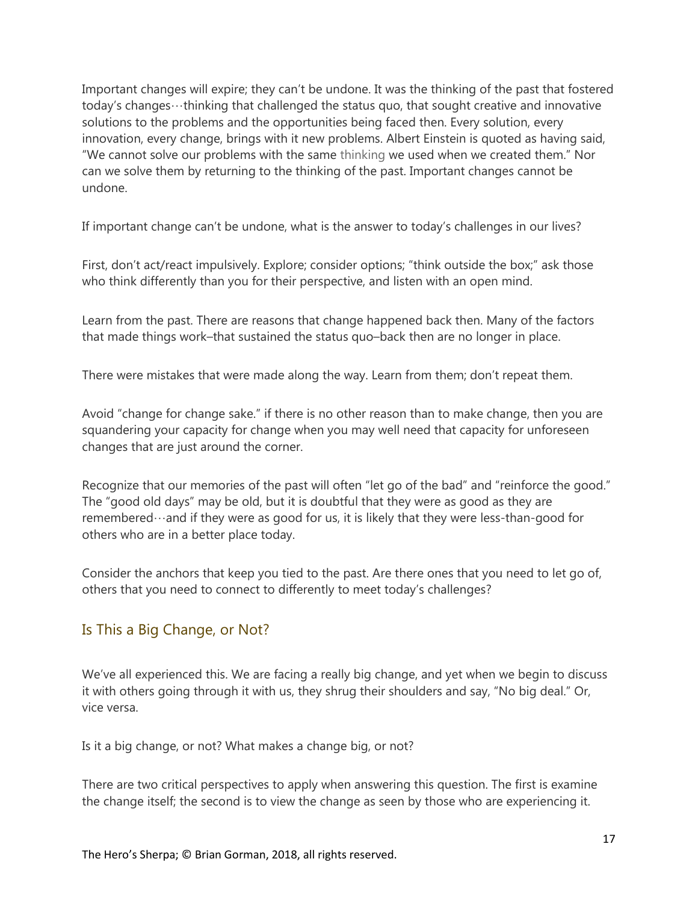Important changes will expire; they can't be undone. It was the thinking of the past that fostered today's changes…thinking that challenged the status quo, that sought creative and innovative solutions to the problems and the opportunities being faced then. Every solution, every innovation, every change, brings with it new problems. Albert Einstein is quoted as having said, "We cannot solve our problems with the same thinking we used when we created them." Nor can we solve them by returning to the thinking of the past. Important changes cannot be undone.

If important change can't be undone, what is the answer to today's challenges in our lives?

First, don't act/react impulsively. Explore; consider options; "think outside the box;" ask those who think differently than you for their perspective, and listen with an open mind.

Learn from the past. There are reasons that change happened back then. Many of the factors that made things work–that sustained the status quo–back then are no longer in place.

There were mistakes that were made along the way. Learn from them; don't repeat them.

Avoid "change for change sake." if there is no other reason than to make change, then you are squandering your capacity for change when you may well need that capacity for unforeseen changes that are just around the corner.

Recognize that our memories of the past will often "let go of the bad" and "reinforce the good." The "good old days" may be old, but it is doubtful that they were as good as they are remembered…and if they were as good for us, it is likely that they were less-than-good for others who are in a better place today.

Consider the anchors that keep you tied to the past. Are there ones that you need to let go of, others that you need to connect to differently to meet today's challenges?

## Is This a Big Change, or Not?

We've all experienced this. We are facing a really big change, and yet when we begin to discuss it with others going through it with us, they shrug their shoulders and say, "No big deal." Or, vice versa.

Is it a big change, or not? What makes a change big, or not?

There are two critical perspectives to apply when answering this question. The first is examine the change itself; the second is to view the change as seen by those who are experiencing it.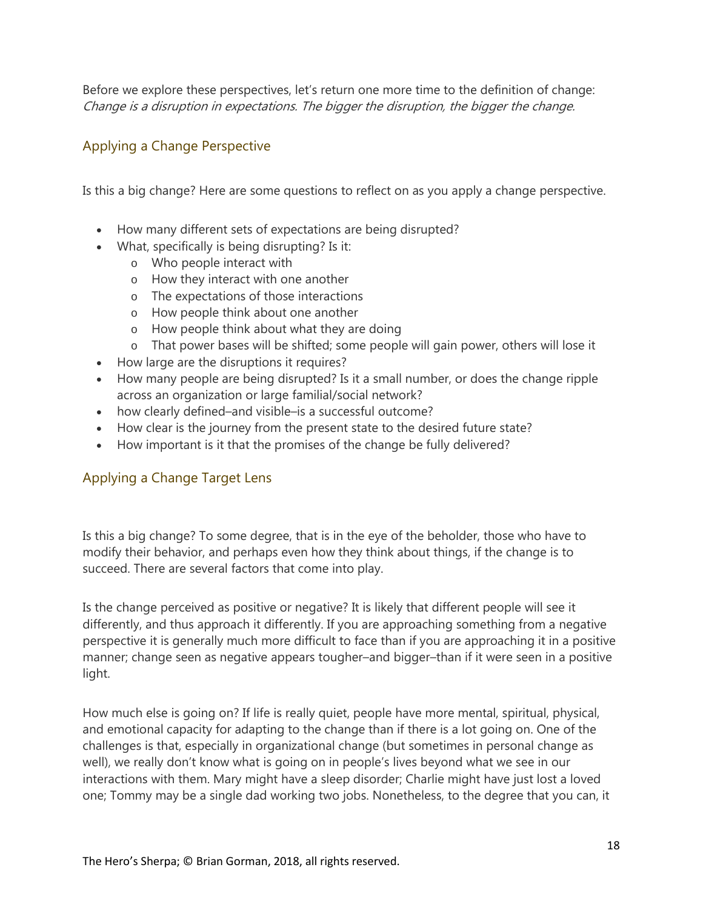Before we explore these perspectives, let's return one more time to the definition of change: *Change is a disruption in expectations. The bigger the disruption, the bigger the change.*

## Applying a Change Perspective

Is this a big change? Here are some questions to reflect on as you apply a change perspective.

- How many different sets of expectations are being disrupted?
- What, specifically is being disrupting? Is it:
  - Who people interact with
  - How they interact with one another
  - The expectations of those interactions
  - How people think about one another
  - How people think about what they are doing
  - That power bases will be shifted; some people will gain power, others will lose it
- How large are the disruptions it requires?
- How many people are being disrupted? Is it a small number, or does the change ripple across an organization or large familial/social network?
- how clearly defined–and visible–is a successful outcome?
- How clear is the journey from the present state to the desired future state?
- How important is it that the promises of the change be fully delivered?

## Applying a Change Target Lens

Is this a big change? To some degree, that is in the eye of the beholder, those who have to modify their behavior, and perhaps even how they think about things, if the change is to succeed. There are several factors that come into play.

Is the change perceived as positive or negative? It is likely that different people will see it differently, and thus approach it differently. If you are approaching something from a negative perspective it is generally much more difficult to face than if you are approaching it in a positive manner; change seen as negative appears tougher–and bigger–than if it were seen in a positive light.

How much else is going on? If life is really quiet, people have more mental, spiritual, physical, and emotional capacity for adapting to the change than if there is a lot going on. One of the challenges is that, especially in organizational change (but sometimes in personal change as well), we really don't know what is going on in people's lives beyond what we see in our interactions with them. Mary might have a sleep disorder; Charlie might have just lost a loved one; Tommy may be a single dad working two jobs. Nonetheless, to the degree that you can, it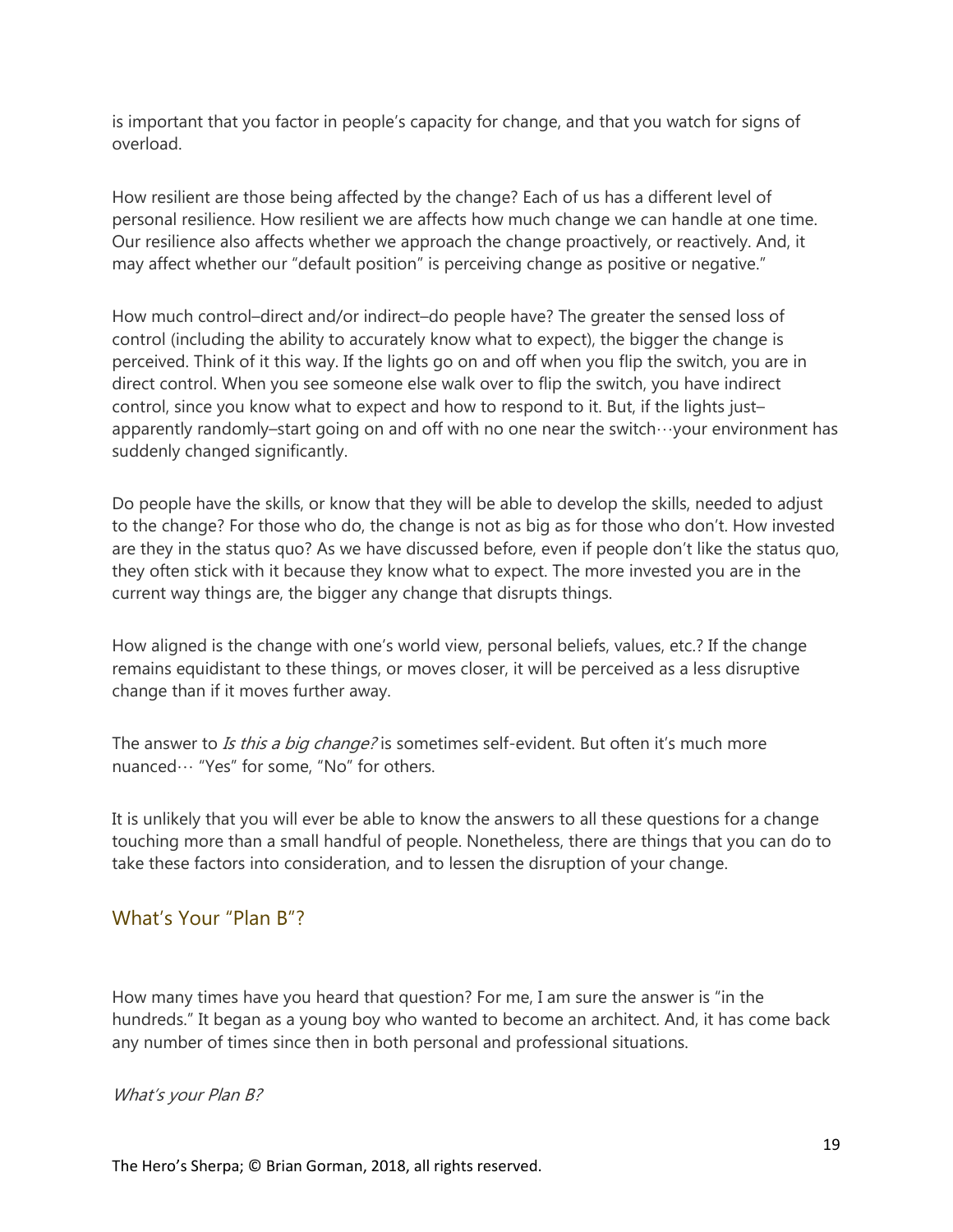is important that you factor in people's capacity for change, and that you watch for signs of overload.

How resilient are those being affected by the change? Each of us has a different level of personal resilience. How resilient we are affects how much change we can handle at one time. Our resilience also affects whether we approach the change proactively, or reactively. And, it may affect whether our "default position" is perceiving change as positive or negative."

How much control–direct and/or indirect–do people have? The greater the sensed loss of control (including the ability to accurately know what to expect), the bigger the change is perceived. Think of it this way. If the lights go on and off when you flip the switch, you are in direct control. When you see someone else walk over to flip the switch, you have indirect control, since you know what to expect and how to respond to it. But, if the lights just–apparently randomly–start going on and off with no one near the switch…your environment has suddenly changed significantly.

Do people have the skills, or know that they will be able to develop the skills, needed to adjust to the change? For those who do, the change is not as big as for those who don't. How invested are they in the status quo? As we have discussed before, even if people don't like the status quo, they often stick with it because they know what to expect. The more invested you are in the current way things are, the bigger any change that disrupts things.

How aligned is the change with one's world view, personal beliefs, values, etc.? If the change remains equidistant to these things, or moves closer, it will be perceived as a less disruptive change than if it moves further away.

The answer to *Is this a big change?* is sometimes self-evident. But often it's much more nuanced… "Yes" for some, "No" for others.

It is unlikely that you will ever be able to know the answers to all these questions for a change touching more than a small handful of people. Nonetheless, there are things that you can do to take these factors into consideration, and to lessen the disruption of your change.

## What's Your "Plan B"?

How many times have you heard that question? For me, I am sure the answer is "in the hundreds." It began as a young boy who wanted to become an architect. And, it has come back any number of times since then in both personal and professional situations.

*What's your Plan B?*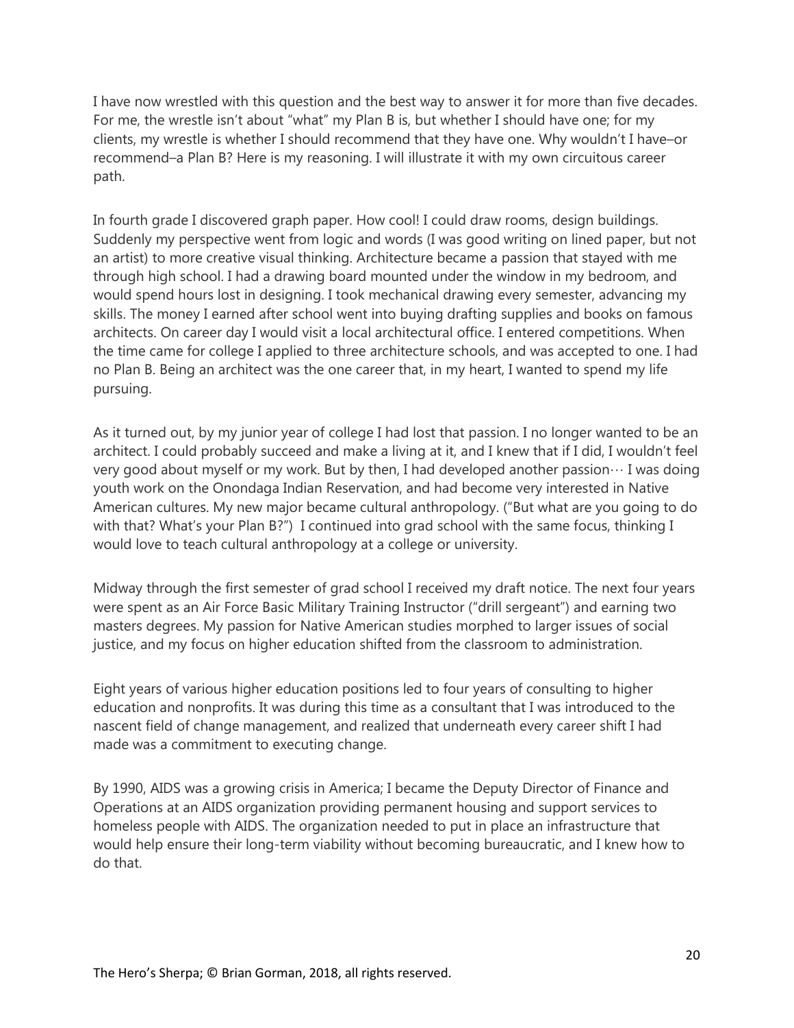I have now wrestled with this question and the best way to answer it for more than five decades. For me, the wrestle isn't about "what" my Plan B is, but whether I should have one; for my clients, my wrestle is whether I should recommend that they have one. Why wouldn't I have–or recommend–a Plan B? Here is my reasoning. I will illustrate it with my own circuitous career path.

In fourth grade I discovered graph paper. How cool! I could draw rooms, design buildings. Suddenly my perspective went from logic and words (I was good writing on lined paper, but not an artist) to more creative visual thinking. Architecture became a passion that stayed with me through high school. I had a drawing board mounted under the window in my bedroom, and would spend hours lost in designing. I took mechanical drawing every semester, advancing my skills. The money I earned after school went into buying drafting supplies and books on famous architects. On career day I would visit a local architectural office. I entered competitions. When the time came for college I applied to three architecture schools, and was accepted to one. I had no Plan B. Being an architect was the one career that, in my heart, I wanted to spend my life pursuing.

As it turned out, by my junior year of college I had lost that passion. I no longer wanted to be an architect. I could probably succeed and make a living at it, and I knew that if I did, I wouldn't feel very good about myself or my work. But by then, I had developed another passion… I was doing youth work on the Onondaga Indian Reservation, and had become very interested in Native American cultures. My new major became cultural anthropology. ("But what are you going to do with that? What's your Plan B?") I continued into grad school with the same focus, thinking I would love to teach cultural anthropology at a college or university.

Midway through the first semester of grad school I received my draft notice. The next four years were spent as an Air Force Basic Military Training Instructor ("drill sergeant") and earning two masters degrees. My passion for Native American studies morphed to larger issues of social justice, and my focus on higher education shifted from the classroom to administration.

Eight years of various higher education positions led to four years of consulting to higher education and nonprofits. It was during this time as a consultant that I was introduced to the nascent field of change management, and realized that underneath every career shift I had made was a commitment to executing change.

By 1990, AIDS was a growing crisis in America; I became the Deputy Director of Finance and Operations at an AIDS organization providing permanent housing and support services to homeless people with AIDS. The organization needed to put in place an infrastructure that would help ensure their long-term viability without becoming bureaucratic, and I knew how to do that.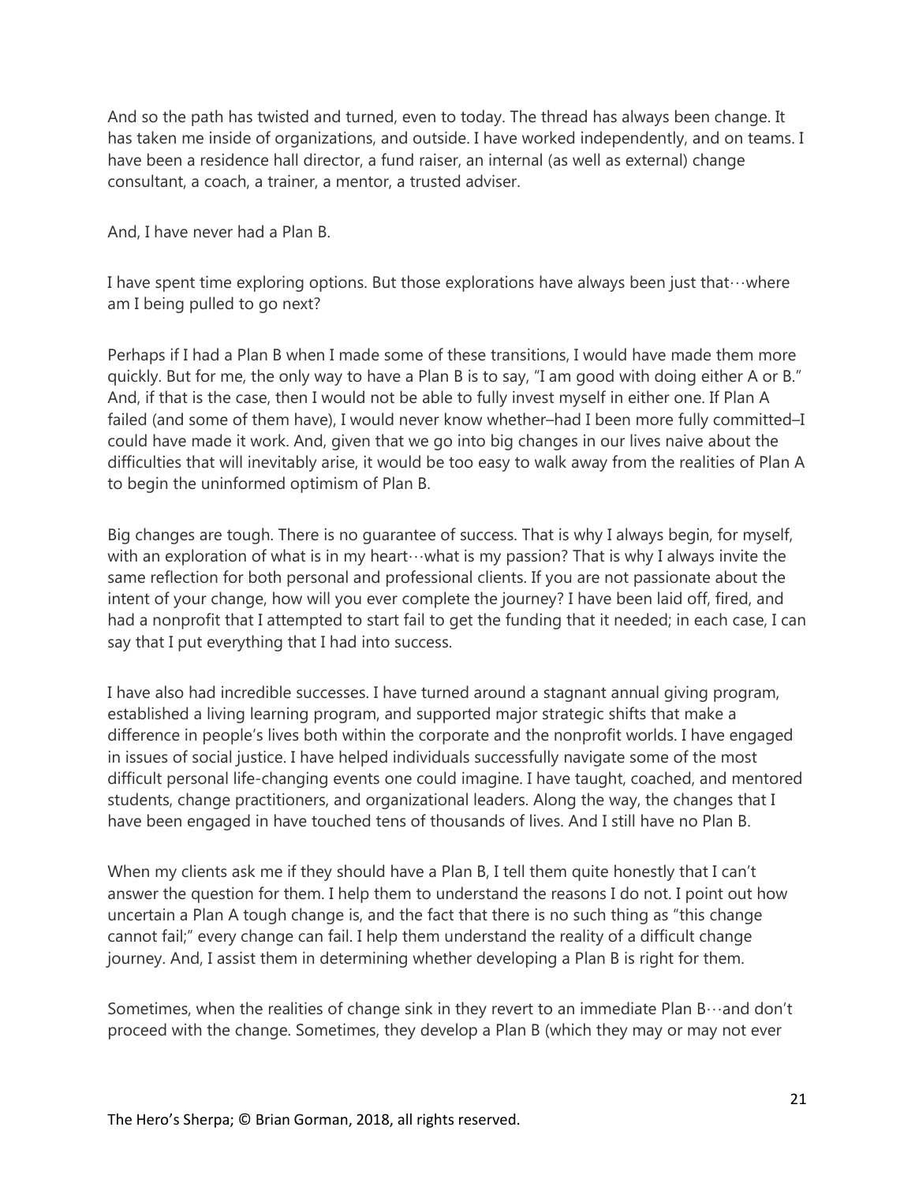And so the path has twisted and turned, even to today. The thread has always been change. It has taken me inside of organizations, and outside. I have worked independently, and on teams. I have been a residence hall director, a fund raiser, an internal (as well as external) change consultant, a coach, a trainer, a mentor, a trusted adviser.

And, I have never had a Plan B.

I have spent time exploring options. But those explorations have always been just that…where am I being pulled to go next?

Perhaps if I had a Plan B when I made some of these transitions, I would have made them more quickly. But for me, the only way to have a Plan B is to say, "I am good with doing either A or B." And, if that is the case, then I would not be able to fully invest myself in either one. If Plan A failed (and some of them have), I would never know whether–had I been more fully committed–I could have made it work. And, given that we go into big changes in our lives naive about the difficulties that will inevitably arise, it would be too easy to walk away from the realities of Plan A to begin the uninformed optimism of Plan B.

Big changes are tough. There is no guarantee of success. That is why I always begin, for myself, with an exploration of what is in my heart…what is my passion? That is why I always invite the same reflection for both personal and professional clients. If you are not passionate about the intent of your change, how will you ever complete the journey? I have been laid off, fired, and had a nonprofit that I attempted to start fail to get the funding that it needed; in each case, I can say that I put everything that I had into success.

I have also had incredible successes. I have turned around a stagnant annual giving program, established a living learning program, and supported major strategic shifts that make a difference in people's lives both within the corporate and the nonprofit worlds. I have engaged in issues of social justice. I have helped individuals successfully navigate some of the most difficult personal life-changing events one could imagine. I have taught, coached, and mentored students, change practitioners, and organizational leaders. Along the way, the changes that I have been engaged in have touched tens of thousands of lives. And I still have no Plan B.

When my clients ask me if they should have a Plan B, I tell them quite honestly that I can't answer the question for them. I help them to understand the reasons I do not. I point out how uncertain a Plan A tough change is, and the fact that there is no such thing as "this change cannot fail;" every change can fail. I help them understand the reality of a difficult change journey. And, I assist them in determining whether developing a Plan B is right for them.

Sometimes, when the realities of change sink in they revert to an immediate Plan B…and don't proceed with the change. Sometimes, they develop a Plan B (which they may or may not ever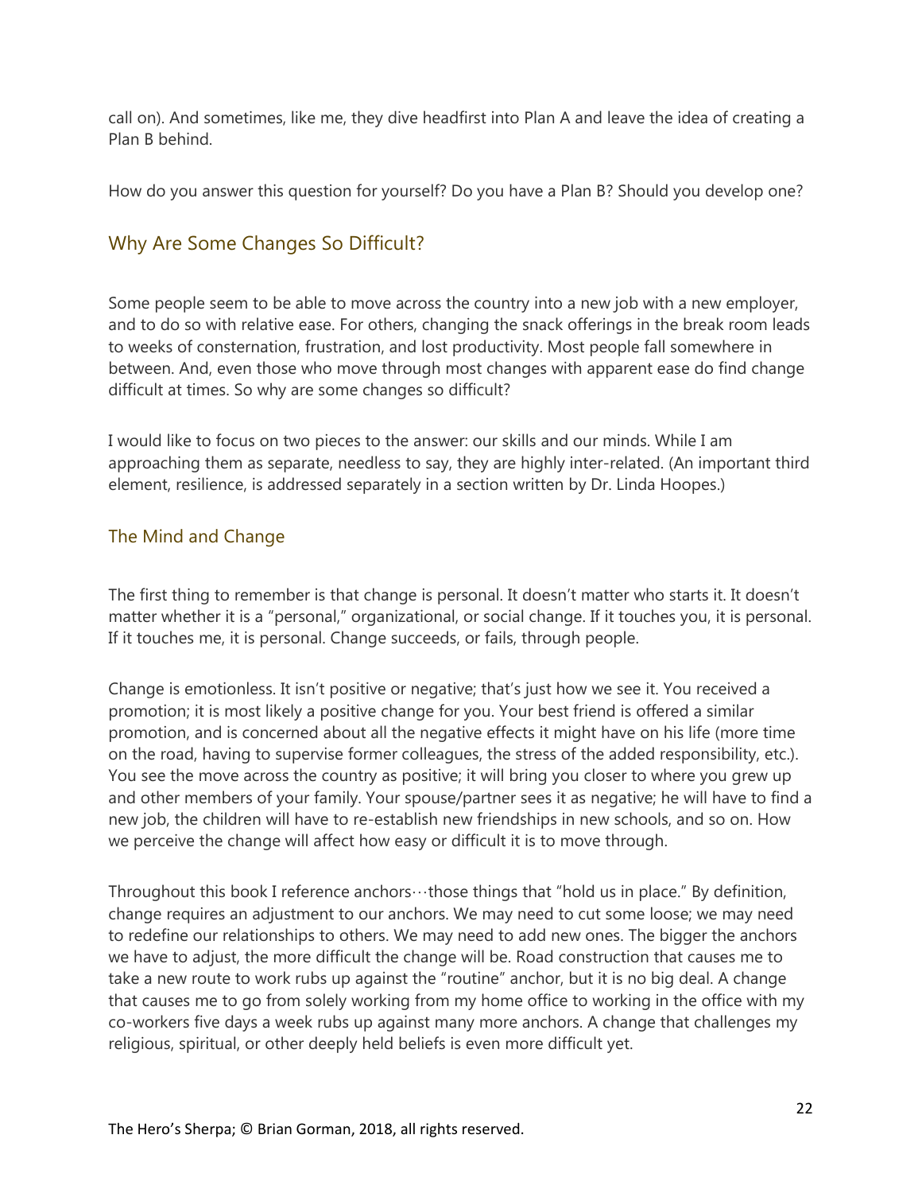call on). And sometimes, like me, they dive headfirst into Plan A and leave the idea of creating a Plan B behind.

How do you answer this question for yourself? Do you have a Plan B? Should you develop one?

## Why Are Some Changes So Difficult?

Some people seem to be able to move across the country into a new job with a new employer, and to do so with relative ease. For others, changing the snack offerings in the break room leads to weeks of consternation, frustration, and lost productivity. Most people fall somewhere in between. And, even those who move through most changes with apparent ease do find change difficult at times. So why are some changes so difficult?

I would like to focus on two pieces to the answer: our skills and our minds. While I am approaching them as separate, needless to say, they are highly inter-related. (An important third element, resilience, is addressed separately in a section written by Dr. Linda Hoopes.)

### The Mind and Change

The first thing to remember is that change is personal. It doesn't matter who starts it. It doesn't matter whether it is a "personal," organizational, or social change. If it touches you, it is personal. If it touches me, it is personal. Change succeeds, or fails, through people.

Change is emotionless. It isn't positive or negative; that's just how we see it. You received a promotion; it is most likely a positive change for you. Your best friend is offered a similar promotion, and is concerned about all the negative effects it might have on his life (more time on the road, having to supervise former colleagues, the stress of the added responsibility, etc.). You see the move across the country as positive; it will bring you closer to where you grew up and other members of your family. Your spouse/partner sees it as negative; he will have to find a new job, the children will have to re-establish new friendships in new schools, and so on. How we perceive the change will affect how easy or difficult it is to move through.

Throughout this book I reference anchors…those things that "hold us in place." By definition, change requires an adjustment to our anchors. We may need to cut some loose; we may need to redefine our relationships to others. We may need to add new ones. The bigger the anchors we have to adjust, the more difficult the change will be. Road construction that causes me to take a new route to work rubs up against the "routine" anchor, but it is no big deal. A change that causes me to go from solely working from my home office to working in the office with my co-workers five days a week rubs up against many more anchors. A change that challenges my religious, spiritual, or other deeply held beliefs is even more difficult yet.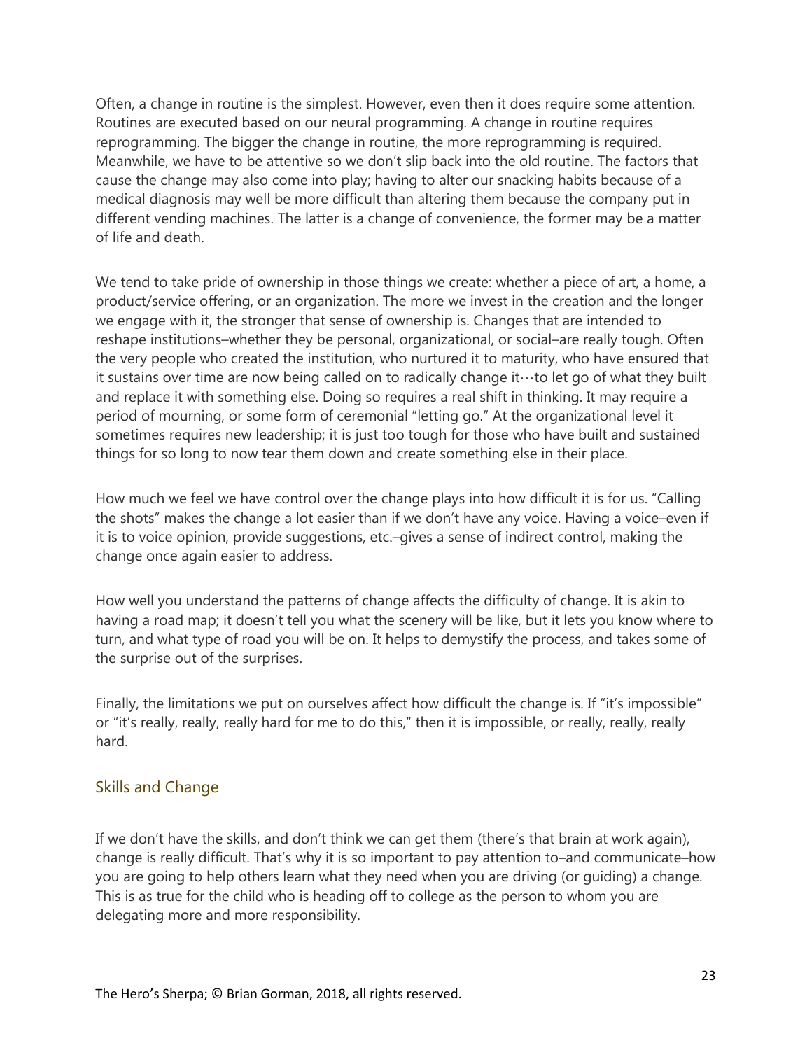Often, a change in routine is the simplest. However, even then it does require some attention. Routines are executed based on our neural programming. A change in routine requires reprogramming. The bigger the change in routine, the more reprogramming is required. Meanwhile, we have to be attentive so we don't slip back into the old routine. The factors that cause the change may also come into play; having to alter our snacking habits because of a medical diagnosis may well be more difficult than altering them because the company put in different vending machines. The latter is a change of convenience, the former may be a matter of life and death.

We tend to take pride of ownership in those things we create: whether a piece of art, a home, a product/service offering, or an organization. The more we invest in the creation and the longer we engage with it, the stronger that sense of ownership is. Changes that are intended to reshape institutions–whether they be personal, organizational, or social–are really tough. Often the very people who created the institution, who nurtured it to maturity, who have ensured that it sustains over time are now being called on to radically change it…to let go of what they built and replace it with something else. Doing so requires a real shift in thinking. It may require a period of mourning, or some form of ceremonial "letting go." At the organizational level it sometimes requires new leadership; it is just too tough for those who have built and sustained things for so long to now tear them down and create something else in their place.

How much we feel we have control over the change plays into how difficult it is for us. "Calling the shots" makes the change a lot easier than if we don't have any voice. Having a voice–even if it is to voice opinion, provide suggestions, etc.–gives a sense of indirect control, making the change once again easier to address.

How well you understand the patterns of change affects the difficulty of change. It is akin to having a road map; it doesn't tell you what the scenery will be like, but it lets you know where to turn, and what type of road you will be on. It helps to demystify the process, and takes some of the surprise out of the surprises.

Finally, the limitations we put on ourselves affect how difficult the change is. If "it's impossible" or "it's really, really, really hard for me to do this," then it is impossible, or really, really, really hard.

## Skills and Change

If we don't have the skills, and don't think we can get them (there's that brain at work again), change is really difficult. That's why it is so important to pay attention to–and communicate–how you are going to help others learn what they need when you are driving (or guiding) a change. This is as true for the child who is heading off to college as the person to whom you are delegating more and more responsibility.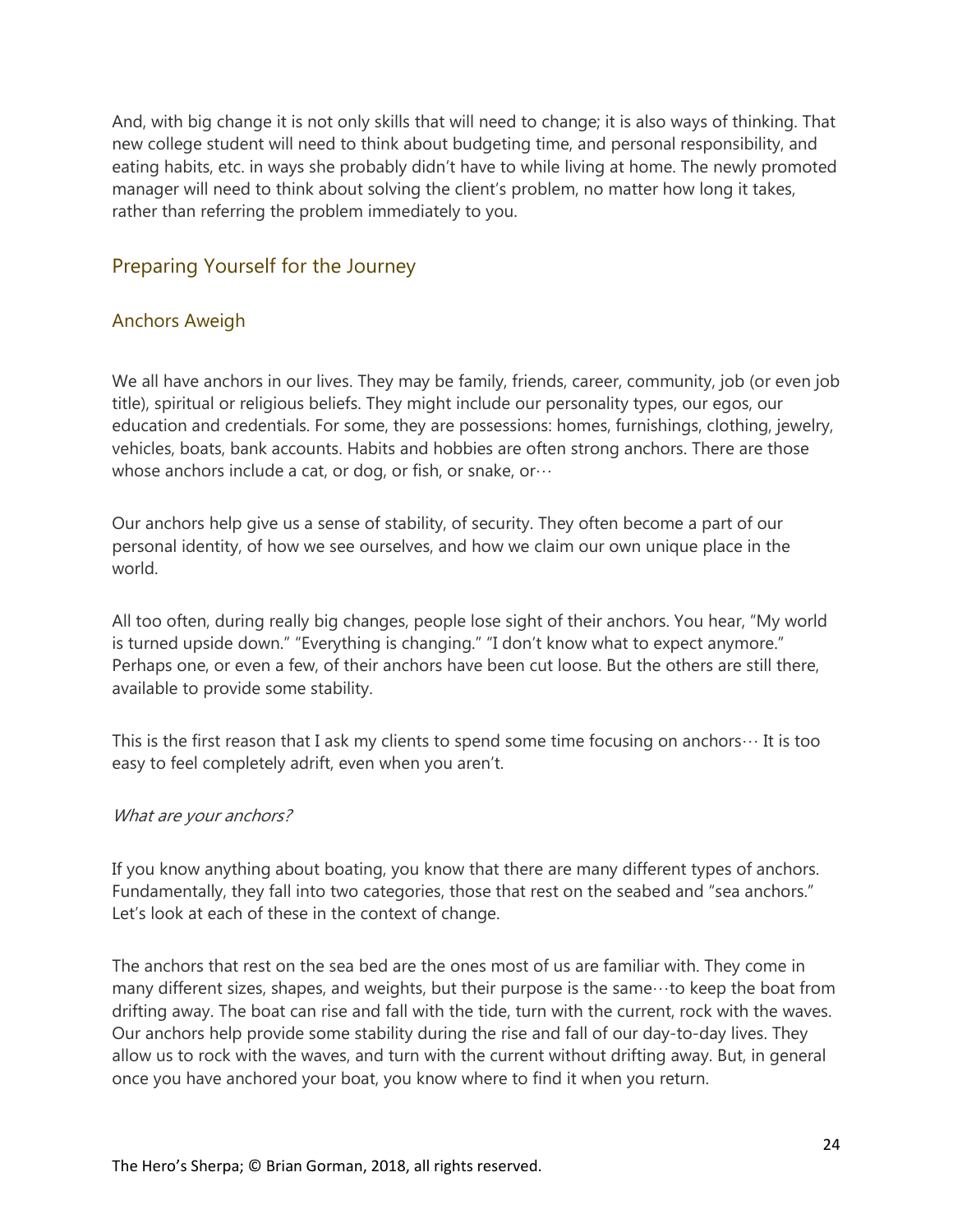And, with big change it is not only skills that will need to change; it is also ways of thinking. That new college student will need to think about budgeting time, and personal responsibility, and eating habits, etc. in ways she probably didn't have to while living at home. The newly promoted manager will need to think about solving the client's problem, no matter how long it takes, rather than referring the problem immediately to you.

## Preparing Yourself for the Journey

### Anchors Aweigh

We all have anchors in our lives. They may be family, friends, career, community, job (or even job title), spiritual or religious beliefs. They might include our personality types, our egos, our education and credentials. For some, they are possessions: homes, furnishings, clothing, jewelry, vehicles, boats, bank accounts. Habits and hobbies are often strong anchors. There are those whose anchors include a cat, or dog, or fish, or snake, or…

Our anchors help give us a sense of stability, of security. They often become a part of our personal identity, of how we see ourselves, and how we claim our own unique place in the world.

All too often, during really big changes, people lose sight of their anchors. You hear, "My world is turned upside down." "Everything is changing." "I don't know what to expect anymore." Perhaps one, or even a few, of their anchors have been cut loose. But the others are still there, available to provide some stability.

This is the first reason that I ask my clients to spend some time focusing on anchors… It is too easy to feel completely adrift, even when you aren't.

*What are your anchors?*

If you know anything about boating, you know that there are many different types of anchors. Fundamentally, they fall into two categories, those that rest on the seabed and "sea anchors." Let's look at each of these in the context of change.

The anchors that rest on the sea bed are the ones most of us are familiar with. They come in many different sizes, shapes, and weights, but their purpose is the same…to keep the boat from drifting away. The boat can rise and fall with the tide, turn with the current, rock with the waves. Our anchors help provide some stability during the rise and fall of our day-to-day lives. They allow us to rock with the waves, and turn with the current without drifting away. But, in general once you have anchored your boat, you know where to find it when you return.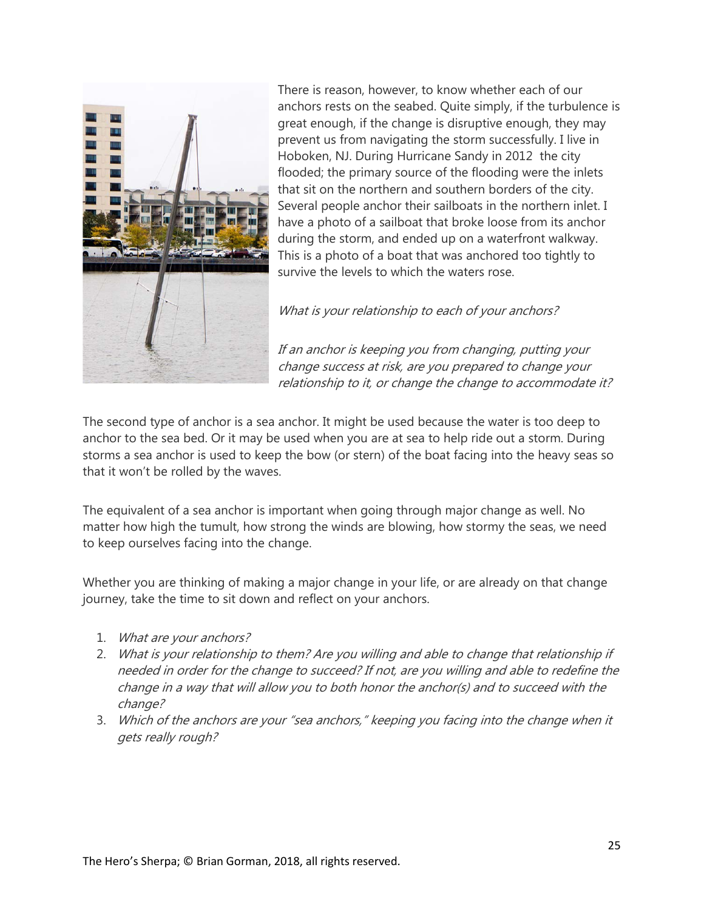There is reason, however, to know whether each of our anchors rests on the seabed. Quite simply, if the turbulence is great enough, if the change is disruptive enough, they may prevent us from navigating the storm successfully. I live in Hoboken, NJ. During Hurricane Sandy in 2012 the city flooded; the primary source of the flooding were the inlets that sit on the northern and southern borders of the city. Several people anchor their sailboats in the northern inlet. I have a photo of a sailboat that broke loose from its anchor during the storm, and ended up on a waterfront walkway. This is a photo of a boat that was anchored too tightly to survive the levels to which the waters rose.

*What is your relationship to each of your anchors?*

*If an anchor is keeping you from changing, putting your change success at risk, are you prepared to change your relationship to it, or change the change to accommodate it?*

The second type of anchor is a sea anchor. It might be used because the water is too deep to anchor to the sea bed. Or it may be used when you are at sea to help ride out a storm. During storms a sea anchor is used to keep the bow (or stern) of the boat facing into the heavy seas so that it won't be rolled by the waves.

The equivalent of a sea anchor is important when going through major change as well. No matter how high the tumult, how strong the winds are blowing, how stormy the seas, we need to keep ourselves facing into the change.

Whether you are thinking of making a major change in your life, or are already on that change journey, take the time to sit down and reflect on your anchors.

1. *What are your anchors?*
2. *What is your relationship to them? Are you willing and able to change that relationship if needed in order for the change to succeed? If not, are you willing and able to redefine the change in a way that will allow you to both honor the anchor(s) and to succeed with the change?*
3. *Which of the anchors are your "sea anchors," keeping you facing into the change when it gets really rough?*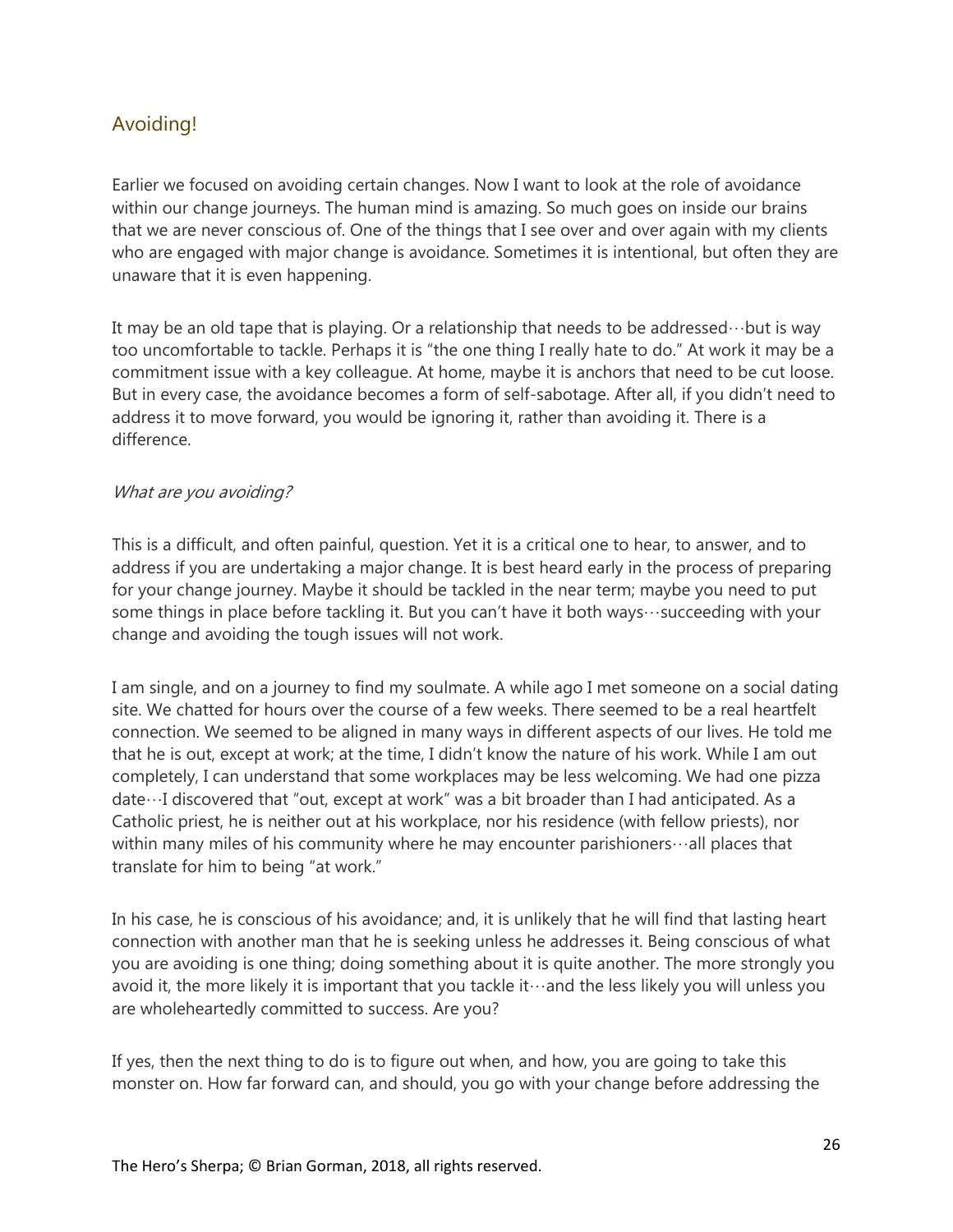## Avoiding!

Earlier we focused on avoiding certain changes. Now I want to look at the role of avoidance within our change journeys. The human mind is amazing. So much goes on inside our brains that we are never conscious of. One of the things that I see over and over again with my clients who are engaged with major change is avoidance. Sometimes it is intentional, but often they are unaware that it is even happening.

It may be an old tape that is playing. Or a relationship that needs to be addressed…but is way too uncomfortable to tackle. Perhaps it is "the one thing I really hate to do." At work it may be a commitment issue with a key colleague. At home, maybe it is anchors that need to be cut loose. But in every case, the avoidance becomes a form of self-sabotage. After all, if you didn't need to address it to move forward, you would be ignoring it, rather than avoiding it. There is a difference.

*What are you avoiding?*

This is a difficult, and often painful, question. Yet it is a critical one to hear, to answer, and to address if you are undertaking a major change. It is best heard early in the process of preparing for your change journey. Maybe it should be tackled in the near term; maybe you need to put some things in place before tackling it. But you can't have it both ways…succeeding with your change and avoiding the tough issues will not work.

I am single, and on a journey to find my soulmate. A while ago I met someone on a social dating site. We chatted for hours over the course of a few weeks. There seemed to be a real heartfelt connection. We seemed to be aligned in many ways in different aspects of our lives. He told me that he is out, except at work; at the time, I didn't know the nature of his work. While I am out completely, I can understand that some workplaces may be less welcoming. We had one pizza date…I discovered that "out, except at work" was a bit broader than I had anticipated. As a Catholic priest, he is neither out at his workplace, nor his residence (with fellow priests), nor within many miles of his community where he may encounter parishioners…all places that translate for him to being "at work."

In his case, he is conscious of his avoidance; and, it is unlikely that he will find that lasting heart connection with another man that he is seeking unless he addresses it. Being conscious of what you are avoiding is one thing; doing something about it is quite another. The more strongly you avoid it, the more likely it is important that you tackle it…and the less likely you will unless you are wholeheartedly committed to success. Are you?

If yes, then the next thing to do is to figure out when, and how, you are going to take this monster on. How far forward can, and should, you go with your change before addressing the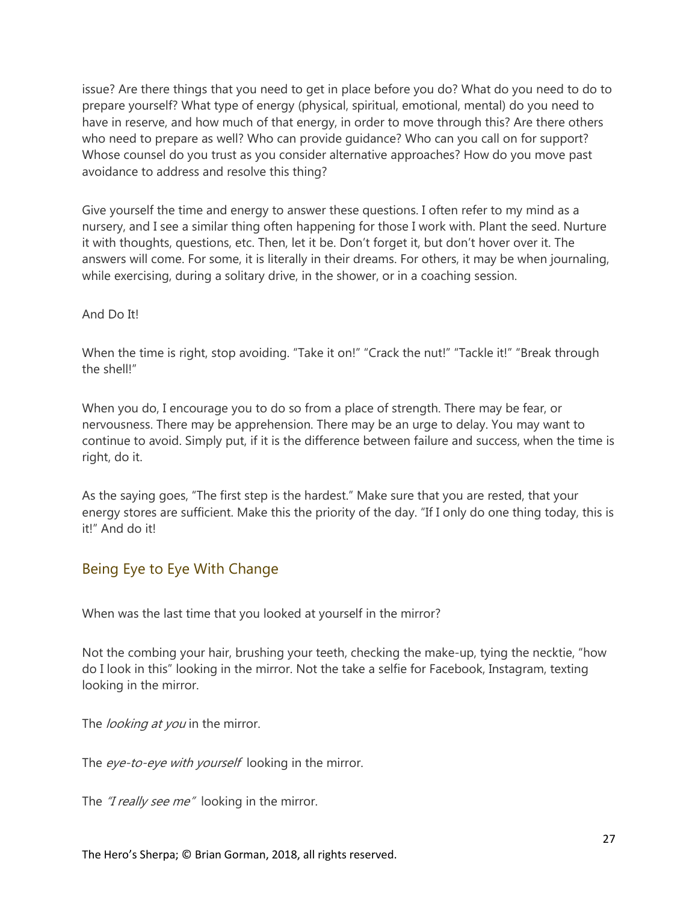issue? Are there things that you need to get in place before you do? What do you need to do to prepare yourself? What type of energy (physical, spiritual, emotional, mental) do you need to have in reserve, and how much of that energy, in order to move through this? Are there others who need to prepare as well? Who can provide guidance? Who can you call on for support? Whose counsel do you trust as you consider alternative approaches? How do you move past avoidance to address and resolve this thing?

Give yourself the time and energy to answer these questions. I often refer to my mind as a nursery, and I see a similar thing often happening for those I work with. Plant the seed. Nurture it with thoughts, questions, etc. Then, let it be. Don't forget it, but don't hover over it. The answers will come. For some, it is literally in their dreams. For others, it may be when journaling, while exercising, during a solitary drive, in the shower, or in a coaching session.

And Do It!

When the time is right, stop avoiding. "Take it on!" "Crack the nut!" "Tackle it!" "Break through the shell!"

When you do, I encourage you to do so from a place of strength. There may be fear, or nervousness. There may be apprehension. There may be an urge to delay. You may want to continue to avoid. Simply put, if it is the difference between failure and success, when the time is right, do it.

As the saying goes, "The first step is the hardest." Make sure that you are rested, that your energy stores are sufficient. Make this the priority of the day. "If I only do one thing today, this is it!" And do it!

## Being Eye to Eye With Change

When was the last time that you looked at yourself in the mirror?

Not the combing your hair, brushing your teeth, checking the make-up, tying the necktie, "how do I look in this" looking in the mirror. Not the take a selfie for Facebook, Instagram, texting looking in the mirror.

The *looking at you* in the mirror.

The *eye-to-eye with yourself* looking in the mirror.

The *"I really see me"* looking in the mirror.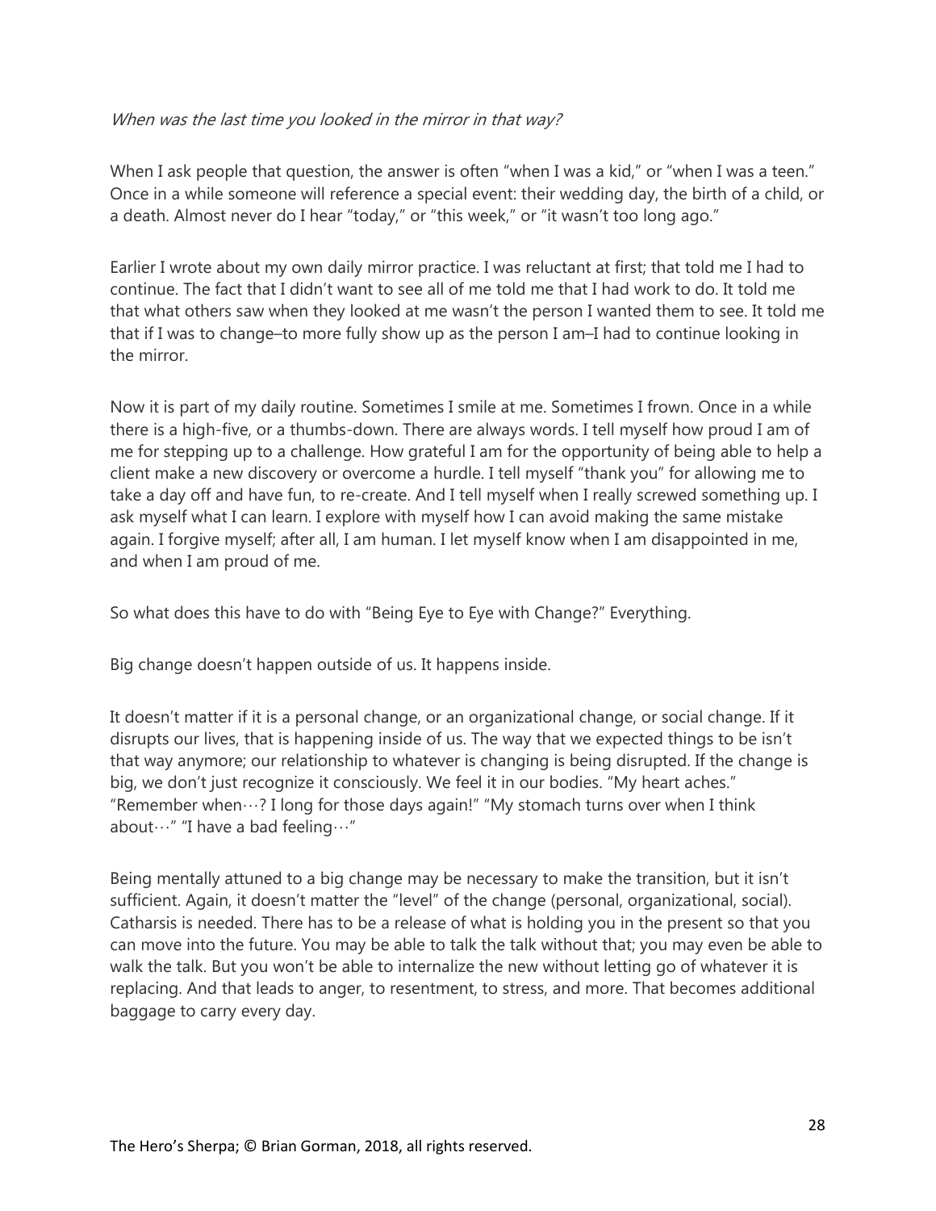*When was the last time you looked in the mirror in that way?*

When I ask people that question, the answer is often "when I was a kid," or "when I was a teen." Once in a while someone will reference a special event: their wedding day, the birth of a child, or a death. Almost never do I hear "today," or "this week," or "it wasn't too long ago."

Earlier I wrote about my own daily mirror practice. I was reluctant at first; that told me I had to continue. The fact that I didn't want to see all of me told me that I had work to do. It told me that what others saw when they looked at me wasn't the person I wanted them to see. It told me that if I was to change–to more fully show up as the person I am–I had to continue looking in the mirror.

Now it is part of my daily routine. Sometimes I smile at me. Sometimes I frown. Once in a while there is a high-five, or a thumbs-down. There are always words. I tell myself how proud I am of me for stepping up to a challenge. How grateful I am for the opportunity of being able to help a client make a new discovery or overcome a hurdle. I tell myself "thank you" for allowing me to take a day off and have fun, to re-create. And I tell myself when I really screwed something up. I ask myself what I can learn. I explore with myself how I can avoid making the same mistake again. I forgive myself; after all, I am human. I let myself know when I am disappointed in me, and when I am proud of me.

So what does this have to do with "Being Eye to Eye with Change?" Everything.

Big change doesn't happen outside of us. It happens inside.

It doesn't matter if it is a personal change, or an organizational change, or social change. If it disrupts our lives, that is happening inside of us. The way that we expected things to be isn't that way anymore; our relationship to whatever is changing is being disrupted. If the change is big, we don't just recognize it consciously. We feel it in our bodies. "My heart aches." "Remember when…? I long for those days again!" "My stomach turns over when I think about…" "I have a bad feeling…"

Being mentally attuned to a big change may be necessary to make the transition, but it isn't sufficient. Again, it doesn't matter the "level" of the change (personal, organizational, social). Catharsis is needed. There has to be a release of what is holding you in the present so that you can move into the future. You may be able to talk the talk without that; you may even be able to walk the talk. But you won't be able to internalize the new without letting go of whatever it is replacing. And that leads to anger, to resentment, to stress, and more. That becomes additional baggage to carry every day.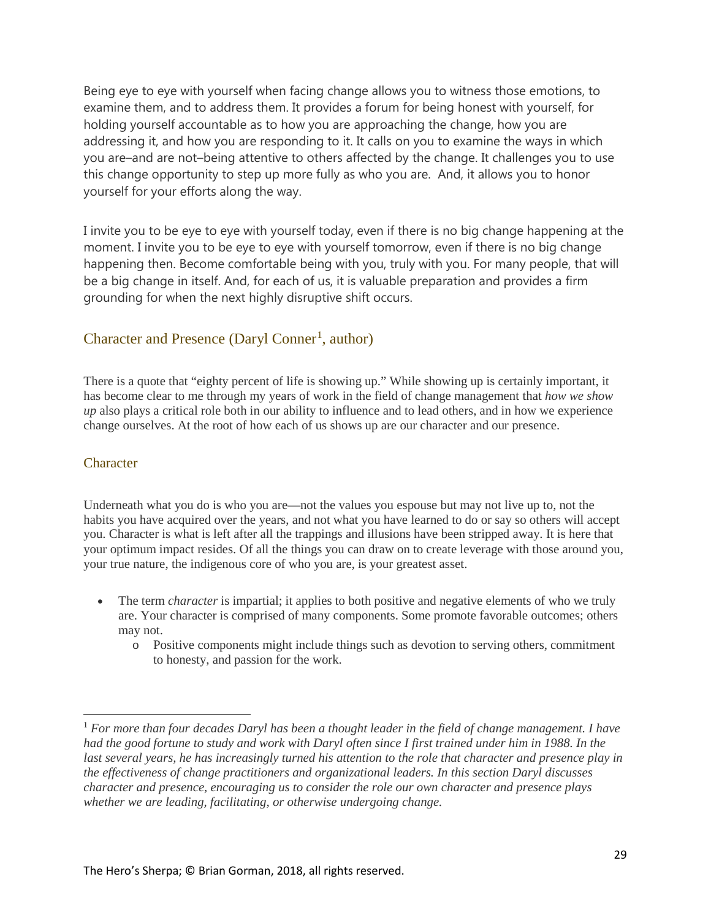Being eye to eye with yourself when facing change allows you to witness those emotions, to examine them, and to address them. It provides a forum for being honest with yourself, for holding yourself accountable as to how you are approaching the change, how you are addressing it, and how you are responding to it. It calls on you to examine the ways in which you are–and are not–being attentive to others affected by the change. It challenges you to use this change opportunity to step up more fully as who you are.  And, it allows you to honor yourself for your efforts along the way.

I invite you to be eye to eye with yourself today, even if there is no big change happening at the moment. I invite you to be eye to eye with yourself tomorrow, even if there is no big change happening then. Become comfortable being with you, truly with you. For many people, that will be a big change in itself. And, for each of us, it is valuable preparation and provides a firm grounding for when the next highly disruptive shift occurs.

## Character and Presence (Daryl Conner[1], author)

There is a quote that "eighty percent of life is showing up." While showing up is certainly important, it has become clear to me through my years of work in the field of change management that *how we show up* also plays a critical role both in our ability to influence and to lead others, and in how we experience change ourselves. At the root of how each of us shows up are our character and our presence.

### Character

Underneath what you do is who you are—not the values you espouse but may not live up to, not the habits you have acquired over the years, and not what you have learned to do or say so others will accept you. Character is what is left after all the trappings and illusions have been stripped away. It is here that your optimum impact resides. Of all the things you can draw on to create leverage with those around you, your true nature, the indigenous core of who you are, is your greatest asset.

- The term *character* is impartial; it applies to both positive and negative elements of who we truly are. Your character is comprised of many components. Some promote favorable outcomes; others may not.
  - Positive components might include things such as devotion to serving others, commitment to honesty, and passion for the work.

[1] *For more than four decades Daryl has been a thought leader in the field of change management. I have had the good fortune to study and work with Daryl often since I first trained under him in 1988. In the last several years, he has increasingly turned his attention to the role that character and presence play in the effectiveness of change practitioners and organizational leaders. In this section Daryl discusses character and presence, encouraging us to consider the role our own character and presence plays whether we are leading, facilitating, or otherwise undergoing change.*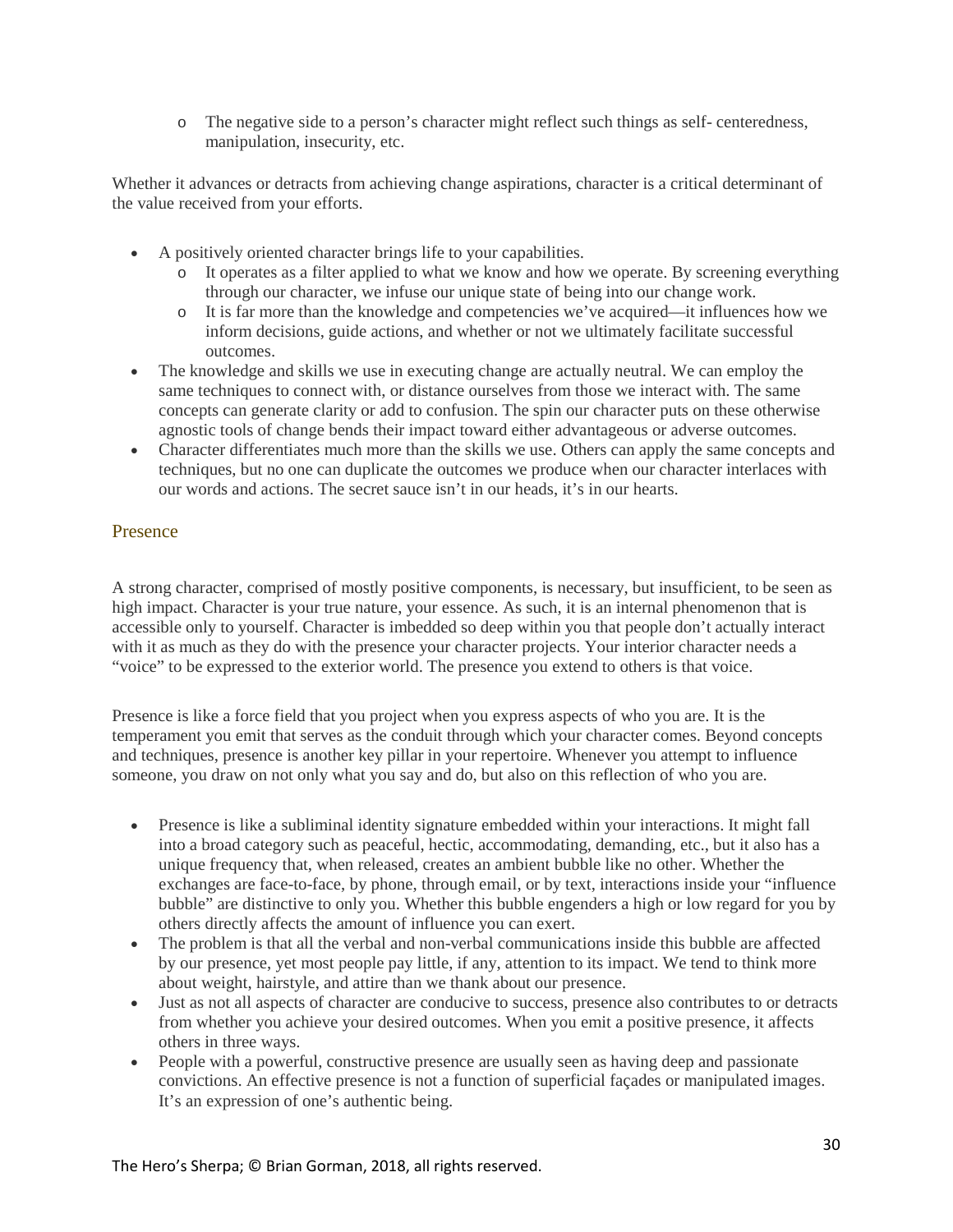- The negative side to a person's character might reflect such things as self- centeredness, manipulation, insecurity, etc.

Whether it advances or detracts from achieving change aspirations, character is a critical determinant of the value received from your efforts.

- A positively oriented character brings life to your capabilities.
  - It operates as a filter applied to what we know and how we operate. By screening everything through our character, we infuse our unique state of being into our change work.
  - It is far more than the knowledge and competencies we've acquired—it influences how we inform decisions, guide actions, and whether or not we ultimately facilitate successful outcomes.
- The knowledge and skills we use in executing change are actually neutral. We can employ the same techniques to connect with, or distance ourselves from those we interact with. The same concepts can generate clarity or add to confusion. The spin our character puts on these otherwise agnostic tools of change bends their impact toward either advantageous or adverse outcomes.
- Character differentiates much more than the skills we use. Others can apply the same concepts and techniques, but no one can duplicate the outcomes we produce when our character interlaces with our words and actions. The secret sauce isn't in our heads, it's in our hearts.

## Presence

A strong character, comprised of mostly positive components, is necessary, but insufficient, to be seen as high impact. Character is your true nature, your essence. As such, it is an internal phenomenon that is accessible only to yourself. Character is imbedded so deep within you that people don't actually interact with it as much as they do with the presence your character projects. Your interior character needs a "voice" to be expressed to the exterior world. The presence you extend to others is that voice.

Presence is like a force field that you project when you express aspects of who you are. It is the temperament you emit that serves as the conduit through which your character comes. Beyond concepts and techniques, presence is another key pillar in your repertoire. Whenever you attempt to influence someone, you draw on not only what you say and do, but also on this reflection of who you are.

- Presence is like a subliminal identity signature embedded within your interactions. It might fall into a broad category such as peaceful, hectic, accommodating, demanding, etc., but it also has a unique frequency that, when released, creates an ambient bubble like no other. Whether the exchanges are face-to-face, by phone, through email, or by text, interactions inside your "influence bubble" are distinctive to only you. Whether this bubble engenders a high or low regard for you by others directly affects the amount of influence you can exert.
- The problem is that all the verbal and non-verbal communications inside this bubble are affected by our presence, yet most people pay little, if any, attention to its impact. We tend to think more about weight, hairstyle, and attire than we thank about our presence.
- Just as not all aspects of character are conducive to success, presence also contributes to or detracts from whether you achieve your desired outcomes. When you emit a positive presence, it affects others in three ways.
- People with a powerful, constructive presence are usually seen as having deep and passionate convictions. An effective presence is not a function of superficial façades or manipulated images. It's an expression of one's authentic being.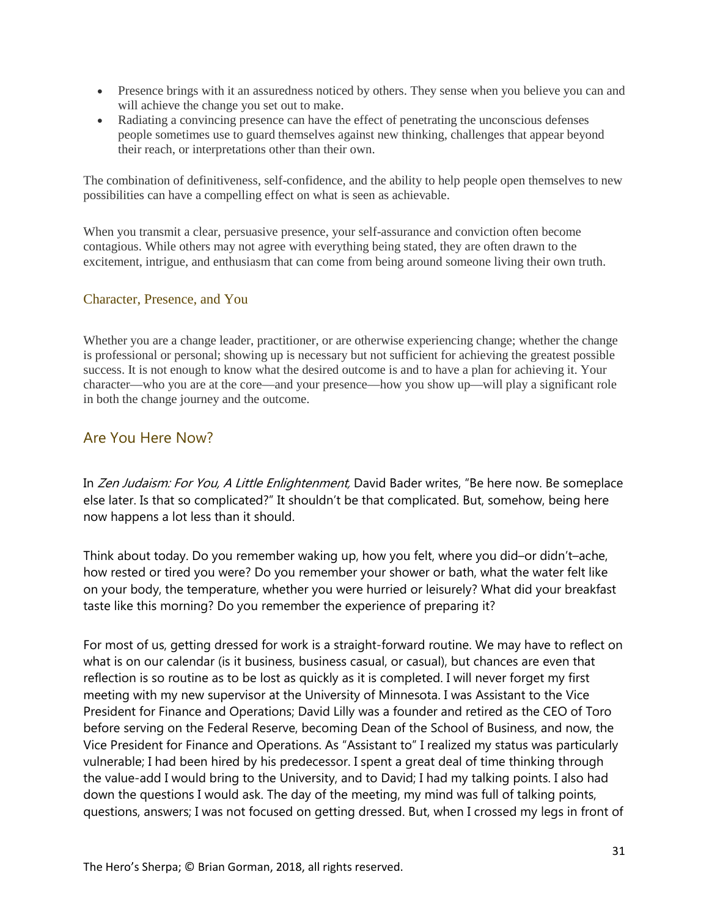- Presence brings with it an assuredness noticed by others. They sense when you believe you can and will achieve the change you set out to make.
- Radiating a convincing presence can have the effect of penetrating the unconscious defenses people sometimes use to guard themselves against new thinking, challenges that appear beyond their reach, or interpretations other than their own.

The combination of definitiveness, self-confidence, and the ability to help people open themselves to new possibilities can have a compelling effect on what is seen as achievable.

When you transmit a clear, persuasive presence, your self-assurance and conviction often become contagious. While others may not agree with everything being stated, they are often drawn to the excitement, intrigue, and enthusiasm that can come from being around someone living their own truth.

### Character, Presence, and You

Whether you are a change leader, practitioner, or are otherwise experiencing change; whether the change is professional or personal; showing up is necessary but not sufficient for achieving the greatest possible success. It is not enough to know what the desired outcome is and to have a plan for achieving it. Your character—who you are at the core—and your presence—how you show up—will play a significant role in both the change journey and the outcome.

## Are You Here Now?

In *Zen Judaism: For You, A Little Enlightenment,* David Bader writes, "Be here now. Be someplace else later. Is that so complicated?" It shouldn't be that complicated. But, somehow, being here now happens a lot less than it should.

Think about today. Do you remember waking up, how you felt, where you did–or didn't–ache, how rested or tired you were? Do you remember your shower or bath, what the water felt like on your body, the temperature, whether you were hurried or leisurely? What did your breakfast taste like this morning? Do you remember the experience of preparing it?

For most of us, getting dressed for work is a straight-forward routine. We may have to reflect on what is on our calendar (is it business, business casual, or casual), but chances are even that reflection is so routine as to be lost as quickly as it is completed. I will never forget my first meeting with my new supervisor at the University of Minnesota. I was Assistant to the Vice President for Finance and Operations; David Lilly was a founder and retired as the CEO of Toro before serving on the Federal Reserve, becoming Dean of the School of Business, and now, the Vice President for Finance and Operations. As "Assistant to" I realized my status was particularly vulnerable; I had been hired by his predecessor. I spent a great deal of time thinking through the value-add I would bring to the University, and to David; I had my talking points. I also had down the questions I would ask. The day of the meeting, my mind was full of talking points, questions, answers; I was not focused on getting dressed. But, when I crossed my legs in front of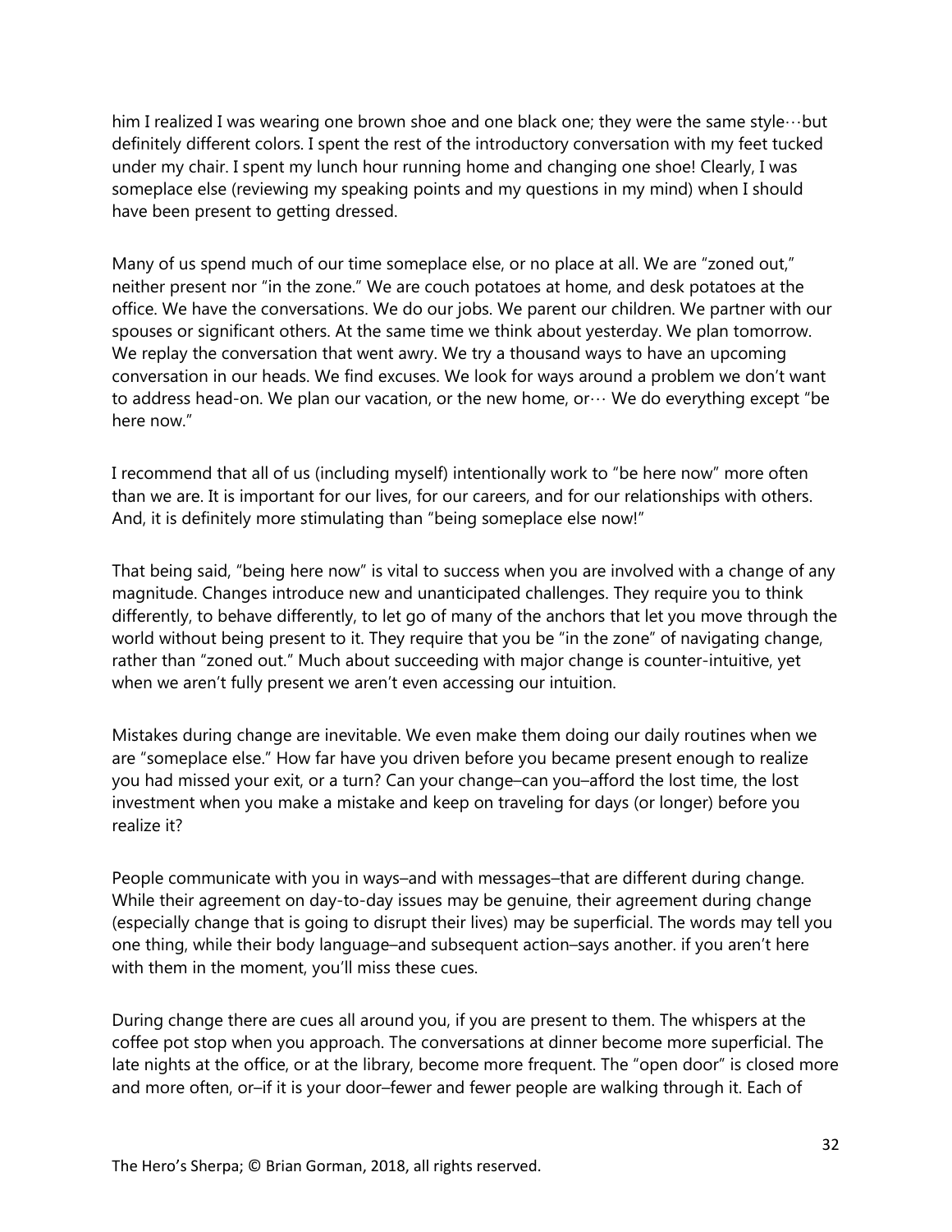him I realized I was wearing one brown shoe and one black one; they were the same style…but definitely different colors. I spent the rest of the introductory conversation with my feet tucked under my chair. I spent my lunch hour running home and changing one shoe! Clearly, I was someplace else (reviewing my speaking points and my questions in my mind) when I should have been present to getting dressed.

Many of us spend much of our time someplace else, or no place at all. We are "zoned out," neither present nor "in the zone." We are couch potatoes at home, and desk potatoes at the office. We have the conversations. We do our jobs. We parent our children. We partner with our spouses or significant others. At the same time we think about yesterday. We plan tomorrow. We replay the conversation that went awry. We try a thousand ways to have an upcoming conversation in our heads. We find excuses. We look for ways around a problem we don't want to address head-on. We plan our vacation, or the new home, or… We do everything except "be here now."

I recommend that all of us (including myself) intentionally work to "be here now" more often than we are. It is important for our lives, for our careers, and for our relationships with others. And, it is definitely more stimulating than "being someplace else now!"

That being said, "being here now" is vital to success when you are involved with a change of any magnitude. Changes introduce new and unanticipated challenges. They require you to think differently, to behave differently, to let go of many of the anchors that let you move through the world without being present to it. They require that you be "in the zone" of navigating change, rather than "zoned out." Much about succeeding with major change is counter-intuitive, yet when we aren't fully present we aren't even accessing our intuition.

Mistakes during change are inevitable. We even make them doing our daily routines when we are "someplace else." How far have you driven before you became present enough to realize you had missed your exit, or a turn? Can your change–can you–afford the lost time, the lost investment when you make a mistake and keep on traveling for days (or longer) before you realize it?

People communicate with you in ways–and with messages–that are different during change. While their agreement on day-to-day issues may be genuine, their agreement during change (especially change that is going to disrupt their lives) may be superficial. The words may tell you one thing, while their body language–and subsequent action–says another. if you aren't here with them in the moment, you'll miss these cues.

During change there are cues all around you, if you are present to them. The whispers at the coffee pot stop when you approach. The conversations at dinner become more superficial. The late nights at the office, or at the library, become more frequent. The "open door" is closed more and more often, or–if it is your door–fewer and fewer people are walking through it. Each of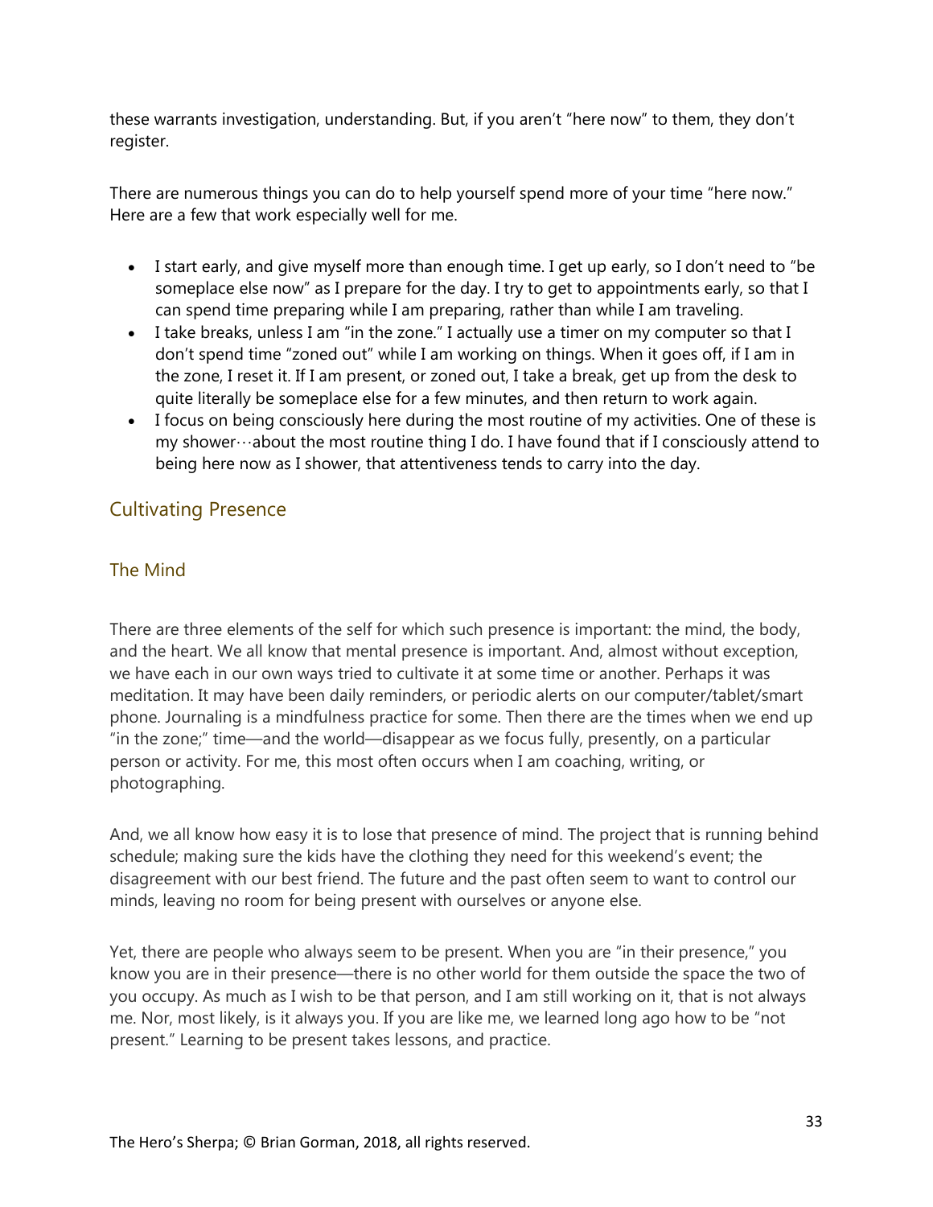these warrants investigation, understanding. But, if you aren't "here now" to them, they don't register.

There are numerous things you can do to help yourself spend more of your time "here now." Here are a few that work especially well for me.

- I start early, and give myself more than enough time. I get up early, so I don't need to "be someplace else now" as I prepare for the day. I try to get to appointments early, so that I can spend time preparing while I am preparing, rather than while I am traveling.
- I take breaks, unless I am "in the zone." I actually use a timer on my computer so that I don't spend time "zoned out" while I am working on things. When it goes off, if I am in the zone, I reset it. If I am present, or zoned out, I take a break, get up from the desk to quite literally be someplace else for a few minutes, and then return to work again.
- I focus on being consciously here during the most routine of my activities. One of these is my shower…about the most routine thing I do. I have found that if I consciously attend to being here now as I shower, that attentiveness tends to carry into the day.

## Cultivating Presence

### The Mind

There are three elements of the self for which such presence is important: the mind, the body, and the heart. We all know that mental presence is important. And, almost without exception, we have each in our own ways tried to cultivate it at some time or another. Perhaps it was meditation. It may have been daily reminders, or periodic alerts on our computer/tablet/smart phone. Journaling is a mindfulness practice for some. Then there are the times when we end up "in the zone;" time—and the world—disappear as we focus fully, presently, on a particular person or activity. For me, this most often occurs when I am coaching, writing, or photographing.

And, we all know how easy it is to lose that presence of mind. The project that is running behind schedule; making sure the kids have the clothing they need for this weekend's event; the disagreement with our best friend. The future and the past often seem to want to control our minds, leaving no room for being present with ourselves or anyone else.

Yet, there are people who always seem to be present. When you are "in their presence," you know you are in their presence—there is no other world for them outside the space the two of you occupy. As much as I wish to be that person, and I am still working on it, that is not always me. Nor, most likely, is it always you. If you are like me, we learned long ago how to be "not present." Learning to be present takes lessons, and practice.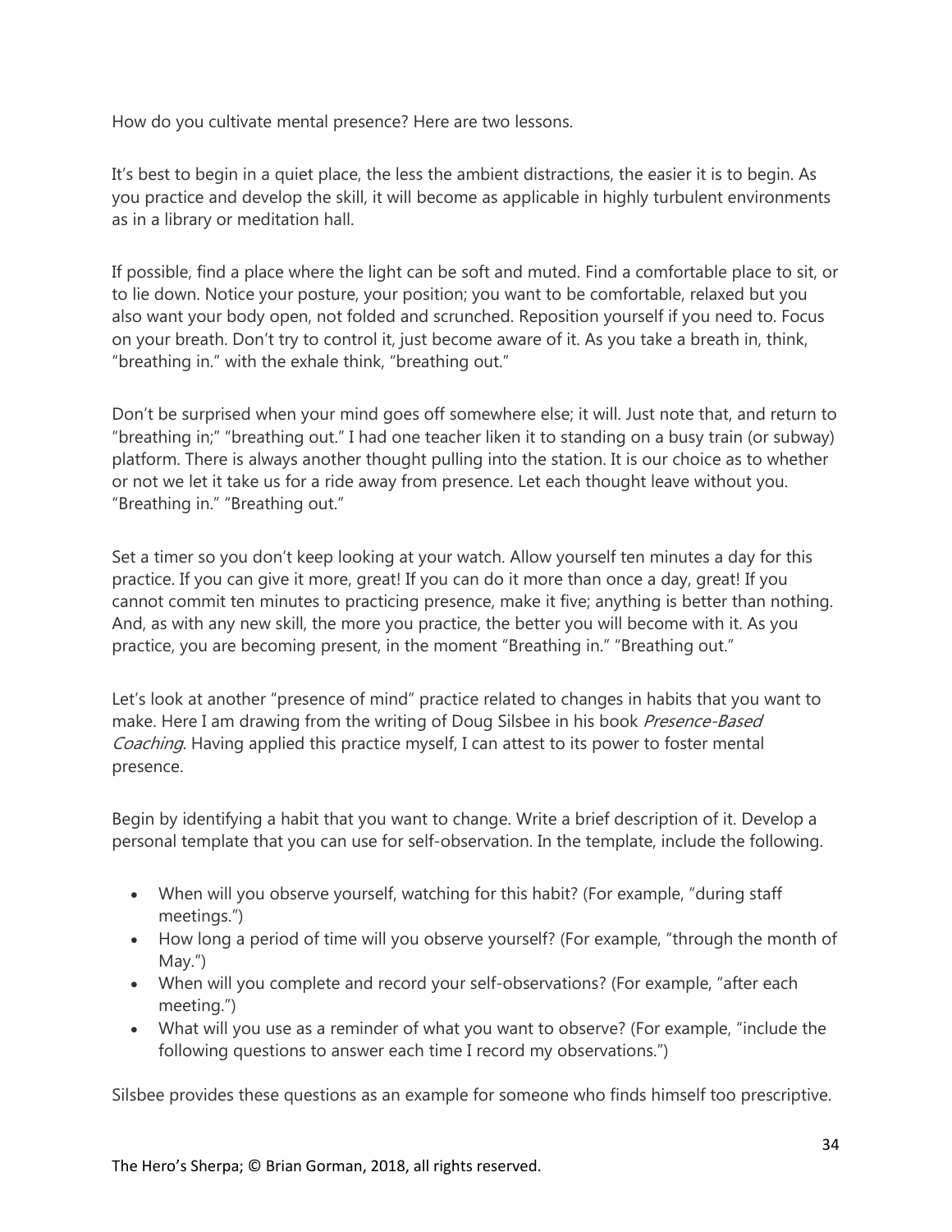How do you cultivate mental presence? Here are two lessons.

It's best to begin in a quiet place, the less the ambient distractions, the easier it is to begin. As you practice and develop the skill, it will become as applicable in highly turbulent environments as in a library or meditation hall.

If possible, find a place where the light can be soft and muted. Find a comfortable place to sit, or to lie down. Notice your posture, your position; you want to be comfortable, relaxed but you also want your body open, not folded and scrunched. Reposition yourself if you need to. Focus on your breath. Don't try to control it, just become aware of it. As you take a breath in, think, "breathing in." with the exhale think, "breathing out."

Don't be surprised when your mind goes off somewhere else; it will. Just note that, and return to "breathing in;" "breathing out." I had one teacher liken it to standing on a busy train (or subway) platform. There is always another thought pulling into the station. It is our choice as to whether or not we let it take us for a ride away from presence. Let each thought leave without you. "Breathing in." "Breathing out."

Set a timer so you don't keep looking at your watch. Allow yourself ten minutes a day for this practice. If you can give it more, great! If you can do it more than once a day, great! If you cannot commit ten minutes to practicing presence, make it five; anything is better than nothing. And, as with any new skill, the more you practice, the better you will become with it. As you practice, you are becoming present, in the moment "Breathing in." "Breathing out."

Let's look at another "presence of mind" practice related to changes in habits that you want to make. Here I am drawing from the writing of Doug Silsbee in his book *Presence-Based Coaching.* Having applied this practice myself, I can attest to its power to foster mental presence.

Begin by identifying a habit that you want to change. Write a brief description of it. Develop a personal template that you can use for self-observation. In the template, include the following.

- When will you observe yourself, watching for this habit? (For example, "during staff meetings.")
- How long a period of time will you observe yourself? (For example, "through the month of May.")
- When will you complete and record your self-observations? (For example, "after each meeting.")
- What will you use as a reminder of what you want to observe? (For example, "include the following questions to answer each time I record my observations.")

Silsbee provides these questions as an example for someone who finds himself too prescriptive.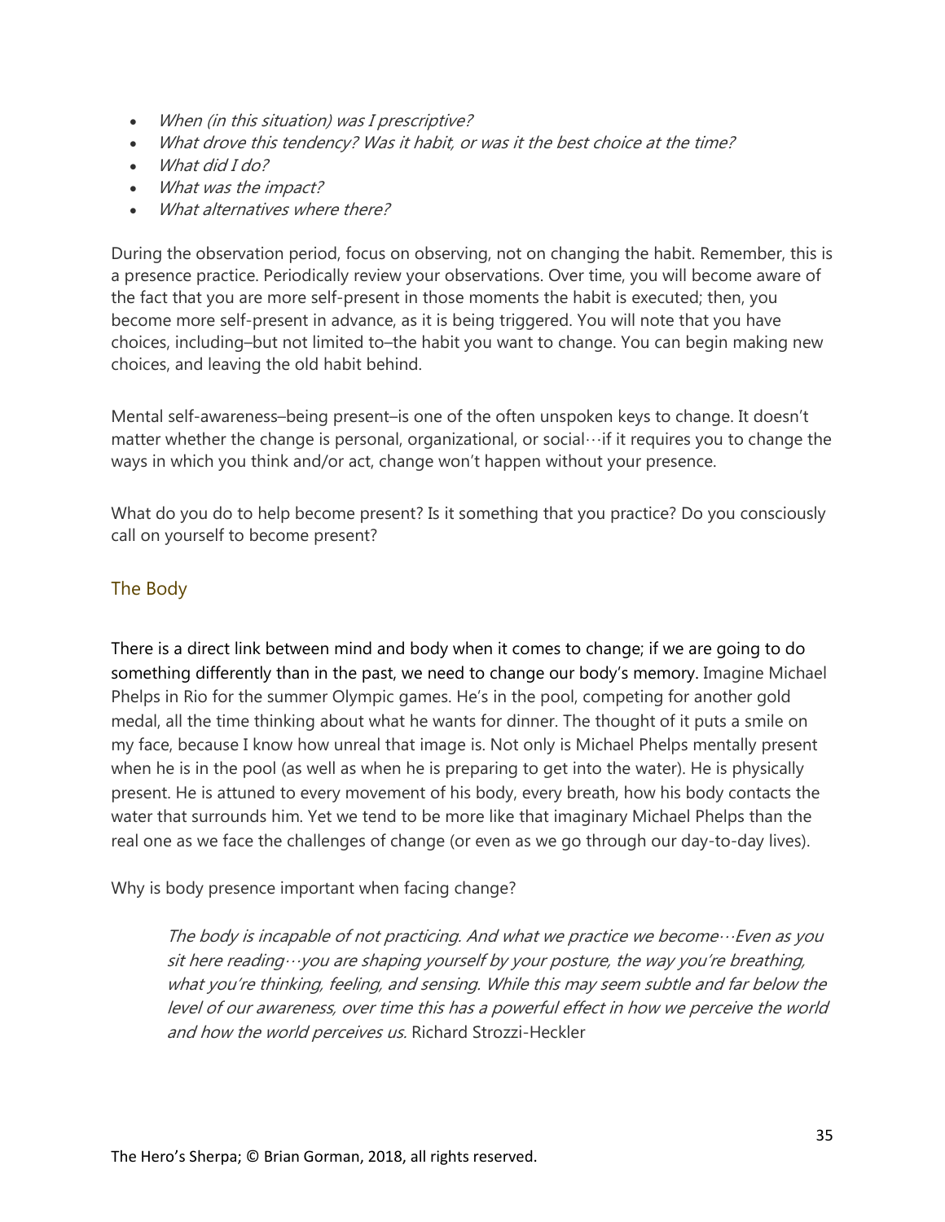- *When (in this situation) was I prescriptive?*
- *What drove this tendency? Was it habit, or was it the best choice at the time?*
- *What did I do?*
- *What was the impact?*
- *What alternatives where there?*

During the observation period, focus on observing, not on changing the habit. Remember, this is a presence practice. Periodically review your observations. Over time, you will become aware of the fact that you are more self-present in those moments the habit is executed; then, you become more self-present in advance, as it is being triggered. You will note that you have choices, including–but not limited to–the habit you want to change. You can begin making new choices, and leaving the old habit behind.

Mental self-awareness–being present–is one of the often unspoken keys to change. It doesn't matter whether the change is personal, organizational, or social…if it requires you to change the ways in which you think and/or act, change won't happen without your presence.

What do you do to help become present? Is it something that you practice? Do you consciously call on yourself to become present?

## The Body

There is a direct link between mind and body when it comes to change; if we are going to do something differently than in the past, we need to change our body's memory. Imagine Michael Phelps in Rio for the summer Olympic games. He's in the pool, competing for another gold medal, all the time thinking about what he wants for dinner. The thought of it puts a smile on my face, because I know how unreal that image is. Not only is Michael Phelps mentally present when he is in the pool (as well as when he is preparing to get into the water). He is physically present. He is attuned to every movement of his body, every breath, how his body contacts the water that surrounds him. Yet we tend to be more like that imaginary Michael Phelps than the real one as we face the challenges of change (or even as we go through our day-to-day lives).

Why is body presence important when facing change?

> *The body is incapable of not practicing. And what we practice we become…Even as you sit here reading…you are shaping yourself by your posture, the way you're breathing, what you're thinking, feeling, and sensing. While this may seem subtle and far below the level of our awareness, over time this has a powerful effect in how we perceive the world and how the world perceives us.* Richard Strozzi-Heckler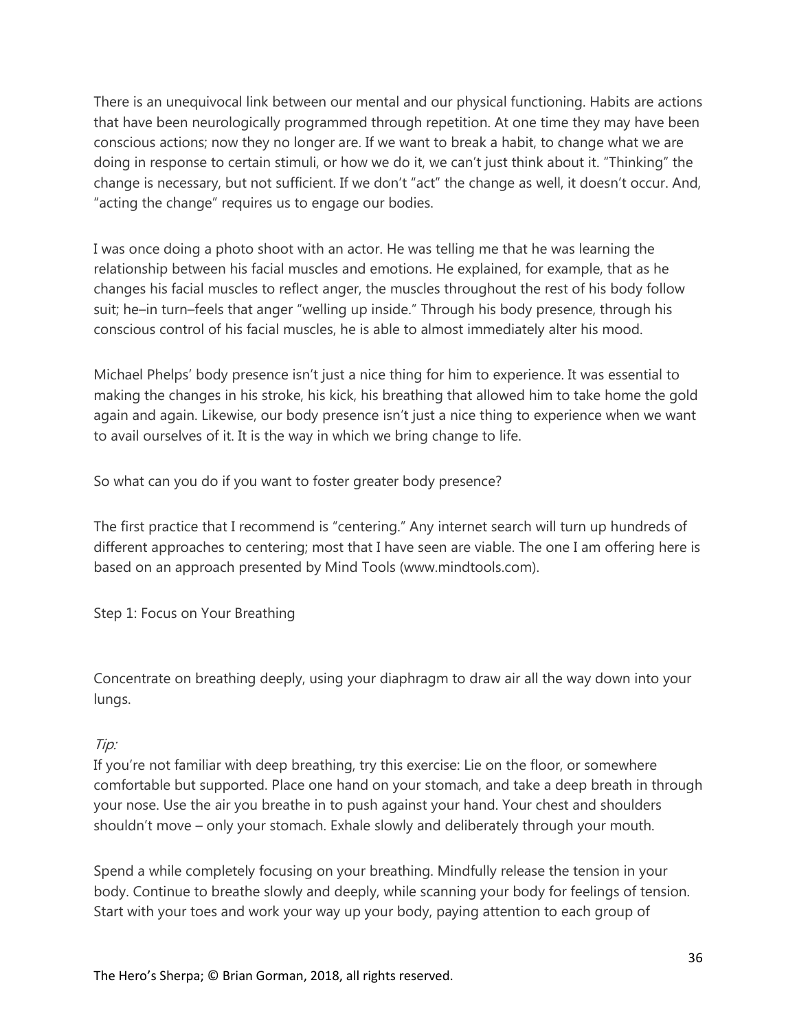There is an unequivocal link between our mental and our physical functioning. Habits are actions that have been neurologically programmed through repetition. At one time they may have been conscious actions; now they no longer are. If we want to break a habit, to change what we are doing in response to certain stimuli, or how we do it, we can't just think about it. "Thinking" the change is necessary, but not sufficient. If we don't "act" the change as well, it doesn't occur. And, "acting the change" requires us to engage our bodies.

I was once doing a photo shoot with an actor. He was telling me that he was learning the relationship between his facial muscles and emotions. He explained, for example, that as he changes his facial muscles to reflect anger, the muscles throughout the rest of his body follow suit; he–in turn–feels that anger "welling up inside." Through his body presence, through his conscious control of his facial muscles, he is able to almost immediately alter his mood.

Michael Phelps' body presence isn't just a nice thing for him to experience. It was essential to making the changes in his stroke, his kick, his breathing that allowed him to take home the gold again and again. Likewise, our body presence isn't just a nice thing to experience when we want to avail ourselves of it. It is the way in which we bring change to life.

So what can you do if you want to foster greater body presence?

The first practice that I recommend is "centering." Any internet search will turn up hundreds of different approaches to centering; most that I have seen are viable. The one I am offering here is based on an approach presented by Mind Tools (www.mindtools.com).

Step 1: Focus on Your Breathing

Concentrate on breathing deeply, using your diaphragm to draw air all the way down into your lungs.

*Tip:*
If you're not familiar with deep breathing, try this exercise: Lie on the floor, or somewhere comfortable but supported. Place one hand on your stomach, and take a deep breath in through your nose. Use the air you breathe in to push against your hand. Your chest and shoulders shouldn't move – only your stomach. Exhale slowly and deliberately through your mouth.

Spend a while completely focusing on your breathing. Mindfully release the tension in your body. Continue to breathe slowly and deeply, while scanning your body for feelings of tension. Start with your toes and work your way up your body, paying attention to each group of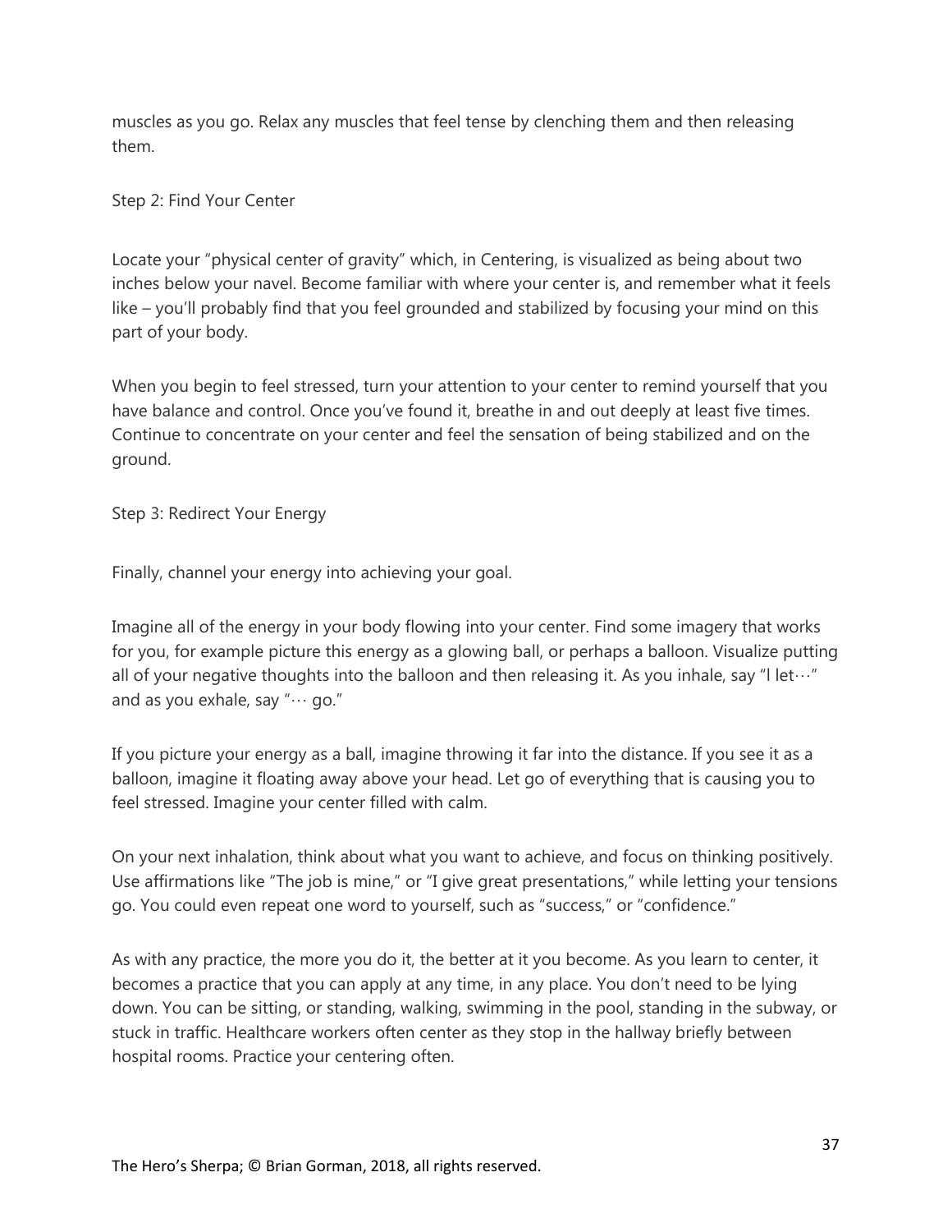muscles as you go. Relax any muscles that feel tense by clenching them and then releasing them.

Step 2: Find Your Center

Locate your "physical center of gravity" which, in Centering, is visualized as being about two inches below your navel. Become familiar with where your center is, and remember what it feels like – you'll probably find that you feel grounded and stabilized by focusing your mind on this part of your body.

When you begin to feel stressed, turn your attention to your center to remind yourself that you have balance and control. Once you've found it, breathe in and out deeply at least five times. Continue to concentrate on your center and feel the sensation of being stabilized and on the ground.

Step 3: Redirect Your Energy

Finally, channel your energy into achieving your goal.

Imagine all of the energy in your body flowing into your center. Find some imagery that works for you, for example picture this energy as a glowing ball, or perhaps a balloon. Visualize putting all of your negative thoughts into the balloon and then releasing it. As you inhale, say "I let…" and as you exhale, say "… go."

If you picture your energy as a ball, imagine throwing it far into the distance. If you see it as a balloon, imagine it floating away above your head. Let go of everything that is causing you to feel stressed. Imagine your center filled with calm.

On your next inhalation, think about what you want to achieve, and focus on thinking positively. Use affirmations like "The job is mine," or "I give great presentations," while letting your tensions go. You could even repeat one word to yourself, such as "success," or "confidence."

As with any practice, the more you do it, the better at it you become. As you learn to center, it becomes a practice that you can apply at any time, in any place. You don't need to be lying down. You can be sitting, or standing, walking, swimming in the pool, standing in the subway, or stuck in traffic. Healthcare workers often center as they stop in the hallway briefly between hospital rooms. Practice your centering often.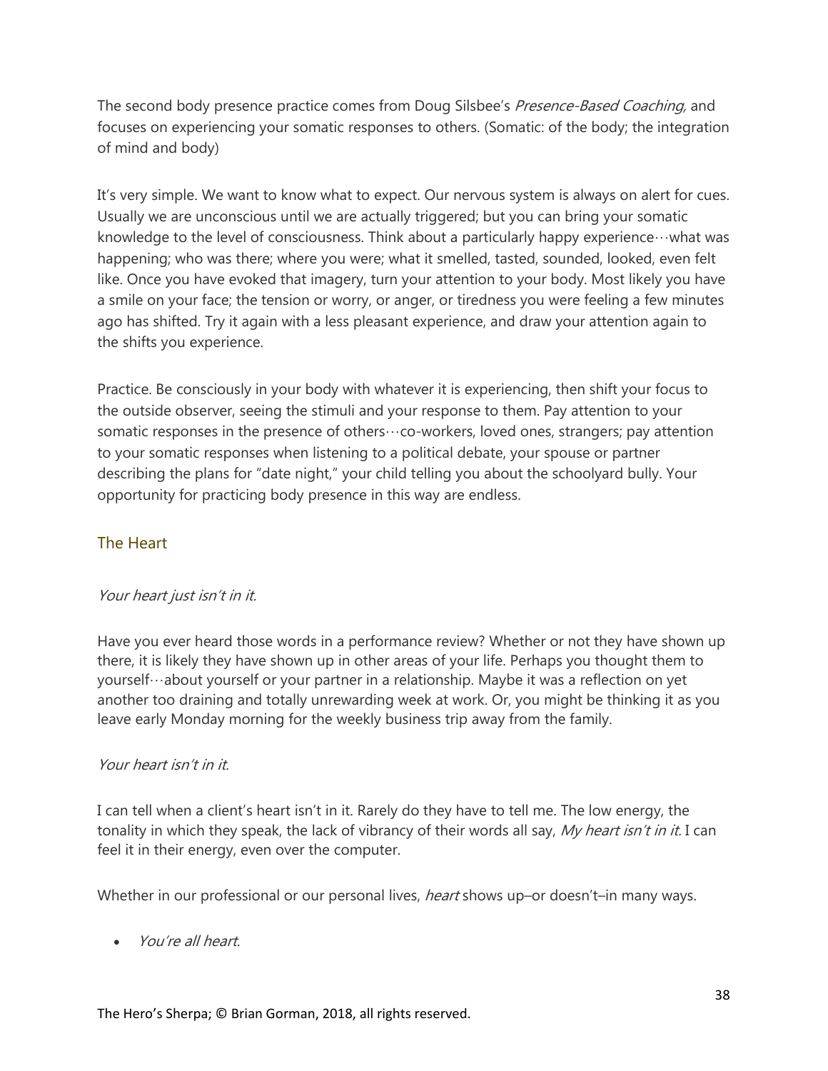The second body presence practice comes from Doug Silsbee's *Presence-Based Coaching,* and focuses on experiencing your somatic responses to others. (Somatic: of the body; the integration of mind and body)

It's very simple. We want to know what to expect. Our nervous system is always on alert for cues. Usually we are unconscious until we are actually triggered; but you can bring your somatic knowledge to the level of consciousness. Think about a particularly happy experience…what was happening; who was there; where you were; what it smelled, tasted, sounded, looked, even felt like. Once you have evoked that imagery, turn your attention to your body. Most likely you have a smile on your face; the tension or worry, or anger, or tiredness you were feeling a few minutes ago has shifted. Try it again with a less pleasant experience, and draw your attention again to the shifts you experience.

Practice. Be consciously in your body with whatever it is experiencing, then shift your focus to the outside observer, seeing the stimuli and your response to them. Pay attention to your somatic responses in the presence of others…co-workers, loved ones, strangers; pay attention to your somatic responses when listening to a political debate, your spouse or partner describing the plans for "date night," your child telling you about the schoolyard bully. Your opportunity for practicing body presence in this way are endless.

## The Heart

*Your heart just isn't in it.*

Have you ever heard those words in a performance review? Whether or not they have shown up there, it is likely they have shown up in other areas of your life. Perhaps you thought them to yourself…about yourself or your partner in a relationship. Maybe it was a reflection on yet another too draining and totally unrewarding week at work. Or, you might be thinking it as you leave early Monday morning for the weekly business trip away from the family.

*Your heart isn't in it.*

I can tell when a client's heart isn't in it. Rarely do they have to tell me. The low energy, the tonality in which they speak, the lack of vibrancy of their words all say, *My heart isn't in it.* I can feel it in their energy, even over the computer.

Whether in our professional or our personal lives, *heart* shows up–or doesn't–in many ways.

- *You're all heart.*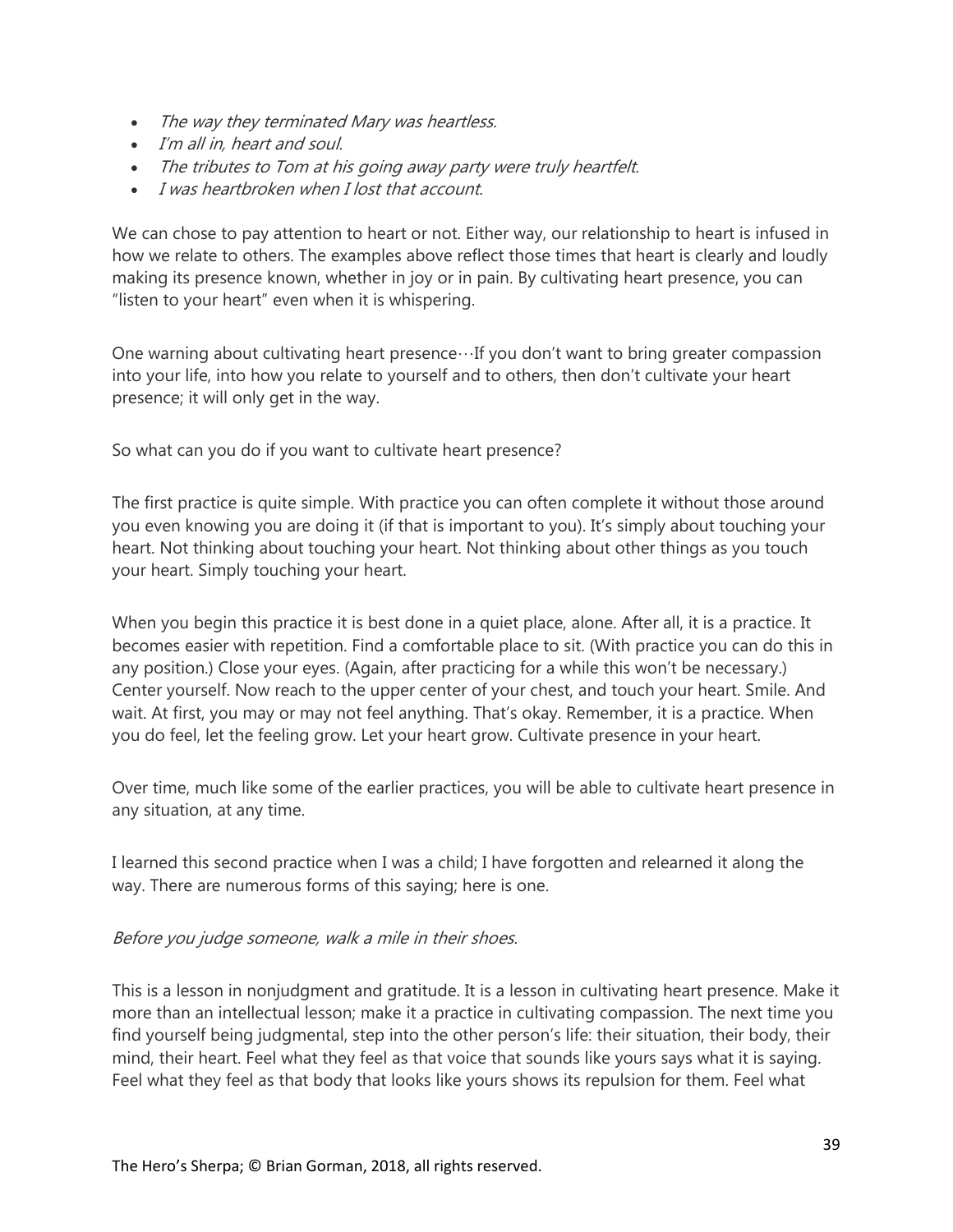- *The way they terminated Mary was heartless.*
- *I'm all in, heart and soul.*
- *The tributes to Tom at his going away party were truly heartfelt.*
- *I was heartbroken when I lost that account.*

We can chose to pay attention to heart or not. Either way, our relationship to heart is infused in how we relate to others. The examples above reflect those times that heart is clearly and loudly making its presence known, whether in joy or in pain. By cultivating heart presence, you can "listen to your heart" even when it is whispering.

One warning about cultivating heart presence…If you don't want to bring greater compassion into your life, into how you relate to yourself and to others, then don't cultivate your heart presence; it will only get in the way.

So what can you do if you want to cultivate heart presence?

The first practice is quite simple. With practice you can often complete it without those around you even knowing you are doing it (if that is important to you). It's simply about touching your heart. Not thinking about touching your heart. Not thinking about other things as you touch your heart. Simply touching your heart.

When you begin this practice it is best done in a quiet place, alone. After all, it is a practice. It becomes easier with repetition. Find a comfortable place to sit. (With practice you can do this in any position.) Close your eyes. (Again, after practicing for a while this won't be necessary.) Center yourself. Now reach to the upper center of your chest, and touch your heart. Smile. And wait. At first, you may or may not feel anything. That's okay. Remember, it is a practice. When you do feel, let the feeling grow. Let your heart grow. Cultivate presence in your heart.

Over time, much like some of the earlier practices, you will be able to cultivate heart presence in any situation, at any time.

I learned this second practice when I was a child; I have forgotten and relearned it along the way. There are numerous forms of this saying; here is one.

*Before you judge someone, walk a mile in their shoes.*

This is a lesson in nonjudgment and gratitude. It is a lesson in cultivating heart presence. Make it more than an intellectual lesson; make it a practice in cultivating compassion. The next time you find yourself being judgmental, step into the other person's life: their situation, their body, their mind, their heart. Feel what they feel as that voice that sounds like yours says what it is saying. Feel what they feel as that body that looks like yours shows its repulsion for them. Feel what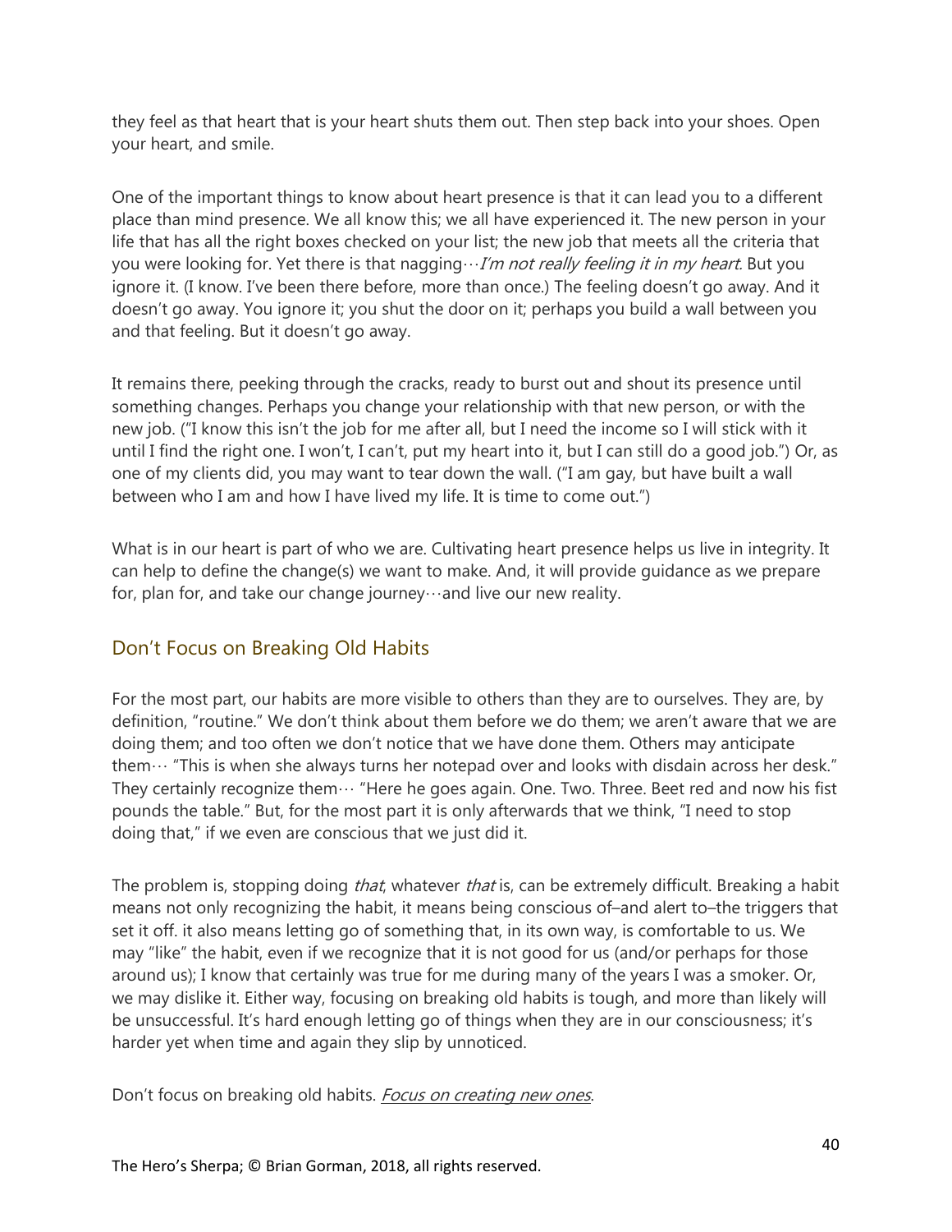they feel as that heart that is your heart shuts them out. Then step back into your shoes. Open your heart, and smile.

One of the important things to know about heart presence is that it can lead you to a different place than mind presence. We all know this; we all have experienced it. The new person in your life that has all the right boxes checked on your list; the new job that meets all the criteria that you were looking for. Yet there is that nagging…*I'm not really feeling it in my heart.* But you ignore it. (I know. I've been there before, more than once.) The feeling doesn't go away. And it doesn't go away. You ignore it; you shut the door on it; perhaps you build a wall between you and that feeling. But it doesn't go away.

It remains there, peeking through the cracks, ready to burst out and shout its presence until something changes. Perhaps you change your relationship with that new person, or with the new job. ("I know this isn't the job for me after all, but I need the income so I will stick with it until I find the right one. I won't, I can't, put my heart into it, but I can still do a good job.") Or, as one of my clients did, you may want to tear down the wall. ("I am gay, but have built a wall between who I am and how I have lived my life. It is time to come out.")

What is in our heart is part of who we are. Cultivating heart presence helps us live in integrity. It can help to define the change(s) we want to make. And, it will provide guidance as we prepare for, plan for, and take our change journey…and live our new reality.

## Don't Focus on Breaking Old Habits

For the most part, our habits are more visible to others than they are to ourselves. They are, by definition, "routine." We don't think about them before we do them; we aren't aware that we are doing them; and too often we don't notice that we have done them. Others may anticipate them… "This is when she always turns her notepad over and looks with disdain across her desk." They certainly recognize them… "Here he goes again. One. Two. Three. Beet red and now his fist pounds the table." But, for the most part it is only afterwards that we think, "I need to stop doing that," if we even are conscious that we just did it.

The problem is, stopping doing *that*, whatever *that* is, can be extremely difficult. Breaking a habit means not only recognizing the habit, it means being conscious of–and alert to–the triggers that set it off. it also means letting go of something that, in its own way, is comfortable to us. We may "like" the habit, even if we recognize that it is not good for us (and/or perhaps for those around us); I know that certainly was true for me during many of the years I was a smoker. Or, we may dislike it. Either way, focusing on breaking old habits is tough, and more than likely will be unsuccessful. It's hard enough letting go of things when they are in our consciousness; it's harder yet when time and again they slip by unnoticed.

Don't focus on breaking old habits. *Focus on creating new ones*.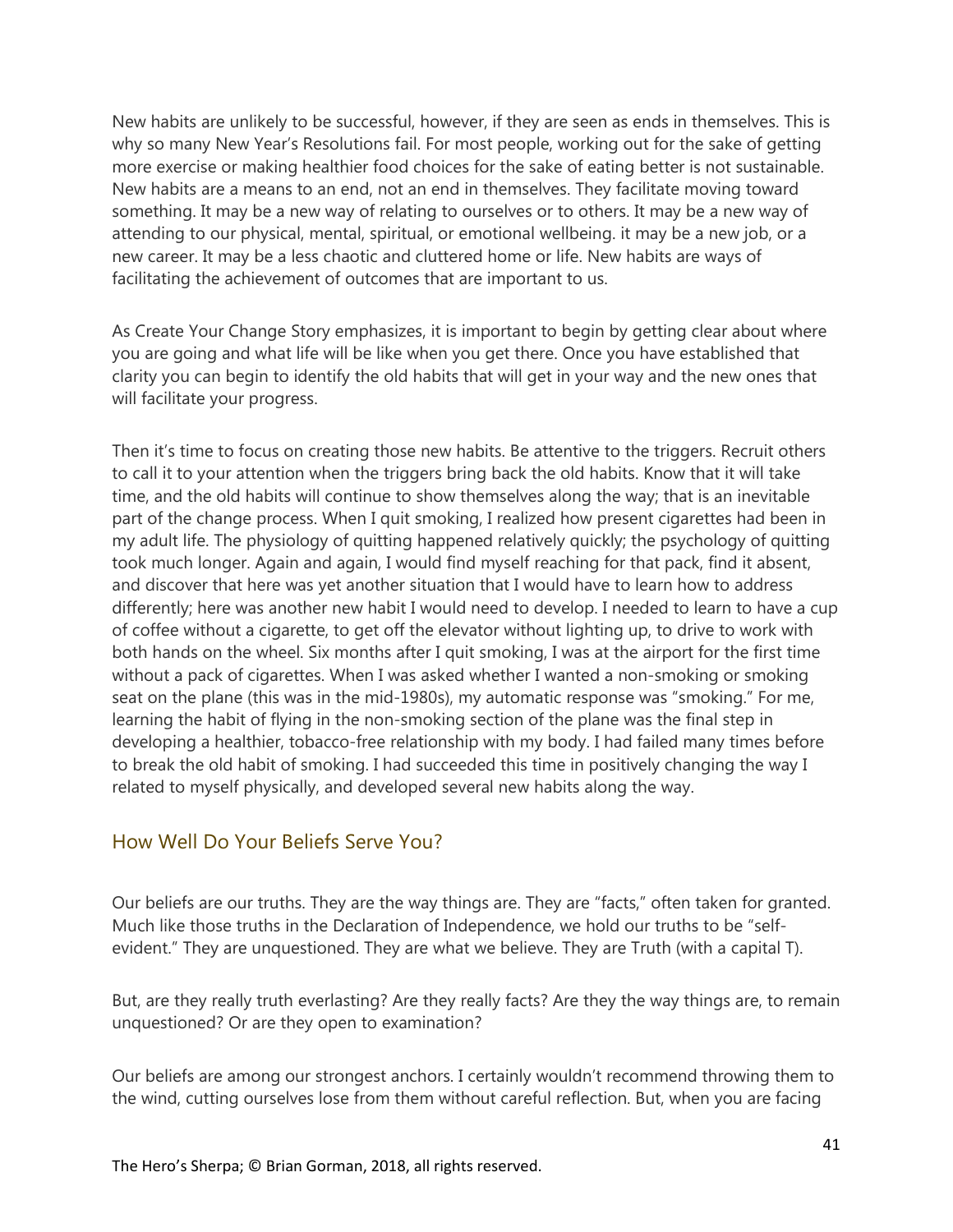New habits are unlikely to be successful, however, if they are seen as ends in themselves. This is why so many New Year's Resolutions fail. For most people, working out for the sake of getting more exercise or making healthier food choices for the sake of eating better is not sustainable. New habits are a means to an end, not an end in themselves. They facilitate moving toward something. It may be a new way of relating to ourselves or to others. It may be a new way of attending to our physical, mental, spiritual, or emotional wellbeing. it may be a new job, or a new career. It may be a less chaotic and cluttered home or life. New habits are ways of facilitating the achievement of outcomes that are important to us.

As Create Your Change Story emphasizes, it is important to begin by getting clear about where you are going and what life will be like when you get there. Once you have established that clarity you can begin to identify the old habits that will get in your way and the new ones that will facilitate your progress.

Then it's time to focus on creating those new habits. Be attentive to the triggers. Recruit others to call it to your attention when the triggers bring back the old habits. Know that it will take time, and the old habits will continue to show themselves along the way; that is an inevitable part of the change process. When I quit smoking, I realized how present cigarettes had been in my adult life. The physiology of quitting happened relatively quickly; the psychology of quitting took much longer. Again and again, I would find myself reaching for that pack, find it absent, and discover that here was yet another situation that I would have to learn how to address differently; here was another new habit I would need to develop. I needed to learn to have a cup of coffee without a cigarette, to get off the elevator without lighting up, to drive to work with both hands on the wheel. Six months after I quit smoking, I was at the airport for the first time without a pack of cigarettes. When I was asked whether I wanted a non-smoking or smoking seat on the plane (this was in the mid-1980s), my automatic response was "smoking." For me, learning the habit of flying in the non-smoking section of the plane was the final step in developing a healthier, tobacco-free relationship with my body. I had failed many times before to break the old habit of smoking. I had succeeded this time in positively changing the way I related to myself physically, and developed several new habits along the way.

## How Well Do Your Beliefs Serve You?

Our beliefs are our truths. They are the way things are. They are "facts," often taken for granted. Much like those truths in the Declaration of Independence, we hold our truths to be "self-evident." They are unquestioned. They are what we believe. They are Truth (with a capital T).

But, are they really truth everlasting? Are they really facts? Are they the way things are, to remain unquestioned? Or are they open to examination?

Our beliefs are among our strongest anchors. I certainly wouldn't recommend throwing them to the wind, cutting ourselves lose from them without careful reflection. But, when you are facing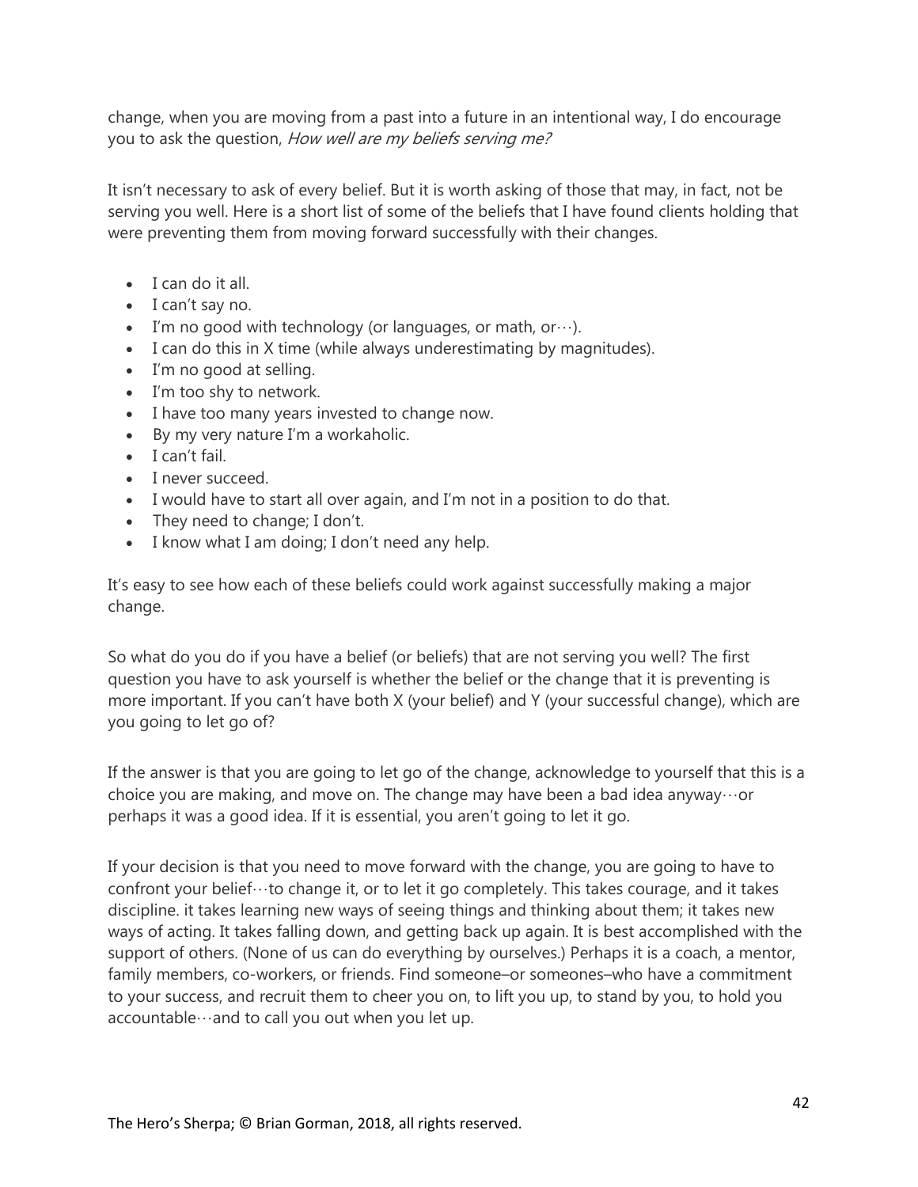change, when you are moving from a past into a future in an intentional way, I do encourage you to ask the question, *How well are my beliefs serving me?*

It isn't necessary to ask of every belief. But it is worth asking of those that may, in fact, not be serving you well. Here is a short list of some of the beliefs that I have found clients holding that were preventing them from moving forward successfully with their changes.

- I can do it all.
- I can't say no.
- I'm no good with technology (or languages, or math, or…).
- I can do this in X time (while always underestimating by magnitudes).
- I'm no good at selling.
- I'm too shy to network.
- I have too many years invested to change now.
- By my very nature I'm a workaholic.
- I can't fail.
- I never succeed.
- I would have to start all over again, and I'm not in a position to do that.
- They need to change; I don't.
- I know what I am doing; I don't need any help.

It's easy to see how each of these beliefs could work against successfully making a major change.

So what do you do if you have a belief (or beliefs) that are not serving you well? The first question you have to ask yourself is whether the belief or the change that it is preventing is more important. If you can't have both X (your belief) and Y (your successful change), which are you going to let go of?

If the answer is that you are going to let go of the change, acknowledge to yourself that this is a choice you are making, and move on. The change may have been a bad idea anyway…or perhaps it was a good idea. If it is essential, you aren't going to let it go.

If your decision is that you need to move forward with the change, you are going to have to confront your belief…to change it, or to let it go completely. This takes courage, and it takes discipline. it takes learning new ways of seeing things and thinking about them; it takes new ways of acting. It takes falling down, and getting back up again. It is best accomplished with the support of others. (None of us can do everything by ourselves.) Perhaps it is a coach, a mentor, family members, co-workers, or friends. Find someone–or someones–who have a commitment to your success, and recruit them to cheer you on, to lift you up, to stand by you, to hold you accountable…and to call you out when you let up.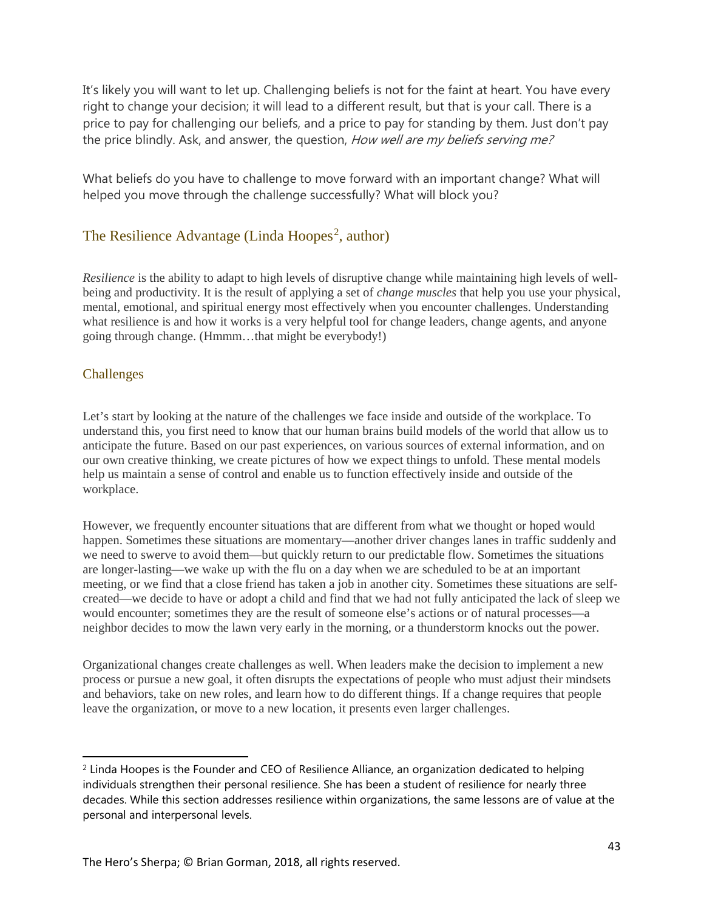It's likely you will want to let up. Challenging beliefs is not for the faint at heart. You have every right to change your decision; it will lead to a different result, but that is your call. There is a price to pay for challenging our beliefs, and a price to pay for standing by them. Just don't pay the price blindly. Ask, and answer, the question, *How well are my beliefs serving me?*

What beliefs do you have to challenge to move forward with an important change? What will helped you move through the challenge successfully? What will block you?

## The Resilience Advantage (Linda Hoopes[2], author)

*Resilience* is the ability to adapt to high levels of disruptive change while maintaining high levels of well-being and productivity. It is the result of applying a set of *change muscles* that help you use your physical, mental, emotional, and spiritual energy most effectively when you encounter challenges. Understanding what resilience is and how it works is a very helpful tool for change leaders, change agents, and anyone going through change. (Hmmm…that might be everybody!)

### Challenges

Let's start by looking at the nature of the challenges we face inside and outside of the workplace. To understand this, you first need to know that our human brains build models of the world that allow us to anticipate the future. Based on our past experiences, on various sources of external information, and on our own creative thinking, we create pictures of how we expect things to unfold. These mental models help us maintain a sense of control and enable us to function effectively inside and outside of the workplace.

However, we frequently encounter situations that are different from what we thought or hoped would happen. Sometimes these situations are momentary—another driver changes lanes in traffic suddenly and we need to swerve to avoid them—but quickly return to our predictable flow. Sometimes the situations are longer-lasting—we wake up with the flu on a day when we are scheduled to be at an important meeting, or we find that a close friend has taken a job in another city. Sometimes these situations are self-created—we decide to have or adopt a child and find that we had not fully anticipated the lack of sleep we would encounter; sometimes they are the result of someone else's actions or of natural processes—a neighbor decides to mow the lawn very early in the morning, or a thunderstorm knocks out the power.

Organizational changes create challenges as well. When leaders make the decision to implement a new process or pursue a new goal, it often disrupts the expectations of people who must adjust their mindsets and behaviors, take on new roles, and learn how to do different things. If a change requires that people leave the organization, or move to a new location, it presents even larger challenges.

---

[2] Linda Hoopes is the Founder and CEO of Resilience Alliance, an organization dedicated to helping individuals strengthen their personal resilience. She has been a student of resilience for nearly three decades. While this section addresses resilience within organizations, the same lessons are of value at the personal and interpersonal levels.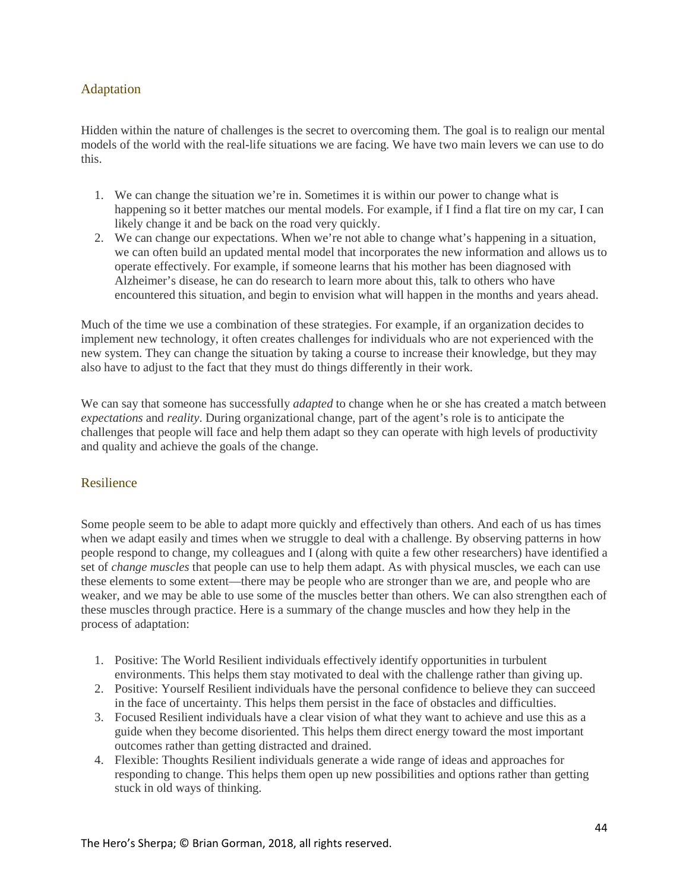## Adaptation

Hidden within the nature of challenges is the secret to overcoming them. The goal is to realign our mental models of the world with the real-life situations we are facing. We have two main levers we can use to do this.

1. We can change the situation we're in. Sometimes it is within our power to change what is happening so it better matches our mental models. For example, if I find a flat tire on my car, I can likely change it and be back on the road very quickly.
2. We can change our expectations. When we're not able to change what's happening in a situation, we can often build an updated mental model that incorporates the new information and allows us to operate effectively. For example, if someone learns that his mother has been diagnosed with Alzheimer's disease, he can do research to learn more about this, talk to others who have encountered this situation, and begin to envision what will happen in the months and years ahead.

Much of the time we use a combination of these strategies. For example, if an organization decides to implement new technology, it often creates challenges for individuals who are not experienced with the new system. They can change the situation by taking a course to increase their knowledge, but they may also have to adjust to the fact that they must do things differently in their work.

We can say that someone has successfully *adapted* to change when he or she has created a match between *expectations* and *reality*. During organizational change, part of the agent's role is to anticipate the challenges that people will face and help them adapt so they can operate with high levels of productivity and quality and achieve the goals of the change.

## Resilience

Some people seem to be able to adapt more quickly and effectively than others. And each of us has times when we adapt easily and times when we struggle to deal with a challenge. By observing patterns in how people respond to change, my colleagues and I (along with quite a few other researchers) have identified a set of *change muscles* that people can use to help them adapt. As with physical muscles, we each can use these elements to some extent—there may be people who are stronger than we are, and people who are weaker, and we may be able to use some of the muscles better than others. We can also strengthen each of these muscles through practice. Here is a summary of the change muscles and how they help in the process of adaptation:

1. Positive: The World Resilient individuals effectively identify opportunities in turbulent environments. This helps them stay motivated to deal with the challenge rather than giving up.
2. Positive: Yourself Resilient individuals have the personal confidence to believe they can succeed in the face of uncertainty. This helps them persist in the face of obstacles and difficulties.
3. Focused Resilient individuals have a clear vision of what they want to achieve and use this as a guide when they become disoriented. This helps them direct energy toward the most important outcomes rather than getting distracted and drained.
4. Flexible: Thoughts Resilient individuals generate a wide range of ideas and approaches for responding to change. This helps them open up new possibilities and options rather than getting stuck in old ways of thinking.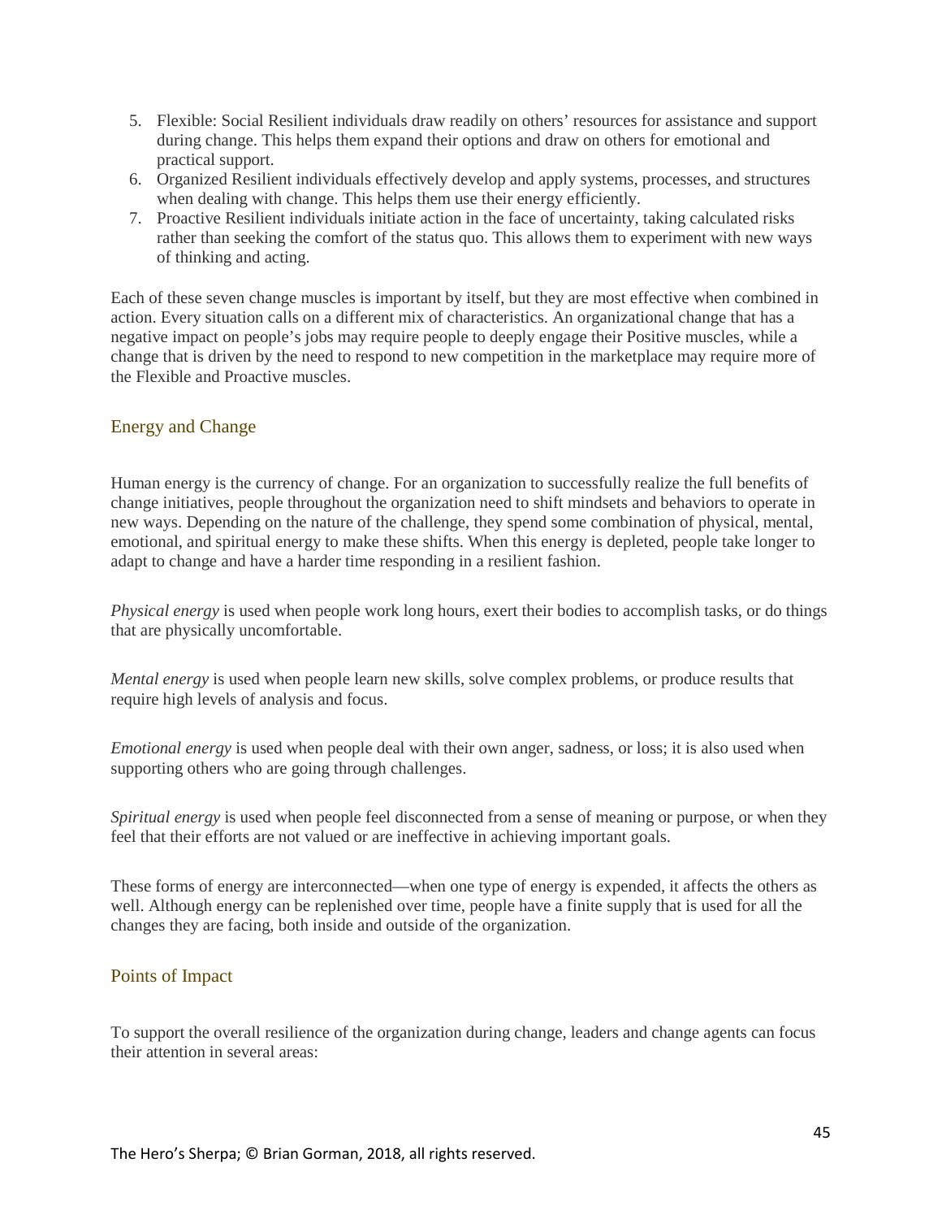5. Flexible: Social Resilient individuals draw readily on others' resources for assistance and support during change. This helps them expand their options and draw on others for emotional and practical support.
6. Organized Resilient individuals effectively develop and apply systems, processes, and structures when dealing with change. This helps them use their energy efficiently.
7. Proactive Resilient individuals initiate action in the face of uncertainty, taking calculated risks rather than seeking the comfort of the status quo. This allows them to experiment with new ways of thinking and acting.

Each of these seven change muscles is important by itself, but they are most effective when combined in action. Every situation calls on a different mix of characteristics. An organizational change that has a negative impact on people's jobs may require people to deeply engage their Positive muscles, while a change that is driven by the need to respond to new competition in the marketplace may require more of the Flexible and Proactive muscles.

## Energy and Change

Human energy is the currency of change. For an organization to successfully realize the full benefits of change initiatives, people throughout the organization need to shift mindsets and behaviors to operate in new ways. Depending on the nature of the challenge, they spend some combination of physical, mental, emotional, and spiritual energy to make these shifts. When this energy is depleted, people take longer to adapt to change and have a harder time responding in a resilient fashion.

*Physical energy* is used when people work long hours, exert their bodies to accomplish tasks, or do things that are physically uncomfortable.

*Mental energy* is used when people learn new skills, solve complex problems, or produce results that require high levels of analysis and focus.

*Emotional energy* is used when people deal with their own anger, sadness, or loss; it is also used when supporting others who are going through challenges.

*Spiritual energy* is used when people feel disconnected from a sense of meaning or purpose, or when they feel that their efforts are not valued or are ineffective in achieving important goals.

These forms of energy are interconnected—when one type of energy is expended, it affects the others as well. Although energy can be replenished over time, people have a finite supply that is used for all the changes they are facing, both inside and outside of the organization.

## Points of Impact

To support the overall resilience of the organization during change, leaders and change agents can focus their attention in several areas: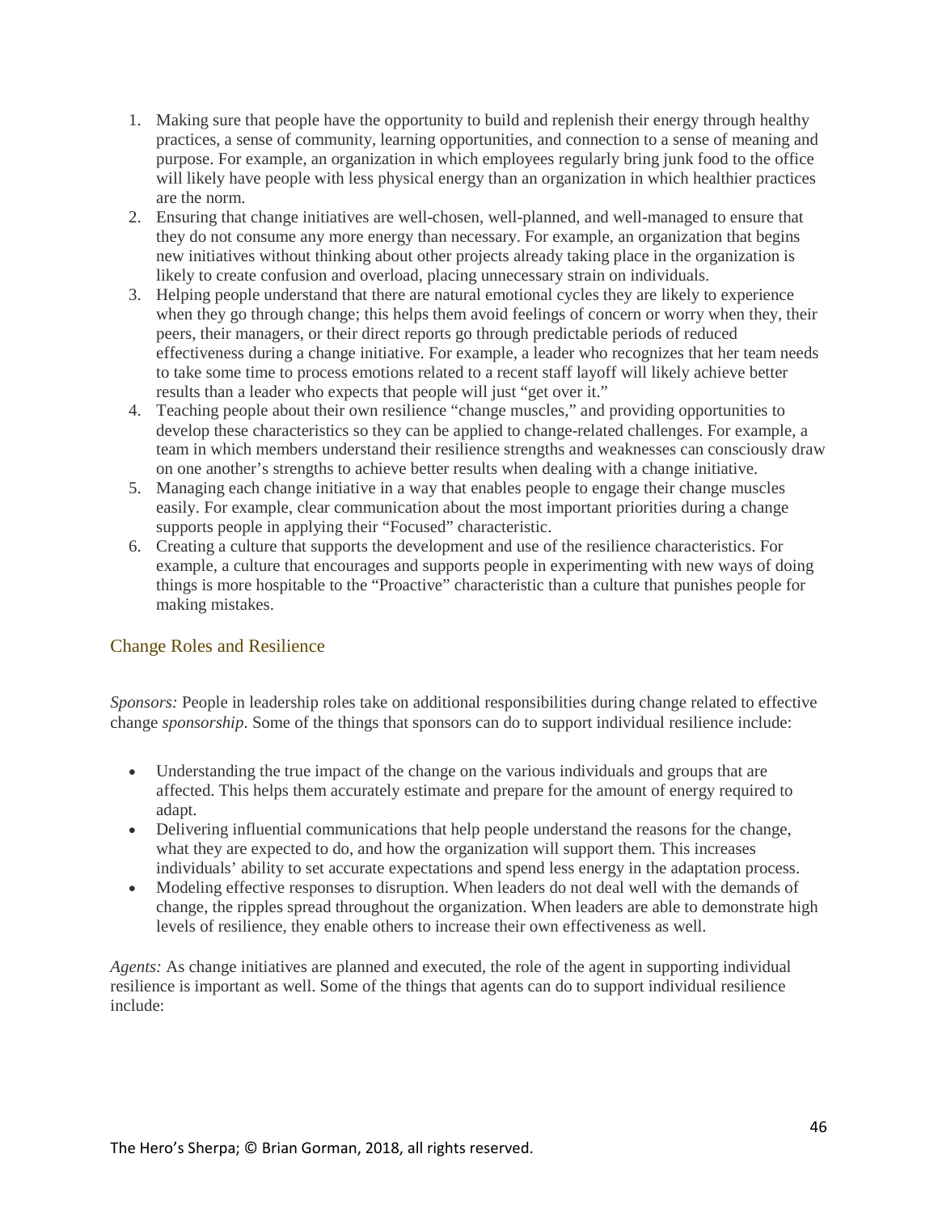1. Making sure that people have the opportunity to build and replenish their energy through healthy practices, a sense of community, learning opportunities, and connection to a sense of meaning and purpose. For example, an organization in which employees regularly bring junk food to the office will likely have people with less physical energy than an organization in which healthier practices are the norm.
2. Ensuring that change initiatives are well-chosen, well-planned, and well-managed to ensure that they do not consume any more energy than necessary. For example, an organization that begins new initiatives without thinking about other projects already taking place in the organization is likely to create confusion and overload, placing unnecessary strain on individuals.
3. Helping people understand that there are natural emotional cycles they are likely to experience when they go through change; this helps them avoid feelings of concern or worry when they, their peers, their managers, or their direct reports go through predictable periods of reduced effectiveness during a change initiative. For example, a leader who recognizes that her team needs to take some time to process emotions related to a recent staff layoff will likely achieve better results than a leader who expects that people will just "get over it."
4. Teaching people about their own resilience "change muscles," and providing opportunities to develop these characteristics so they can be applied to change-related challenges. For example, a team in which members understand their resilience strengths and weaknesses can consciously draw on one another's strengths to achieve better results when dealing with a change initiative.
5. Managing each change initiative in a way that enables people to engage their change muscles easily. For example, clear communication about the most important priorities during a change supports people in applying their "Focused" characteristic.
6. Creating a culture that supports the development and use of the resilience characteristics. For example, a culture that encourages and supports people in experimenting with new ways of doing things is more hospitable to the "Proactive" characteristic than a culture that punishes people for making mistakes.

## Change Roles and Resilience

*Sponsors:* People in leadership roles take on additional responsibilities during change related to effective change *sponsorship*. Some of the things that sponsors can do to support individual resilience include:

- Understanding the true impact of the change on the various individuals and groups that are affected. This helps them accurately estimate and prepare for the amount of energy required to adapt.
- Delivering influential communications that help people understand the reasons for the change, what they are expected to do, and how the organization will support them. This increases individuals' ability to set accurate expectations and spend less energy in the adaptation process.
- Modeling effective responses to disruption. When leaders do not deal well with the demands of change, the ripples spread throughout the organization. When leaders are able to demonstrate high levels of resilience, they enable others to increase their own effectiveness as well.

*Agents:* As change initiatives are planned and executed, the role of the agent in supporting individual resilience is important as well. Some of the things that agents can do to support individual resilience include: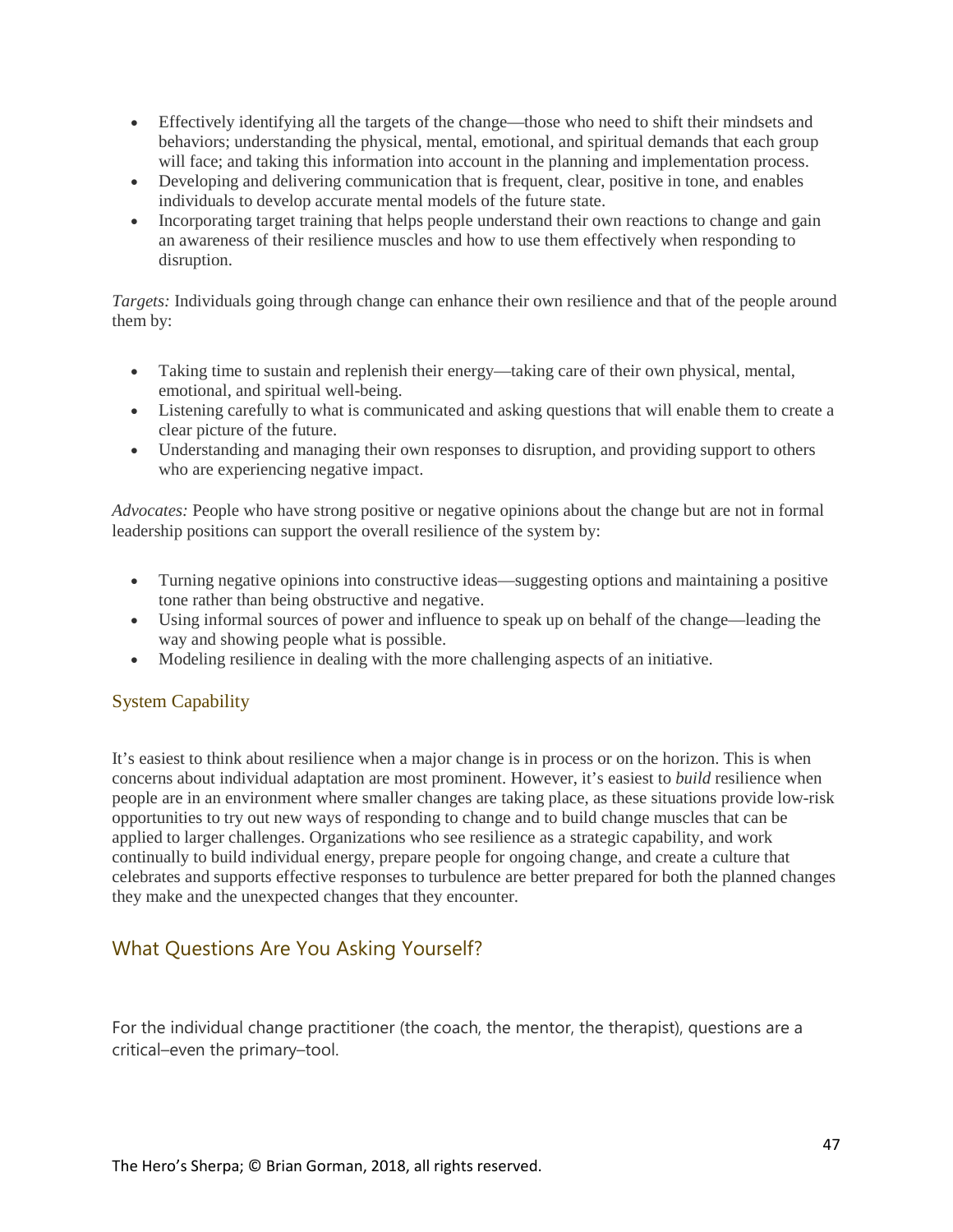- Effectively identifying all the targets of the change—those who need to shift their mindsets and behaviors; understanding the physical, mental, emotional, and spiritual demands that each group will face; and taking this information into account in the planning and implementation process.
- Developing and delivering communication that is frequent, clear, positive in tone, and enables individuals to develop accurate mental models of the future state.
- Incorporating target training that helps people understand their own reactions to change and gain an awareness of their resilience muscles and how to use them effectively when responding to disruption.

*Targets:* Individuals going through change can enhance their own resilience and that of the people around them by:

- Taking time to sustain and replenish their energy—taking care of their own physical, mental, emotional, and spiritual well-being.
- Listening carefully to what is communicated and asking questions that will enable them to create a clear picture of the future.
- Understanding and managing their own responses to disruption, and providing support to others who are experiencing negative impact.

*Advocates:* People who have strong positive or negative opinions about the change but are not in formal leadership positions can support the overall resilience of the system by:

- Turning negative opinions into constructive ideas—suggesting options and maintaining a positive tone rather than being obstructive and negative.
- Using informal sources of power and influence to speak up on behalf of the change—leading the way and showing people what is possible.
- Modeling resilience in dealing with the more challenging aspects of an initiative.

### System Capability

It's easiest to think about resilience when a major change is in process or on the horizon. This is when concerns about individual adaptation are most prominent. However, it's easiest to *build* resilience when people are in an environment where smaller changes are taking place, as these situations provide low-risk opportunities to try out new ways of responding to change and to build change muscles that can be applied to larger challenges. Organizations who see resilience as a strategic capability, and work continually to build individual energy, prepare people for ongoing change, and create a culture that celebrates and supports effective responses to turbulence are better prepared for both the planned changes they make and the unexpected changes that they encounter.

## What Questions Are You Asking Yourself?

For the individual change practitioner (the coach, the mentor, the therapist), questions are a critical–even the primary–tool.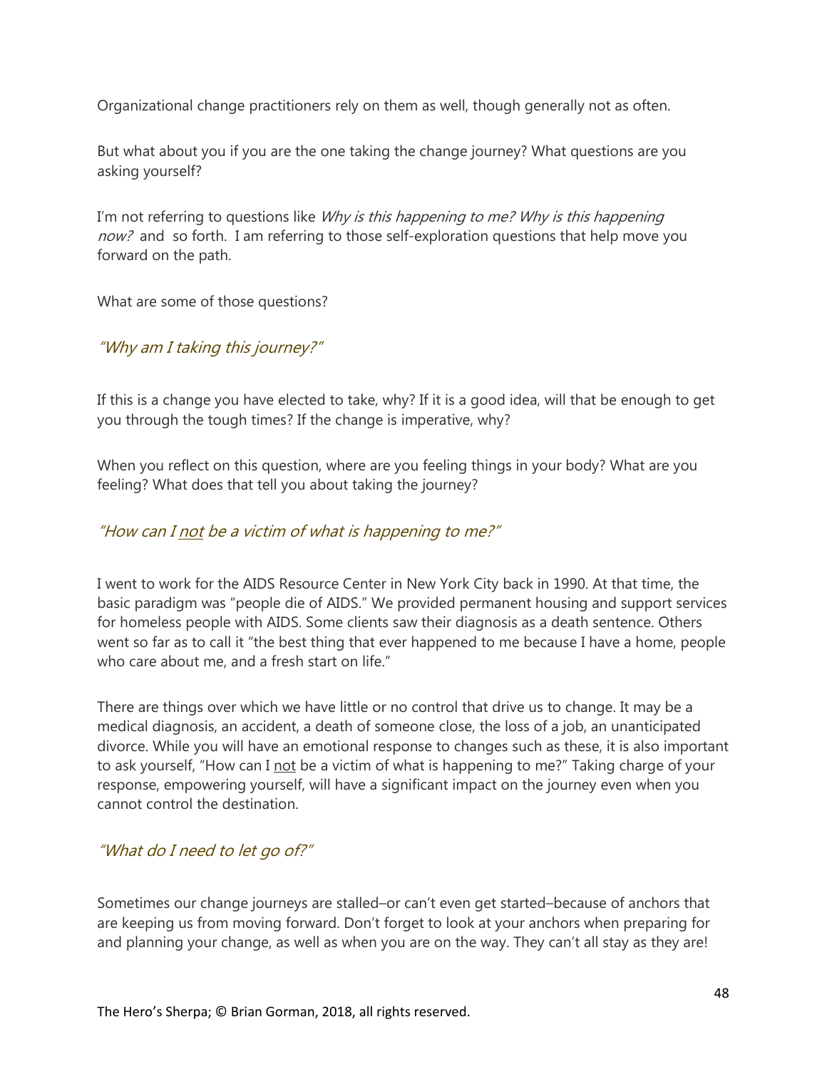Organizational change practitioners rely on them as well, though generally not as often.

But what about you if you are the one taking the change journey? What questions are you asking yourself?

I'm not referring to questions like *Why is this happening to me? Why is this happening now?* and so forth. I am referring to those self-exploration questions that help move you forward on the path.

What are some of those questions?

### *"Why am I taking this journey?"*

If this is a change you have elected to take, why? If it is a good idea, will that be enough to get you through the tough times? If the change is imperative, why?

When you reflect on this question, where are you feeling things in your body? What are you feeling? What does that tell you about taking the journey?

### *"How can I <u>not</u> be a victim of what is happening to me?"*

I went to work for the AIDS Resource Center in New York City back in 1990. At that time, the basic paradigm was "people die of AIDS." We provided permanent housing and support services for homeless people with AIDS. Some clients saw their diagnosis as a death sentence. Others went so far as to call it "the best thing that ever happened to me because I have a home, people who care about me, and a fresh start on life."

There are things over which we have little or no control that drive us to change. It may be a medical diagnosis, an accident, a death of someone close, the loss of a job, an unanticipated divorce. While you will have an emotional response to changes such as these, it is also important to ask yourself, "How can I <u>not</u> be a victim of what is happening to me?" Taking charge of your response, empowering yourself, will have a significant impact on the journey even when you cannot control the destination.

### *"What do I need to let go of?"*

Sometimes our change journeys are stalled–or can't even get started–because of anchors that are keeping us from moving forward. Don't forget to look at your anchors when preparing for and planning your change, as well as when you are on the way. They can't all stay as they are!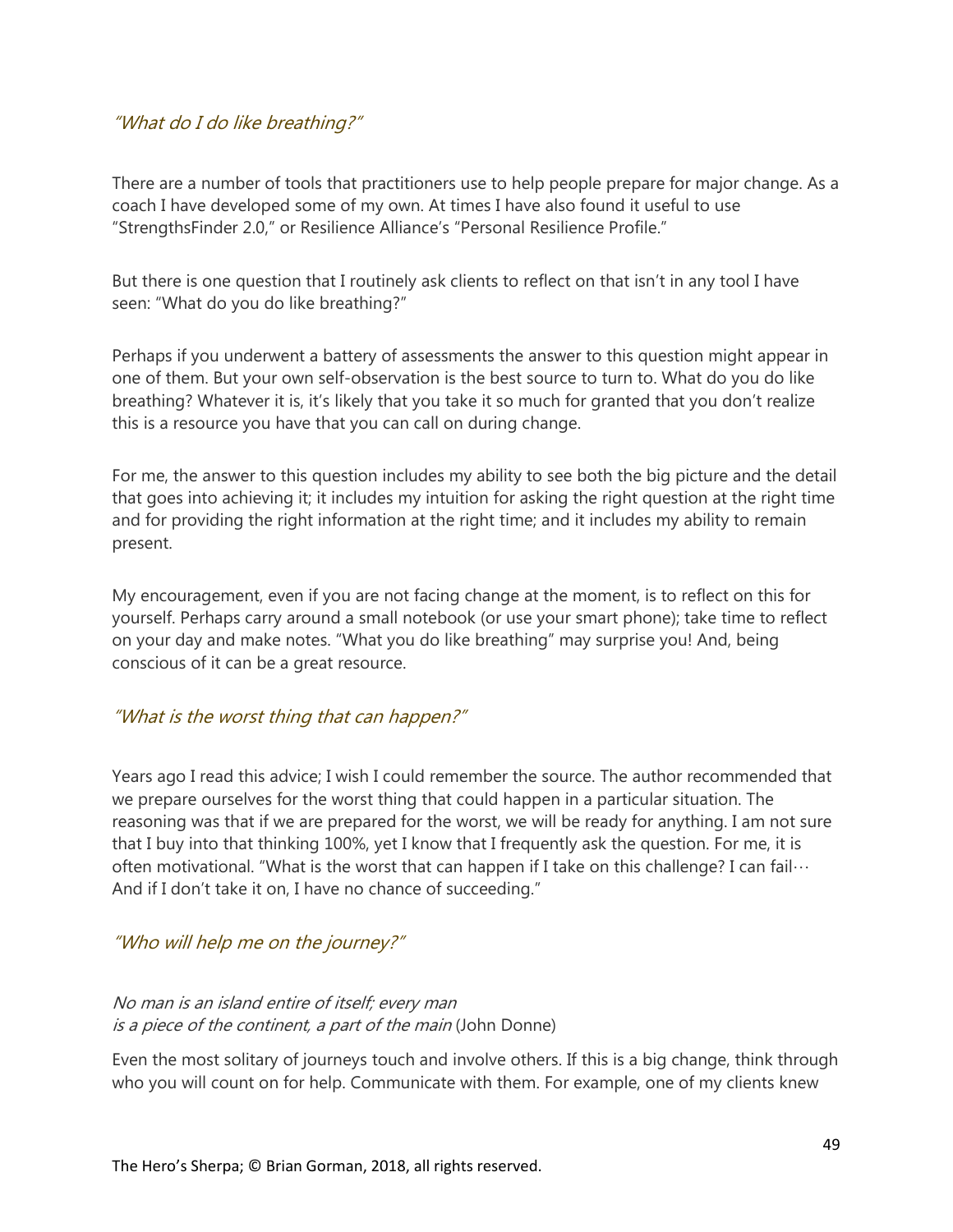### *"What do I do like breathing?"*

There are a number of tools that practitioners use to help people prepare for major change. As a coach I have developed some of my own. At times I have also found it useful to use "StrengthsFinder 2.0," or Resilience Alliance's "Personal Resilience Profile."

But there is one question that I routinely ask clients to reflect on that isn't in any tool I have seen: "What do you do like breathing?"

Perhaps if you underwent a battery of assessments the answer to this question might appear in one of them. But your own self-observation is the best source to turn to. What do you do like breathing? Whatever it is, it's likely that you take it so much for granted that you don't realize this is a resource you have that you can call on during change.

For me, the answer to this question includes my ability to see both the big picture and the detail that goes into achieving it; it includes my intuition for asking the right question at the right time and for providing the right information at the right time; and it includes my ability to remain present.

My encouragement, even if you are not facing change at the moment, is to reflect on this for yourself. Perhaps carry around a small notebook (or use your smart phone); take time to reflect on your day and make notes. "What you do like breathing" may surprise you! And, being conscious of it can be a great resource.

### *"What is the worst thing that can happen?"*

Years ago I read this advice; I wish I could remember the source. The author recommended that we prepare ourselves for the worst thing that could happen in a particular situation. The reasoning was that if we are prepared for the worst, we will be ready for anything. I am not sure that I buy into that thinking 100%, yet I know that I frequently ask the question. For me, it is often motivational. "What is the worst that can happen if I take on this challenge? I can fail… And if I don't take it on, I have no chance of succeeding."

### *"Who will help me on the journey?"*

*No man is an island entire of itself; every man*
*is a piece of the continent, a part of the main* (John Donne)

Even the most solitary of journeys touch and involve others. If this is a big change, think through who you will count on for help. Communicate with them. For example, one of my clients knew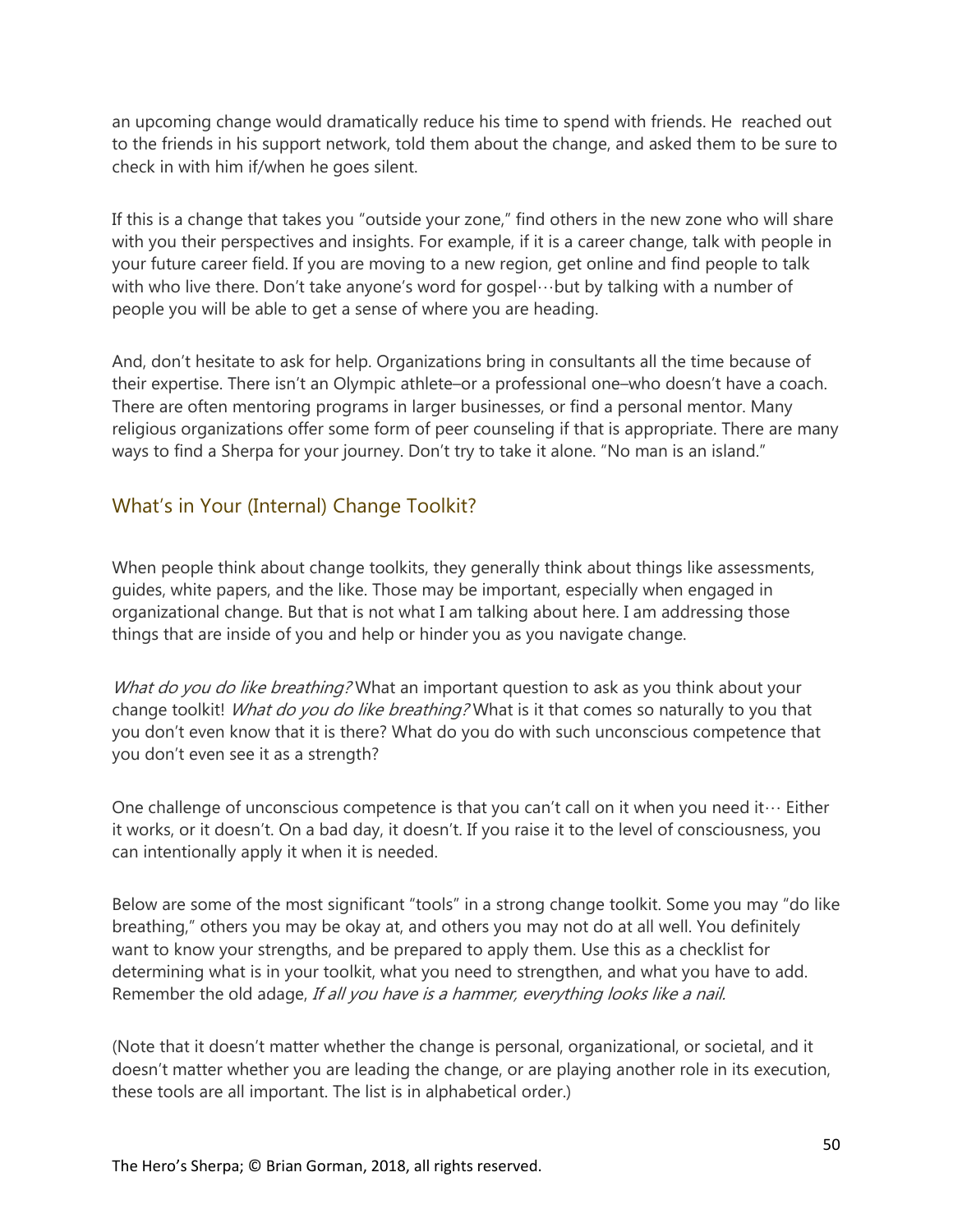an upcoming change would dramatically reduce his time to spend with friends. He reached out to the friends in his support network, told them about the change, and asked them to be sure to check in with him if/when he goes silent.

If this is a change that takes you "outside your zone," find others in the new zone who will share with you their perspectives and insights. For example, if it is a career change, talk with people in your future career field. If you are moving to a new region, get online and find people to talk with who live there. Don't take anyone's word for gospel…but by talking with a number of people you will be able to get a sense of where you are heading.

And, don't hesitate to ask for help. Organizations bring in consultants all the time because of their expertise. There isn't an Olympic athlete–or a professional one–who doesn't have a coach. There are often mentoring programs in larger businesses, or find a personal mentor. Many religious organizations offer some form of peer counseling if that is appropriate. There are many ways to find a Sherpa for your journey. Don't try to take it alone. "No man is an island."

## What's in Your (Internal) Change Toolkit?

When people think about change toolkits, they generally think about things like assessments, guides, white papers, and the like. Those may be important, especially when engaged in organizational change. But that is not what I am talking about here. I am addressing those things that are inside of you and help or hinder you as you navigate change.

*What do you do like breathing?* What an important question to ask as you think about your change toolkit! *What do you do like breathing?* What is it that comes so naturally to you that you don't even know that it is there? What do you do with such unconscious competence that you don't even see it as a strength?

One challenge of unconscious competence is that you can't call on it when you need it… Either it works, or it doesn't. On a bad day, it doesn't. If you raise it to the level of consciousness, you can intentionally apply it when it is needed.

Below are some of the most significant "tools" in a strong change toolkit. Some you may "do like breathing," others you may be okay at, and others you may not do at all well. You definitely want to know your strengths, and be prepared to apply them. Use this as a checklist for determining what is in your toolkit, what you need to strengthen, and what you have to add. Remember the old adage, *If all you have is a hammer, everything looks like a nail.*

(Note that it doesn't matter whether the change is personal, organizational, or societal, and it doesn't matter whether you are leading the change, or are playing another role in its execution, these tools are all important. The list is in alphabetical order.)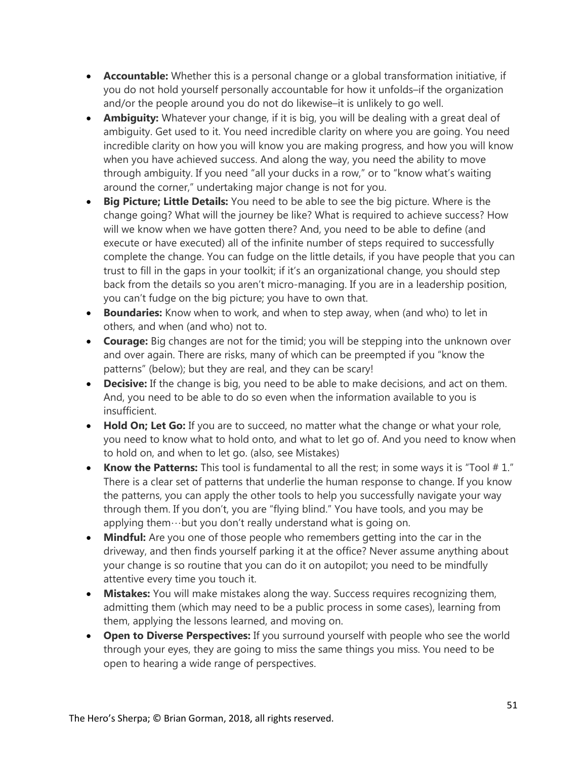- **Accountable:** Whether this is a personal change or a global transformation initiative, if you do not hold yourself personally accountable for how it unfolds–if the organization and/or the people around you do not do likewise–it is unlikely to go well.
- **Ambiguity:** Whatever your change, if it is big, you will be dealing with a great deal of ambiguity. Get used to it. You need incredible clarity on where you are going. You need incredible clarity on how you will know you are making progress, and how you will know when you have achieved success. And along the way, you need the ability to move through ambiguity. If you need "all your ducks in a row," or to "know what's waiting around the corner," undertaking major change is not for you.
- **Big Picture; Little Details:** You need to be able to see the big picture. Where is the change going? What will the journey be like? What is required to achieve success? How will we know when we have gotten there? And, you need to be able to define (and execute or have executed) all of the infinite number of steps required to successfully complete the change. You can fudge on the little details, if you have people that you can trust to fill in the gaps in your toolkit; if it's an organizational change, you should step back from the details so you aren't micro-managing. If you are in a leadership position, you can't fudge on the big picture; you have to own that.
- **Boundaries:** Know when to work, and when to step away, when (and who) to let in others, and when (and who) not to.
- **Courage:** Big changes are not for the timid; you will be stepping into the unknown over and over again. There are risks, many of which can be preempted if you "know the patterns" (below); but they are real, and they can be scary!
- **Decisive:** If the change is big, you need to be able to make decisions, and act on them. And, you need to be able to do so even when the information available to you is insufficient.
- **Hold On; Let Go:** If you are to succeed, no matter what the change or what your role, you need to know what to hold onto, and what to let go of. And you need to know when to hold on, and when to let go. (also, see Mistakes)
- **Know the Patterns:** This tool is fundamental to all the rest; in some ways it is "Tool # 1." There is a clear set of patterns that underlie the human response to change. If you know the patterns, you can apply the other tools to help you successfully navigate your way through them. If you don't, you are "flying blind." You have tools, and you may be applying them…but you don't really understand what is going on.
- **Mindful:** Are you one of those people who remembers getting into the car in the driveway, and then finds yourself parking it at the office? Never assume anything about your change is so routine that you can do it on autopilot; you need to be mindfully attentive every time you touch it.
- **Mistakes:** You will make mistakes along the way. Success requires recognizing them, admitting them (which may need to be a public process in some cases), learning from them, applying the lessons learned, and moving on.
- **Open to Diverse Perspectives:** If you surround yourself with people who see the world through your eyes, they are going to miss the same things you miss. You need to be open to hearing a wide range of perspectives.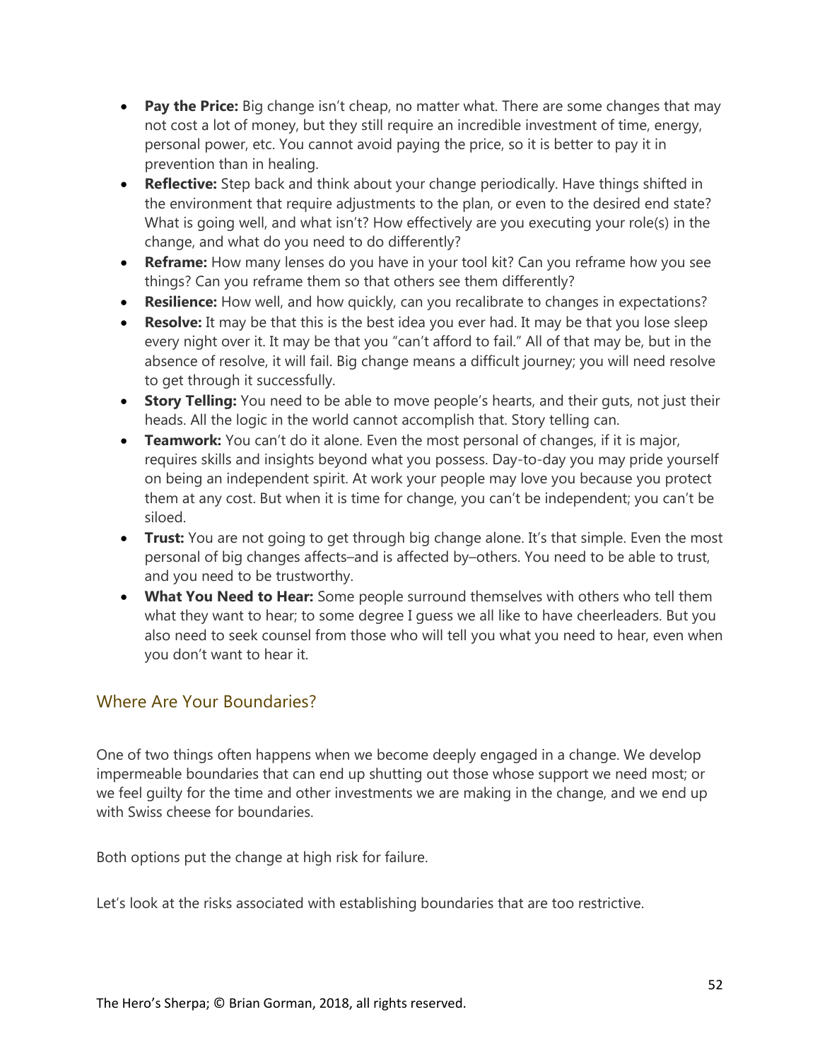- **Pay the Price:** Big change isn't cheap, no matter what. There are some changes that may not cost a lot of money, but they still require an incredible investment of time, energy, personal power, etc. You cannot avoid paying the price, so it is better to pay it in prevention than in healing.
- **Reflective:** Step back and think about your change periodically. Have things shifted in the environment that require adjustments to the plan, or even to the desired end state? What is going well, and what isn't? How effectively are you executing your role(s) in the change, and what do you need to do differently?
- **Reframe:** How many lenses do you have in your tool kit? Can you reframe how you see things? Can you reframe them so that others see them differently?
- **Resilience:** How well, and how quickly, can you recalibrate to changes in expectations?
- **Resolve:** It may be that this is the best idea you ever had. It may be that you lose sleep every night over it. It may be that you "can't afford to fail." All of that may be, but in the absence of resolve, it will fail. Big change means a difficult journey; you will need resolve to get through it successfully.
- **Story Telling:** You need to be able to move people's hearts, and their guts, not just their heads. All the logic in the world cannot accomplish that. Story telling can.
- **Teamwork:** You can't do it alone. Even the most personal of changes, if it is major, requires skills and insights beyond what you possess. Day-to-day you may pride yourself on being an independent spirit. At work your people may love you because you protect them at any cost. But when it is time for change, you can't be independent; you can't be siloed.
- **Trust:** You are not going to get through big change alone. It's that simple. Even the most personal of big changes affects–and is affected by–others. You need to be able to trust, and you need to be trustworthy.
- **What You Need to Hear:** Some people surround themselves with others who tell them what they want to hear; to some degree I guess we all like to have cheerleaders. But you also need to seek counsel from those who will tell you what you need to hear, even when you don't want to hear it.

## Where Are Your Boundaries?

One of two things often happens when we become deeply engaged in a change. We develop impermeable boundaries that can end up shutting out those whose support we need most; or we feel guilty for the time and other investments we are making in the change, and we end up with Swiss cheese for boundaries.

Both options put the change at high risk for failure.

Let's look at the risks associated with establishing boundaries that are too restrictive.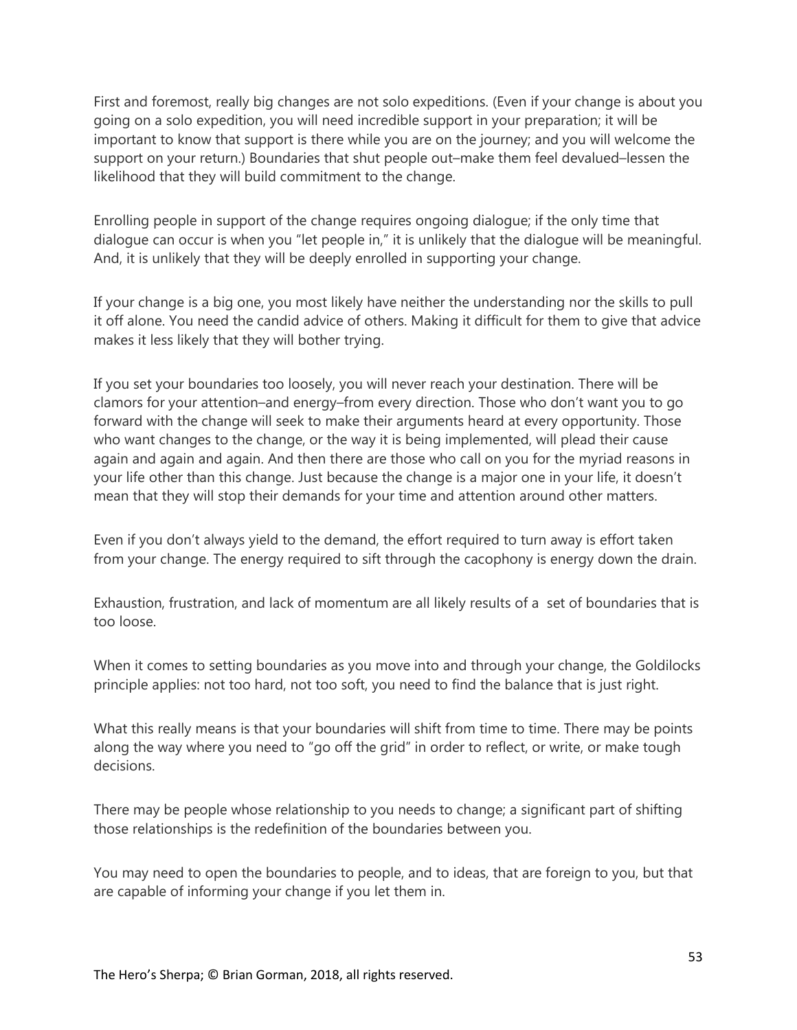First and foremost, really big changes are not solo expeditions. (Even if your change is about you going on a solo expedition, you will need incredible support in your preparation; it will be important to know that support is there while you are on the journey; and you will welcome the support on your return.) Boundaries that shut people out–make them feel devalued–lessen the likelihood that they will build commitment to the change.

Enrolling people in support of the change requires ongoing dialogue; if the only time that dialogue can occur is when you "let people in," it is unlikely that the dialogue will be meaningful. And, it is unlikely that they will be deeply enrolled in supporting your change.

If your change is a big one, you most likely have neither the understanding nor the skills to pull it off alone. You need the candid advice of others. Making it difficult for them to give that advice makes it less likely that they will bother trying.

If you set your boundaries too loosely, you will never reach your destination. There will be clamors for your attention–and energy–from every direction. Those who don't want you to go forward with the change will seek to make their arguments heard at every opportunity. Those who want changes to the change, or the way it is being implemented, will plead their cause again and again and again. And then there are those who call on you for the myriad reasons in your life other than this change. Just because the change is a major one in your life, it doesn't mean that they will stop their demands for your time and attention around other matters.

Even if you don't always yield to the demand, the effort required to turn away is effort taken from your change. The energy required to sift through the cacophony is energy down the drain.

Exhaustion, frustration, and lack of momentum are all likely results of a set of boundaries that is too loose.

When it comes to setting boundaries as you move into and through your change, the Goldilocks principle applies: not too hard, not too soft, you need to find the balance that is just right.

What this really means is that your boundaries will shift from time to time. There may be points along the way where you need to "go off the grid" in order to reflect, or write, or make tough decisions.

There may be people whose relationship to you needs to change; a significant part of shifting those relationships is the redefinition of the boundaries between you.

You may need to open the boundaries to people, and to ideas, that are foreign to you, but that are capable of informing your change if you let them in.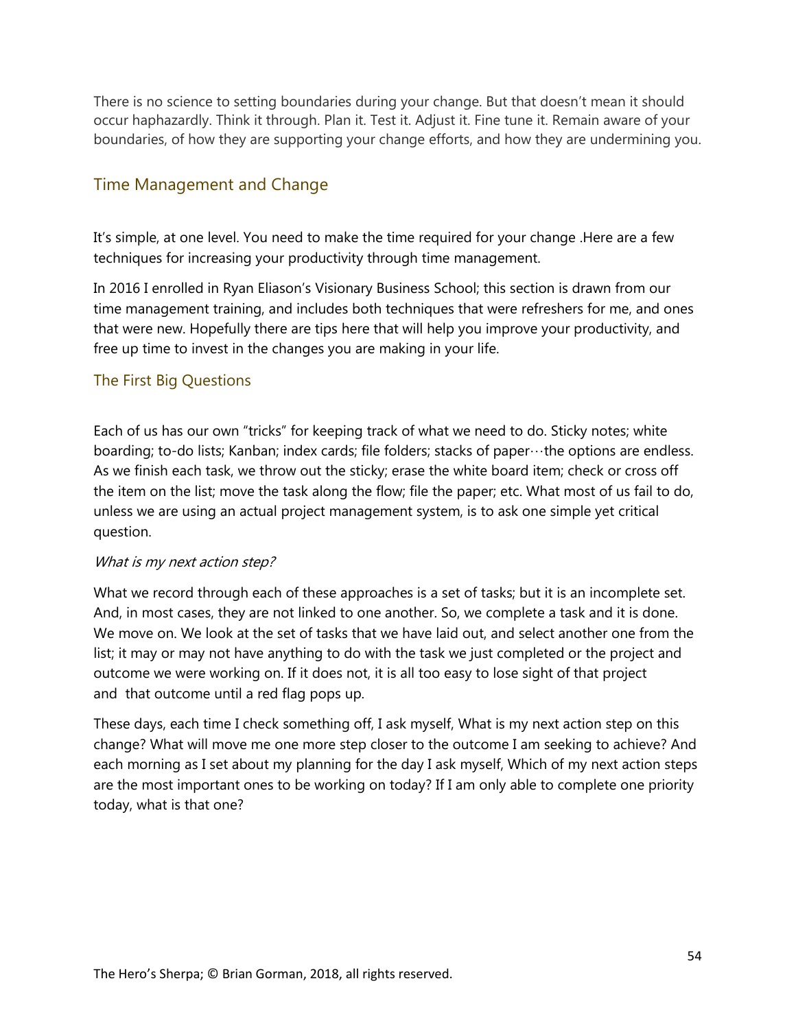There is no science to setting boundaries during your change. But that doesn't mean it should occur haphazardly. Think it through. Plan it. Test it. Adjust it. Fine tune it. Remain aware of your boundaries, of how they are supporting your change efforts, and how they are undermining you.

## Time Management and Change

It's simple, at one level. You need to make the time required for your change .Here are a few techniques for increasing your productivity through time management.

In 2016 I enrolled in Ryan Eliason's Visionary Business School; this section is drawn from our time management training, and includes both techniques that were refreshers for me, and ones that were new. Hopefully there are tips here that will help you improve your productivity, and free up time to invest in the changes you are making in your life.

### The First Big Questions

Each of us has our own "tricks" for keeping track of what we need to do. Sticky notes; white boarding; to-do lists; Kanban; index cards; file folders; stacks of paper…the options are endless. As we finish each task, we throw out the sticky; erase the white board item; check or cross off the item on the list; move the task along the flow; file the paper; etc. What most of us fail to do, unless we are using an actual project management system, is to ask one simple yet critical question.

*What is my next action step?*

What we record through each of these approaches is a set of tasks; but it is an incomplete set. And, in most cases, they are not linked to one another. So, we complete a task and it is done. We move on. We look at the set of tasks that we have laid out, and select another one from the list; it may or may not have anything to do with the task we just completed or the project and outcome we were working on. If it does not, it is all too easy to lose sight of that project and that outcome until a red flag pops up.

These days, each time I check something off, I ask myself, What is my next action step on this change? What will move me one more step closer to the outcome I am seeking to achieve? And each morning as I set about my planning for the day I ask myself, Which of my next action steps are the most important ones to be working on today? If I am only able to complete one priority today, what is that one?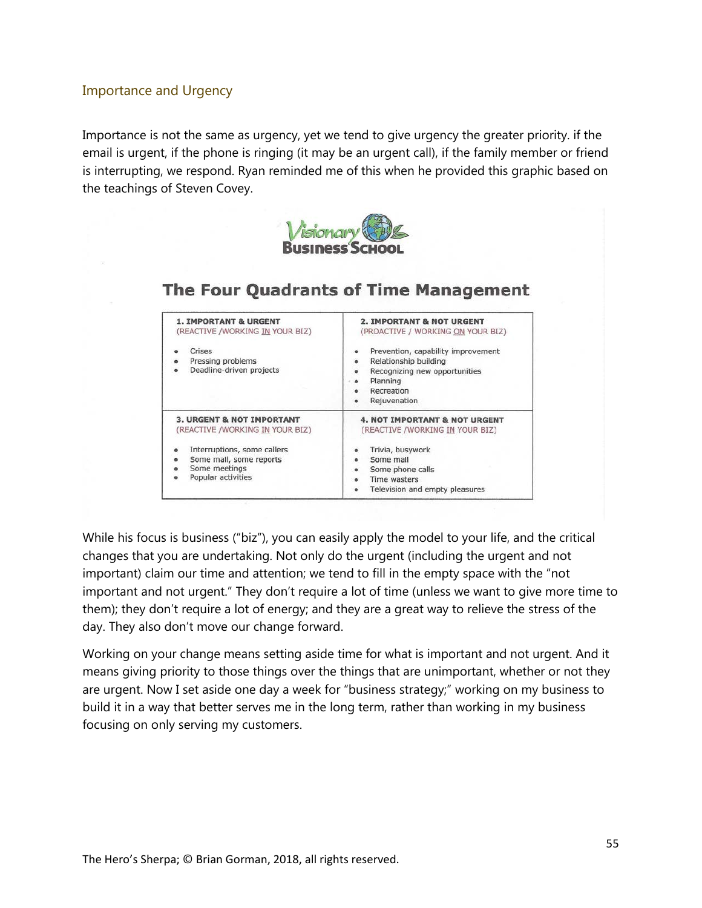## Importance and Urgency

Importance is not the same as urgency, yet we tend to give urgency the greater priority. if the email is urgent, if the phone is ringing (it may be an urgent call), if the family member or friend is interrupting, we respond. Ryan reminded me of this when he provided this graphic based on the teachings of Steven Covey.

Visionary Business School

### The Four Quadrants of Time Management

| **1. IMPORTANT & URGENT** (REACTIVE /WORKING IN YOUR BIZ) | **2. IMPORTANT & NOT URGENT** (PROACTIVE / WORKING ON YOUR BIZ) |
|---|---|
| • Crises<br>• Pressing problems<br>• Deadline-driven projects | • Prevention, capability improvement<br>• Relationship building<br>• Recognizing new opportunities<br>• Planning<br>• Recreation<br>• Rejuvenation |
| **3. URGENT & NOT IMPORTANT** (REACTIVE /WORKING IN YOUR BIZ) | **4. NOT IMPORTANT & NOT URGENT** (REACTIVE /WORKING IN YOUR BIZ) |
| • Interruptions, some callers<br>• Some mail, some reports<br>• Some meetings<br>• Popular activities | • Trivia, busywork<br>• Some mail<br>• Some phone calls<br>• Time wasters<br>• Television and empty pleasures |

While his focus is business ("biz"), you can easily apply the model to your life, and the critical changes that you are undertaking. Not only do the urgent (including the urgent and not important) claim our time and attention; we tend to fill in the empty space with the "not important and not urgent." They don't require a lot of time (unless we want to give more time to them); they don't require a lot of energy; and they are a great way to relieve the stress of the day. They also don't move our change forward.

Working on your change means setting aside time for what is important and not urgent. And it means giving priority to those things over the things that are unimportant, whether or not they are urgent. Now I set aside one day a week for "business strategy;" working on my business to build it in a way that better serves me in the long term, rather than working in my business focusing on only serving my customers.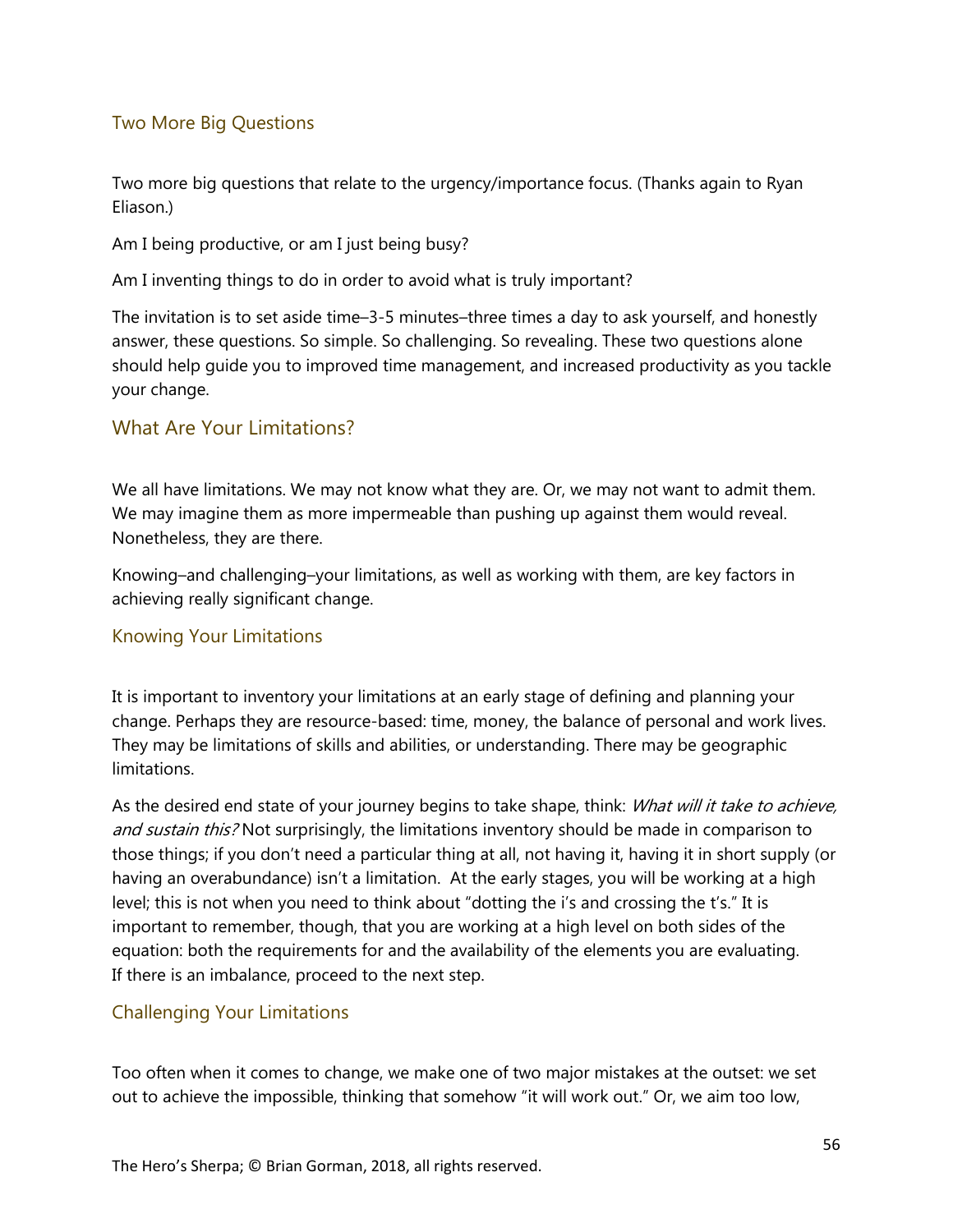## Two More Big Questions

Two more big questions that relate to the urgency/importance focus. (Thanks again to Ryan Eliason.)

Am I being productive, or am I just being busy?

Am I inventing things to do in order to avoid what is truly important?

The invitation is to set aside time–3-5 minutes–three times a day to ask yourself, and honestly answer, these questions. So simple. So challenging. So revealing. These two questions alone should help guide you to improved time management, and increased productivity as you tackle your change.

## What Are Your Limitations?

We all have limitations. We may not know what they are. Or, we may not want to admit them. We may imagine them as more impermeable than pushing up against them would reveal. Nonetheless, they are there.

Knowing–and challenging–your limitations, as well as working with them, are key factors in achieving really significant change.

### Knowing Your Limitations

It is important to inventory your limitations at an early stage of defining and planning your change. Perhaps they are resource-based: time, money, the balance of personal and work lives. They may be limitations of skills and abilities, or understanding. There may be geographic limitations.

As the desired end state of your journey begins to take shape, think: *What will it take to achieve, and sustain this?* Not surprisingly, the limitations inventory should be made in comparison to those things; if you don't need a particular thing at all, not having it, having it in short supply (or having an overabundance) isn't a limitation. At the early stages, you will be working at a high level; this is not when you need to think about "dotting the i's and crossing the t's." It is important to remember, though, that you are working at a high level on both sides of the equation: both the requirements for and the availability of the elements you are evaluating. If there is an imbalance, proceed to the next step.

### Challenging Your Limitations

Too often when it comes to change, we make one of two major mistakes at the outset: we set out to achieve the impossible, thinking that somehow "it will work out." Or, we aim too low,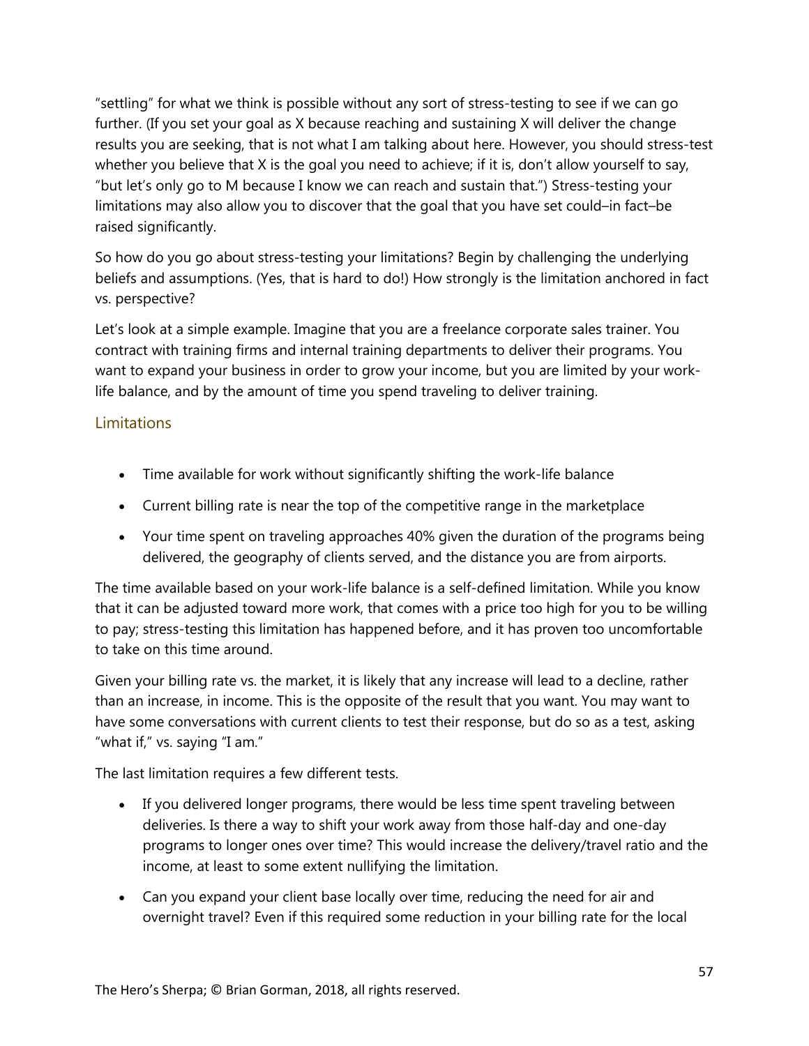"settling" for what we think is possible without any sort of stress-testing to see if we can go further. (If you set your goal as X because reaching and sustaining X will deliver the change results you are seeking, that is not what I am talking about here. However, you should stress-test whether you believe that X is the goal you need to achieve; if it is, don't allow yourself to say, "but let's only go to M because I know we can reach and sustain that.") Stress-testing your limitations may also allow you to discover that the goal that you have set could–in fact–be raised significantly.

So how do you go about stress-testing your limitations? Begin by challenging the underlying beliefs and assumptions. (Yes, that is hard to do!) How strongly is the limitation anchored in fact vs. perspective?

Let's look at a simple example. Imagine that you are a freelance corporate sales trainer. You contract with training firms and internal training departments to deliver their programs. You want to expand your business in order to grow your income, but you are limited by your work-life balance, and by the amount of time you spend traveling to deliver training.

### Limitations

- Time available for work without significantly shifting the work-life balance
- Current billing rate is near the top of the competitive range in the marketplace
- Your time spent on traveling approaches 40% given the duration of the programs being delivered, the geography of clients served, and the distance you are from airports.

The time available based on your work-life balance is a self-defined limitation. While you know that it can be adjusted toward more work, that comes with a price too high for you to be willing to pay; stress-testing this limitation has happened before, and it has proven too uncomfortable to take on this time around.

Given your billing rate vs. the market, it is likely that any increase will lead to a decline, rather than an increase, in income. This is the opposite of the result that you want. You may want to have some conversations with current clients to test their response, but do so as a test, asking "what if," vs. saying "I am."

The last limitation requires a few different tests.

- If you delivered longer programs, there would be less time spent traveling between deliveries. Is there a way to shift your work away from those half-day and one-day programs to longer ones over time? This would increase the delivery/travel ratio and the income, at least to some extent nullifying the limitation.
- Can you expand your client base locally over time, reducing the need for air and overnight travel? Even if this required some reduction in your billing rate for the local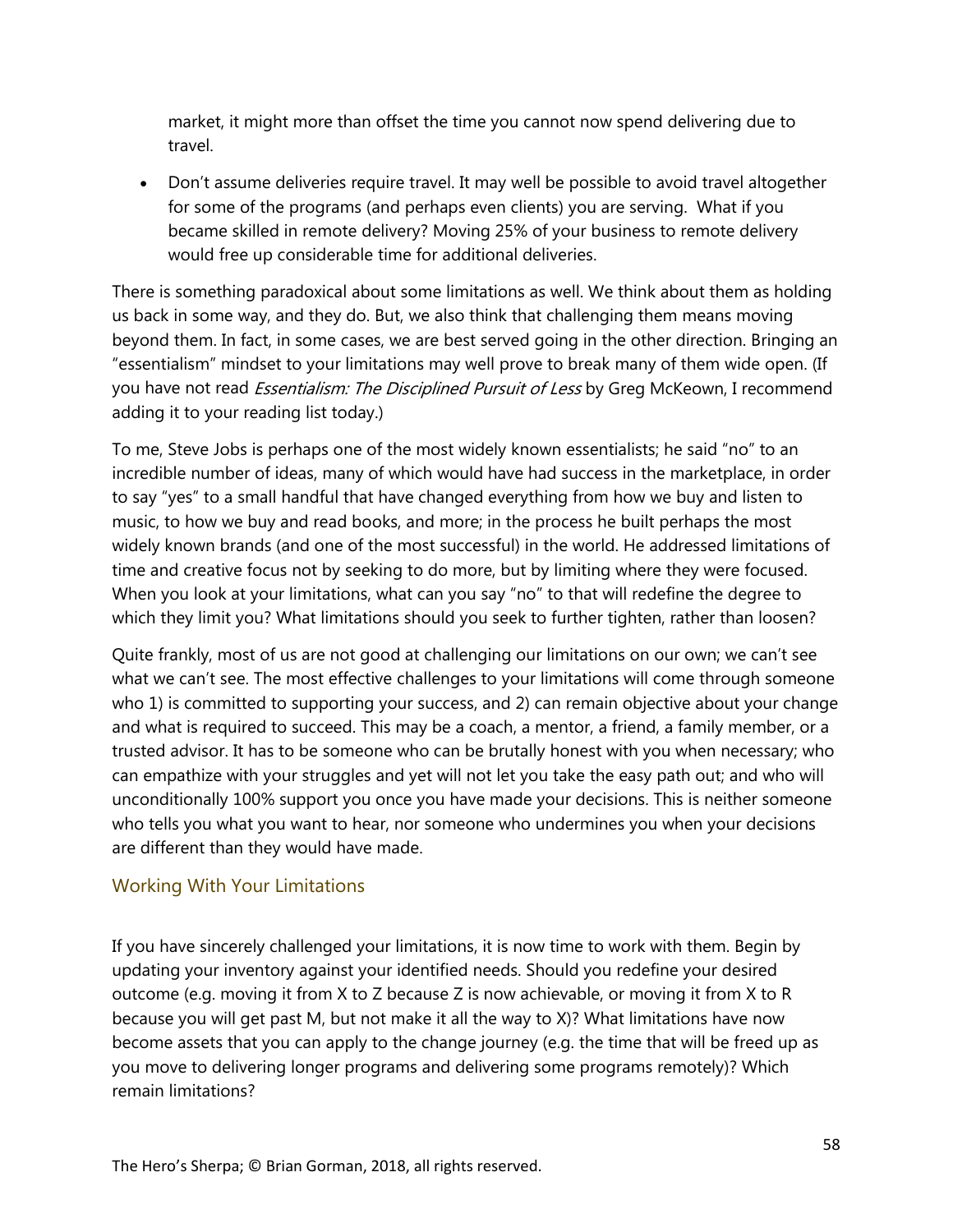market, it might more than offset the time you cannot now spend delivering due to travel.

- Don't assume deliveries require travel. It may well be possible to avoid travel altogether for some of the programs (and perhaps even clients) you are serving. What if you became skilled in remote delivery? Moving 25% of your business to remote delivery would free up considerable time for additional deliveries.

There is something paradoxical about some limitations as well. We think about them as holding us back in some way, and they do. But, we also think that challenging them means moving beyond them. In fact, in some cases, we are best served going in the other direction. Bringing an "essentialism" mindset to your limitations may well prove to break many of them wide open. (If you have not read *Essentialism: The Disciplined Pursuit of Less* by Greg McKeown, I recommend adding it to your reading list today.)

To me, Steve Jobs is perhaps one of the most widely known essentialists; he said "no" to an incredible number of ideas, many of which would have had success in the marketplace, in order to say "yes" to a small handful that have changed everything from how we buy and listen to music, to how we buy and read books, and more; in the process he built perhaps the most widely known brands (and one of the most successful) in the world. He addressed limitations of time and creative focus not by seeking to do more, but by limiting where they were focused. When you look at your limitations, what can you say "no" to that will redefine the degree to which they limit you? What limitations should you seek to further tighten, rather than loosen?

Quite frankly, most of us are not good at challenging our limitations on our own; we can't see what we can't see. The most effective challenges to your limitations will come through someone who 1) is committed to supporting your success, and 2) can remain objective about your change and what is required to succeed. This may be a coach, a mentor, a friend, a family member, or a trusted advisor. It has to be someone who can be brutally honest with you when necessary; who can empathize with your struggles and yet will not let you take the easy path out; and who will unconditionally 100% support you once you have made your decisions. This is neither someone who tells you what you want to hear, nor someone who undermines you when your decisions are different than they would have made.

## Working With Your Limitations

If you have sincerely challenged your limitations, it is now time to work with them. Begin by updating your inventory against your identified needs. Should you redefine your desired outcome (e.g. moving it from X to Z because Z is now achievable, or moving it from X to R because you will get past M, but not make it all the way to X)? What limitations have now become assets that you can apply to the change journey (e.g. the time that will be freed up as you move to delivering longer programs and delivering some programs remotely)? Which remain limitations?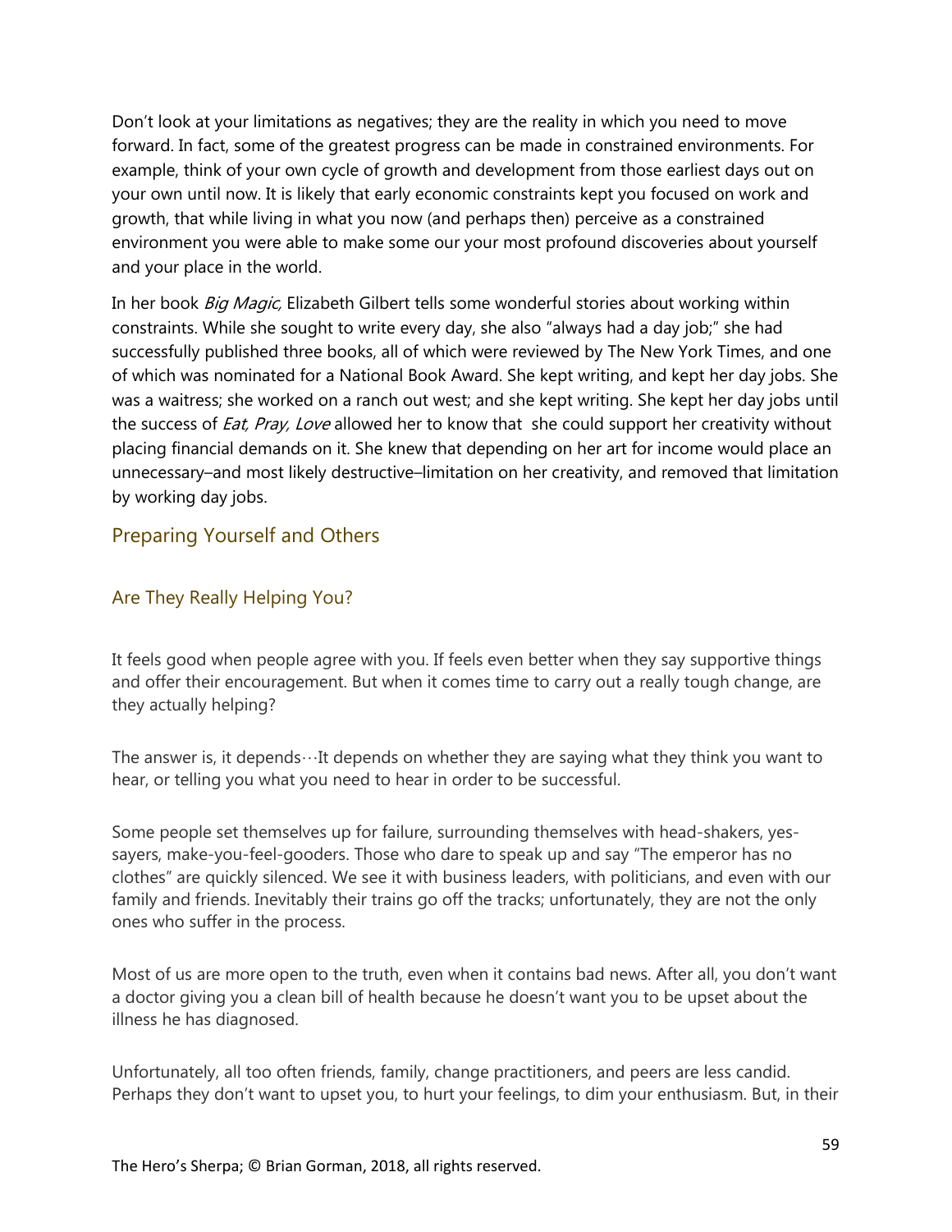Don't look at your limitations as negatives; they are the reality in which you need to move forward. In fact, some of the greatest progress can be made in constrained environments. For example, think of your own cycle of growth and development from those earliest days out on your own until now. It is likely that early economic constraints kept you focused on work and growth, that while living in what you now (and perhaps then) perceive as a constrained environment you were able to make some our your most profound discoveries about yourself and your place in the world.

In her book *Big Magic,* Elizabeth Gilbert tells some wonderful stories about working within constraints. While she sought to write every day, she also "always had a day job;" she had successfully published three books, all of which were reviewed by The New York Times, and one of which was nominated for a National Book Award. She kept writing, and kept her day jobs. She was a waitress; she worked on a ranch out west; and she kept writing. She kept her day jobs until the success of *Eat, Pray, Love* allowed her to know that she could support her creativity without placing financial demands on it. She knew that depending on her art for income would place an unnecessary–and most likely destructive–limitation on her creativity, and removed that limitation by working day jobs.

## Preparing Yourself and Others

### Are They Really Helping You?

It feels good when people agree with you. If feels even better when they say supportive things and offer their encouragement. But when it comes time to carry out a really tough change, are they actually helping?

The answer is, it depends…It depends on whether they are saying what they think you want to hear, or telling you what you need to hear in order to be successful.

Some people set themselves up for failure, surrounding themselves with head-shakers, yes-sayers, make-you-feel-gooders. Those who dare to speak up and say "The emperor has no clothes" are quickly silenced. We see it with business leaders, with politicians, and even with our family and friends. Inevitably their trains go off the tracks; unfortunately, they are not the only ones who suffer in the process.

Most of us are more open to the truth, even when it contains bad news. After all, you don't want a doctor giving you a clean bill of health because he doesn't want you to be upset about the illness he has diagnosed.

Unfortunately, all too often friends, family, change practitioners, and peers are less candid. Perhaps they don't want to upset you, to hurt your feelings, to dim your enthusiasm. But, in their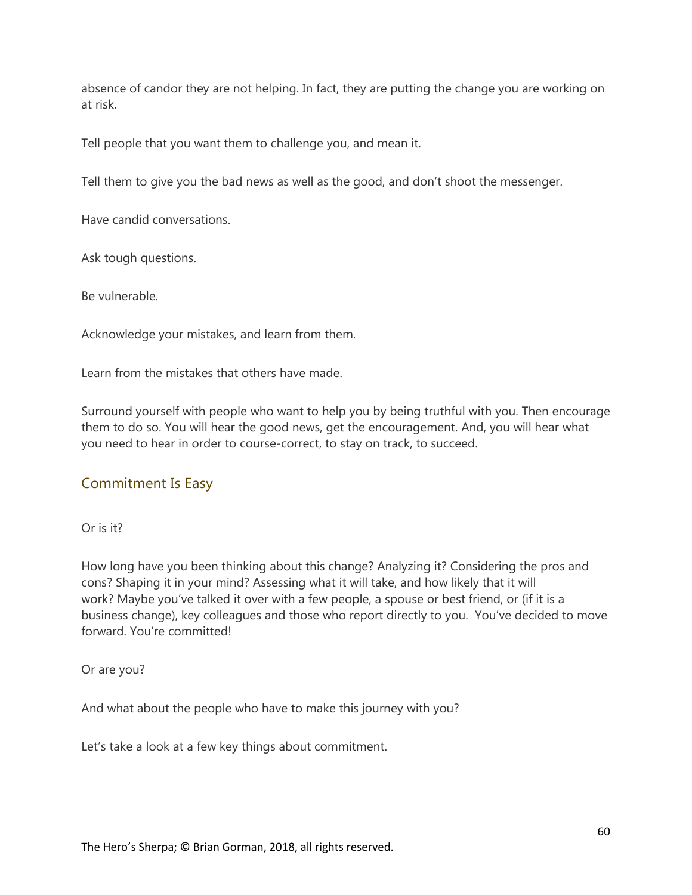absence of candor they are not helping. In fact, they are putting the change you are working on at risk.

Tell people that you want them to challenge you, and mean it.

Tell them to give you the bad news as well as the good, and don't shoot the messenger.

Have candid conversations.

Ask tough questions.

Be vulnerable.

Acknowledge your mistakes, and learn from them.

Learn from the mistakes that others have made.

Surround yourself with people who want to help you by being truthful with you. Then encourage them to do so. You will hear the good news, get the encouragement. And, you will hear what you need to hear in order to course-correct, to stay on track, to succeed.

## Commitment Is Easy

Or is it?

How long have you been thinking about this change? Analyzing it? Considering the pros and cons? Shaping it in your mind? Assessing what it will take, and how likely that it will work? Maybe you've talked it over with a few people, a spouse or best friend, or (if it is a business change), key colleagues and those who report directly to you. You've decided to move forward. You're committed!

Or are you?

And what about the people who have to make this journey with you?

Let's take a look at a few key things about commitment.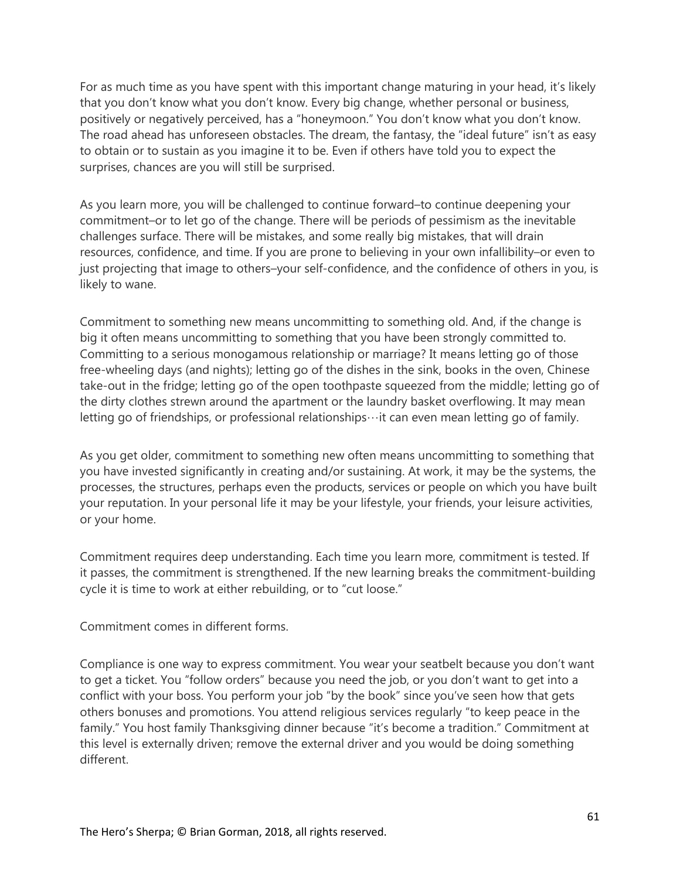For as much time as you have spent with this important change maturing in your head, it's likely that you don't know what you don't know. Every big change, whether personal or business, positively or negatively perceived, has a "honeymoon." You don't know what you don't know. The road ahead has unforeseen obstacles. The dream, the fantasy, the "ideal future" isn't as easy to obtain or to sustain as you imagine it to be. Even if others have told you to expect the surprises, chances are you will still be surprised.

As you learn more, you will be challenged to continue forward–to continue deepening your commitment–or to let go of the change. There will be periods of pessimism as the inevitable challenges surface. There will be mistakes, and some really big mistakes, that will drain resources, confidence, and time. If you are prone to believing in your own infallibility–or even to just projecting that image to others–your self-confidence, and the confidence of others in you, is likely to wane.

Commitment to something new means uncommitting to something old. And, if the change is big it often means uncommitting to something that you have been strongly committed to. Committing to a serious monogamous relationship or marriage? It means letting go of those free-wheeling days (and nights); letting go of the dishes in the sink, books in the oven, Chinese take-out in the fridge; letting go of the open toothpaste squeezed from the middle; letting go of the dirty clothes strewn around the apartment or the laundry basket overflowing. It may mean letting go of friendships, or professional relationships…it can even mean letting go of family.

As you get older, commitment to something new often means uncommitting to something that you have invested significantly in creating and/or sustaining. At work, it may be the systems, the processes, the structures, perhaps even the products, services or people on which you have built your reputation. In your personal life it may be your lifestyle, your friends, your leisure activities, or your home.

Commitment requires deep understanding. Each time you learn more, commitment is tested. If it passes, the commitment is strengthened. If the new learning breaks the commitment-building cycle it is time to work at either rebuilding, or to "cut loose."

Commitment comes in different forms.

Compliance is one way to express commitment. You wear your seatbelt because you don't want to get a ticket. You "follow orders" because you need the job, or you don't want to get into a conflict with your boss. You perform your job "by the book" since you've seen how that gets others bonuses and promotions. You attend religious services regularly "to keep peace in the family." You host family Thanksgiving dinner because "it's become a tradition." Commitment at this level is externally driven; remove the external driver and you would be doing something different.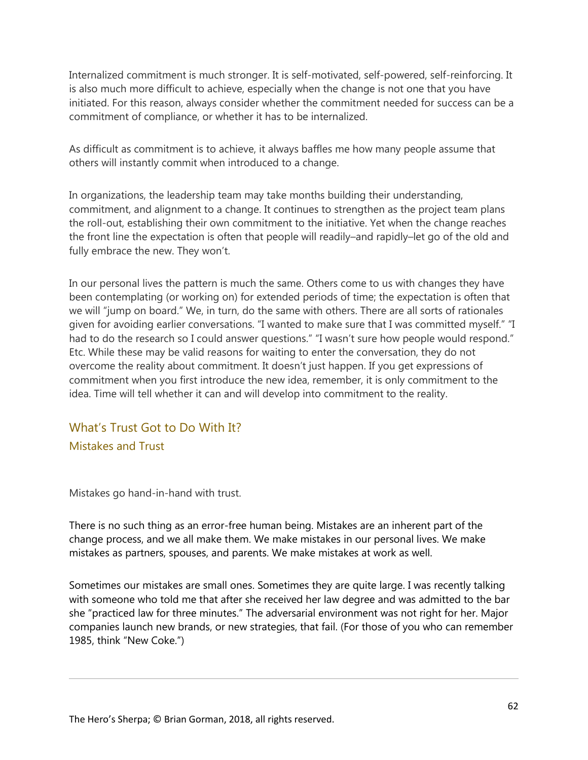Internalized commitment is much stronger. It is self-motivated, self-powered, self-reinforcing. It is also much more difficult to achieve, especially when the change is not one that you have initiated. For this reason, always consider whether the commitment needed for success can be a commitment of compliance, or whether it has to be internalized.

As difficult as commitment is to achieve, it always baffles me how many people assume that others will instantly commit when introduced to a change.

In organizations, the leadership team may take months building their understanding, commitment, and alignment to a change. It continues to strengthen as the project team plans the roll-out, establishing their own commitment to the initiative. Yet when the change reaches the front line the expectation is often that people will readily–and rapidly–let go of the old and fully embrace the new. They won't.

In our personal lives the pattern is much the same. Others come to us with changes they have been contemplating (or working on) for extended periods of time; the expectation is often that we will "jump on board." We, in turn, do the same with others. There are all sorts of rationales given for avoiding earlier conversations. "I wanted to make sure that I was committed myself." "I had to do the research so I could answer questions." "I wasn't sure how people would respond." Etc. While these may be valid reasons for waiting to enter the conversation, they do not overcome the reality about commitment. It doesn't just happen. If you get expressions of commitment when you first introduce the new idea, remember, it is only commitment to the idea. Time will tell whether it can and will develop into commitment to the reality.

## What's Trust Got to Do With It?

### Mistakes and Trust

Mistakes go hand-in-hand with trust.

There is no such thing as an error-free human being. Mistakes are an inherent part of the change process, and we all make them. We make mistakes in our personal lives. We make mistakes as partners, spouses, and parents. We make mistakes at work as well.

Sometimes our mistakes are small ones. Sometimes they are quite large. I was recently talking with someone who told me that after she received her law degree and was admitted to the bar she "practiced law for three minutes." The adversarial environment was not right for her. Major companies launch new brands, or new strategies, that fail. (For those of you who can remember 1985, think "New Coke.")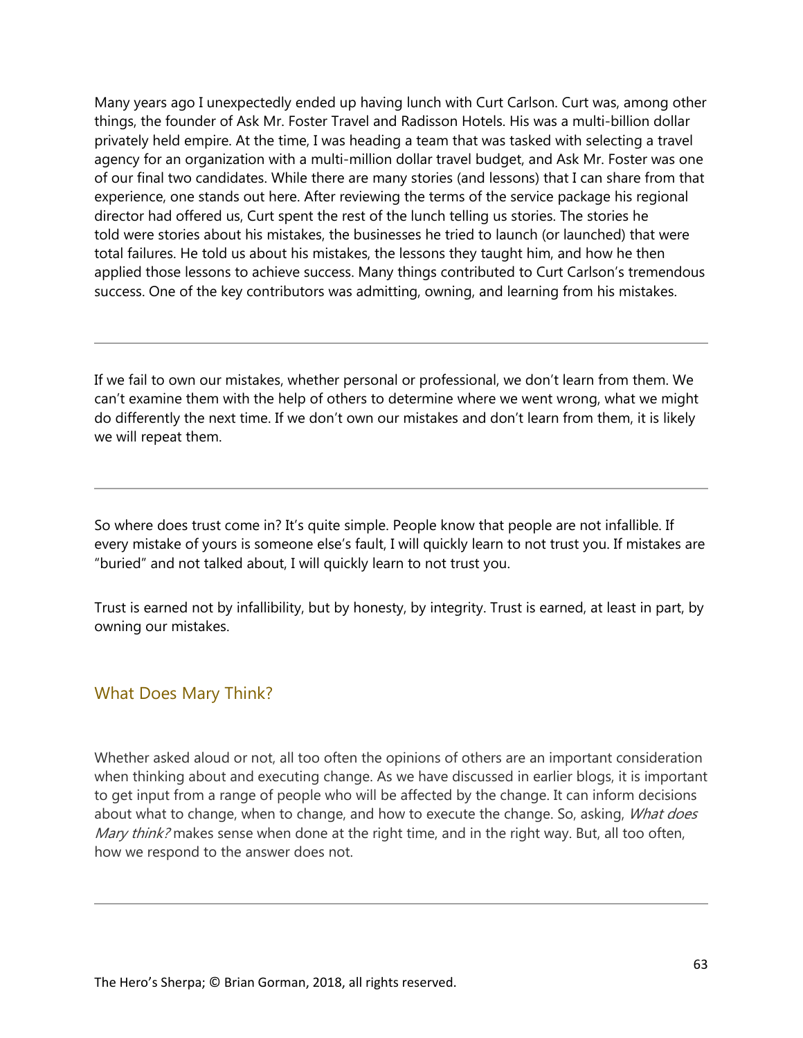Many years ago I unexpectedly ended up having lunch with Curt Carlson. Curt was, among other things, the founder of Ask Mr. Foster Travel and Radisson Hotels. His was a multi-billion dollar privately held empire. At the time, I was heading a team that was tasked with selecting a travel agency for an organization with a multi-million dollar travel budget, and Ask Mr. Foster was one of our final two candidates. While there are many stories (and lessons) that I can share from that experience, one stands out here. After reviewing the terms of the service package his regional director had offered us, Curt spent the rest of the lunch telling us stories. The stories he told were stories about his mistakes, the businesses he tried to launch (or launched) that were total failures. He told us about his mistakes, the lessons they taught him, and how he then applied those lessons to achieve success. Many things contributed to Curt Carlson's tremendous success. One of the key contributors was admitting, owning, and learning from his mistakes.

---

If we fail to own our mistakes, whether personal or professional, we don't learn from them. We can't examine them with the help of others to determine where we went wrong, what we might do differently the next time. If we don't own our mistakes and don't learn from them, it is likely we will repeat them.

---

So where does trust come in? It's quite simple. People know that people are not infallible. If every mistake of yours is someone else's fault, I will quickly learn to not trust you. If mistakes are "buried" and not talked about, I will quickly learn to not trust you.

Trust is earned not by infallibility, but by honesty, by integrity. Trust is earned, at least in part, by owning our mistakes.

## What Does Mary Think?

Whether asked aloud or not, all too often the opinions of others are an important consideration when thinking about and executing change. As we have discussed in earlier blogs, it is important to get input from a range of people who will be affected by the change. It can inform decisions about what to change, when to change, and how to execute the change. So, asking, *What does Mary think?* makes sense when done at the right time, and in the right way. But, all too often, how we respond to the answer does not.

---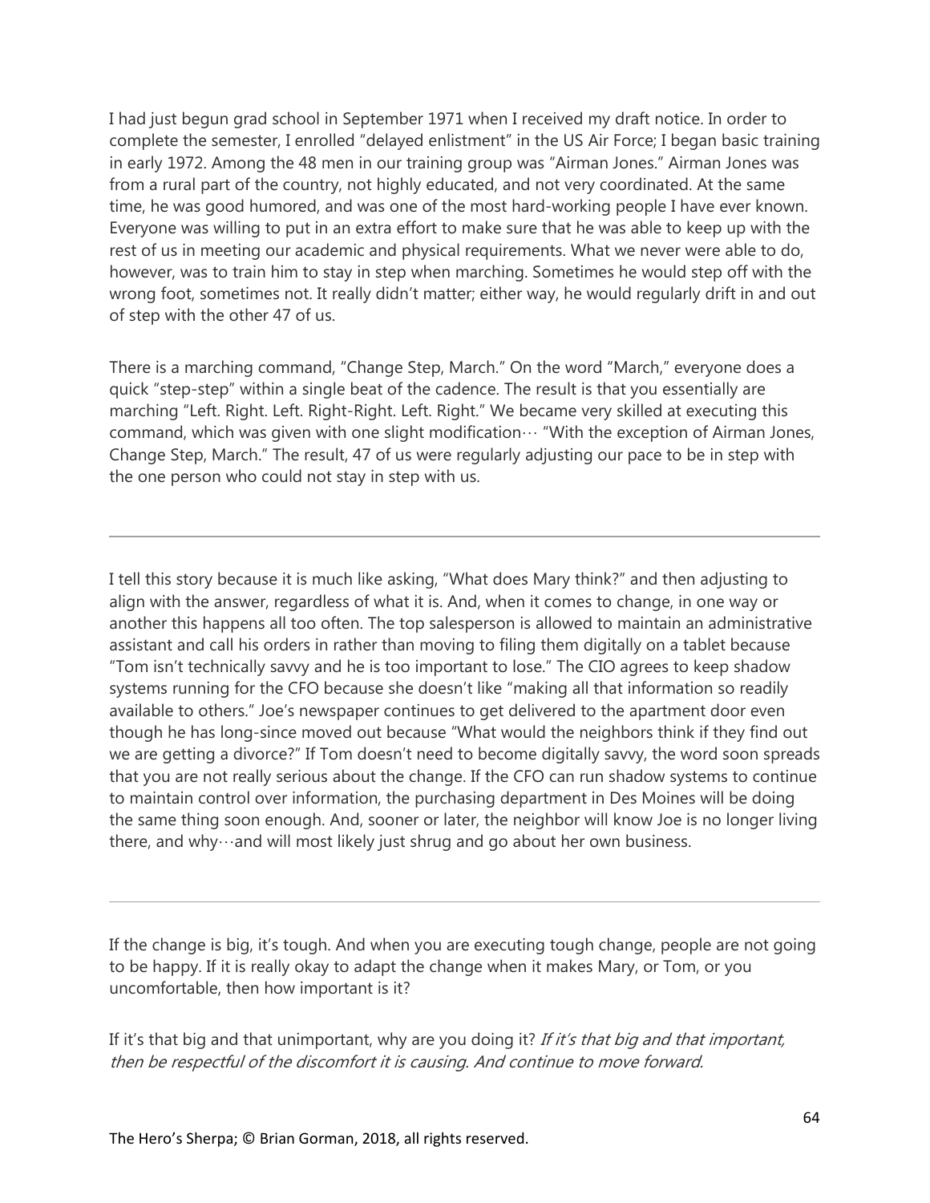I had just begun grad school in September 1971 when I received my draft notice. In order to complete the semester, I enrolled "delayed enlistment" in the US Air Force; I began basic training in early 1972. Among the 48 men in our training group was "Airman Jones." Airman Jones was from a rural part of the country, not highly educated, and not very coordinated. At the same time, he was good humored, and was one of the most hard-working people I have ever known. Everyone was willing to put in an extra effort to make sure that he was able to keep up with the rest of us in meeting our academic and physical requirements. What we never were able to do, however, was to train him to stay in step when marching. Sometimes he would step off with the wrong foot, sometimes not. It really didn't matter; either way, he would regularly drift in and out of step with the other 47 of us.

There is a marching command, "Change Step, March." On the word "March," everyone does a quick "step-step" within a single beat of the cadence. The result is that you essentially are marching "Left. Right. Left. Right-Right. Left. Right." We became very skilled at executing this command, which was given with one slight modification… "With the exception of Airman Jones, Change Step, March." The result, 47 of us were regularly adjusting our pace to be in step with the one person who could not stay in step with us.

---

I tell this story because it is much like asking, "What does Mary think?" and then adjusting to align with the answer, regardless of what it is. And, when it comes to change, in one way or another this happens all too often. The top salesperson is allowed to maintain an administrative assistant and call his orders in rather than moving to filing them digitally on a tablet because "Tom isn't technically savvy and he is too important to lose." The CIO agrees to keep shadow systems running for the CFO because she doesn't like "making all that information so readily available to others." Joe's newspaper continues to get delivered to the apartment door even though he has long-since moved out because "What would the neighbors think if they find out we are getting a divorce?" If Tom doesn't need to become digitally savvy, the word soon spreads that you are not really serious about the change. If the CFO can run shadow systems to continue to maintain control over information, the purchasing department in Des Moines will be doing the same thing soon enough. And, sooner or later, the neighbor will know Joe is no longer living there, and why…and will most likely just shrug and go about her own business.

---

If the change is big, it's tough. And when you are executing tough change, people are not going to be happy. If it is really okay to adapt the change when it makes Mary, or Tom, or you uncomfortable, then how important is it?

If it's that big and that unimportant, why are you doing it? *If it's that big and that important, then be respectful of the discomfort it is causing. And continue to move forward.*

The Hero's Sherpa; © Brian Gorman, 2018, all rights reserved.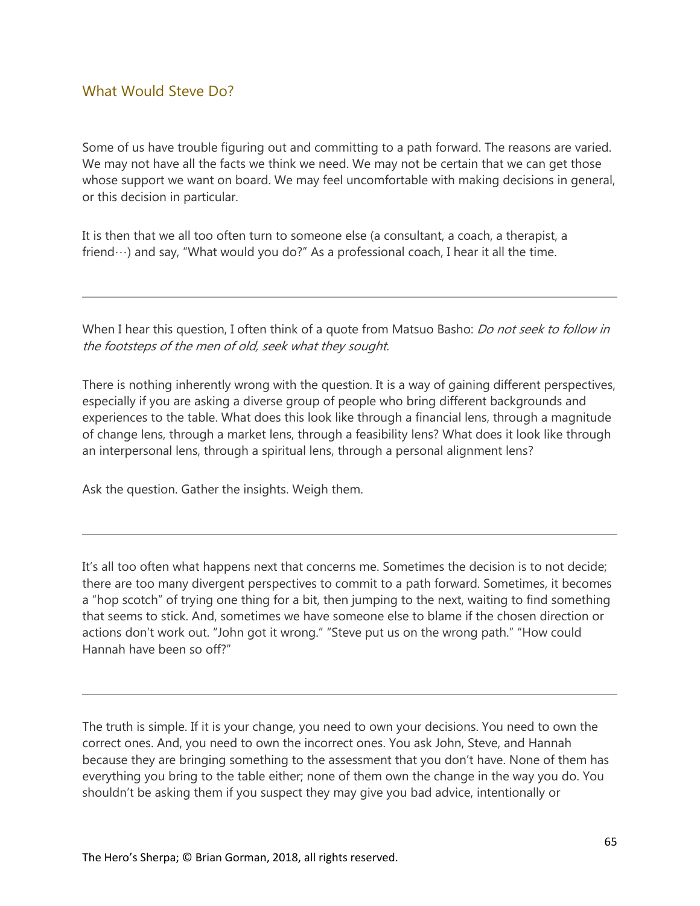## What Would Steve Do?

Some of us have trouble figuring out and committing to a path forward. The reasons are varied. We may not have all the facts we think we need. We may not be certain that we can get those whose support we want on board. We may feel uncomfortable with making decisions in general, or this decision in particular.

It is then that we all too often turn to someone else (a consultant, a coach, a therapist, a friend…) and say, "What would you do?" As a professional coach, I hear it all the time.

---

When I hear this question, I often think of a quote from Matsuo Basho: *Do not seek to follow in the footsteps of the men of old, seek what they sought.*

There is nothing inherently wrong with the question. It is a way of gaining different perspectives, especially if you are asking a diverse group of people who bring different backgrounds and experiences to the table. What does this look like through a financial lens, through a magnitude of change lens, through a market lens, through a feasibility lens? What does it look like through an interpersonal lens, through a spiritual lens, through a personal alignment lens?

Ask the question. Gather the insights. Weigh them.

---

It's all too often what happens next that concerns me. Sometimes the decision is to not decide; there are too many divergent perspectives to commit to a path forward. Sometimes, it becomes a "hop scotch" of trying one thing for a bit, then jumping to the next, waiting to find something that seems to stick. And, sometimes we have someone else to blame if the chosen direction or actions don't work out. "John got it wrong." "Steve put us on the wrong path." "How could Hannah have been so off?"

---

The truth is simple. If it is your change, you need to own your decisions. You need to own the correct ones. And, you need to own the incorrect ones. You ask John, Steve, and Hannah because they are bringing something to the assessment that you don't have. None of them has everything you bring to the table either; none of them own the change in the way you do. You shouldn't be asking them if you suspect they may give you bad advice, intentionally or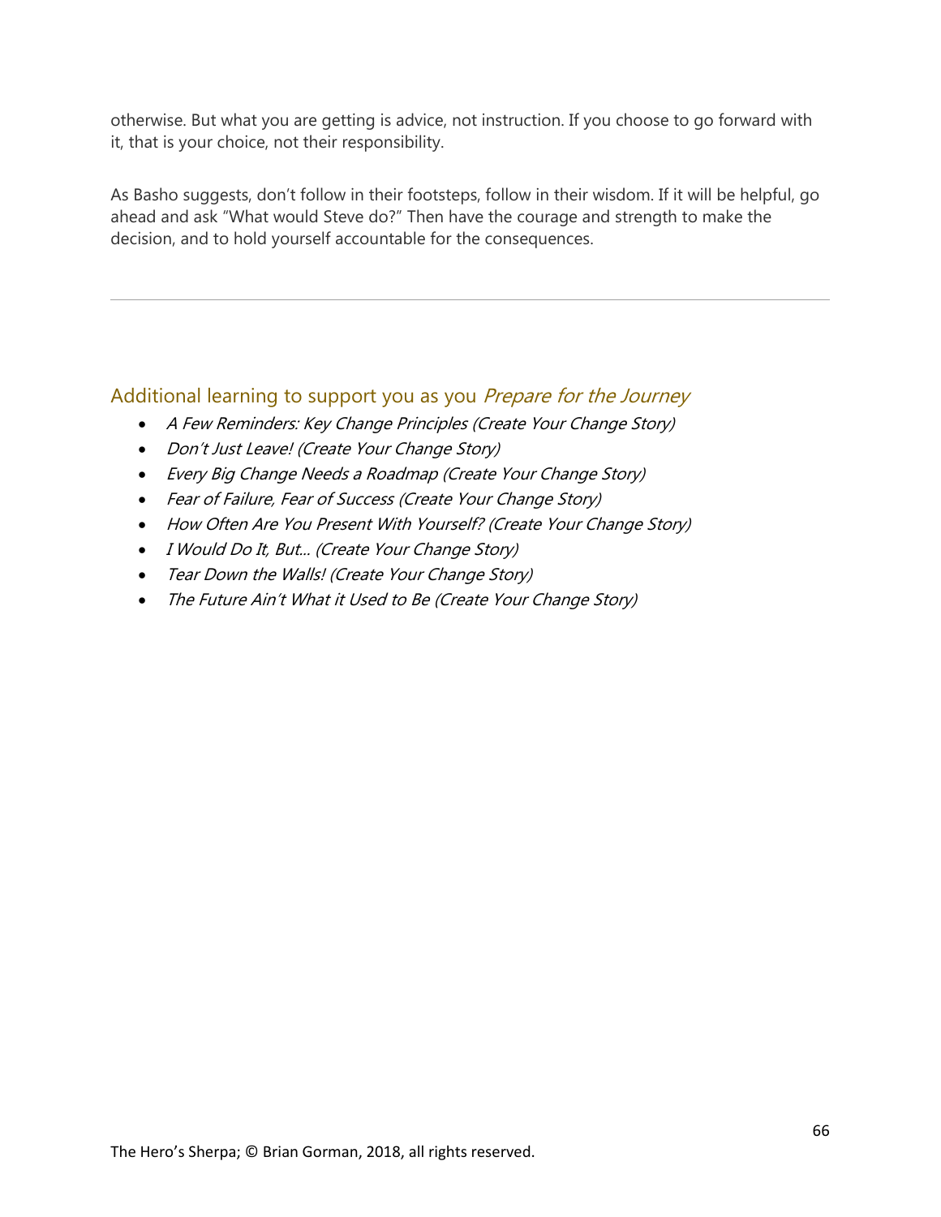otherwise. But what you are getting is advice, not instruction. If you choose to go forward with it, that is your choice, not their responsibility.

As Basho suggests, don't follow in their footsteps, follow in their wisdom. If it will be helpful, go ahead and ask "What would Steve do?" Then have the courage and strength to make the decision, and to hold yourself accountable for the consequences.

---

## Additional learning to support you as you *Prepare for the Journey*

- *A Few Reminders: Key Change Principles (Create Your Change Story)*
- *Don't Just Leave! (Create Your Change Story)*
- *Every Big Change Needs a Roadmap (Create Your Change Story)*
- *Fear of Failure, Fear of Success (Create Your Change Story)*
- *How Often Are You Present With Yourself? (Create Your Change Story)*
- *I Would Do It, But... (Create Your Change Story)*
- *Tear Down the Walls! (Create Your Change Story)*
- *The Future Ain't What it Used to Be (Create Your Change Story)*